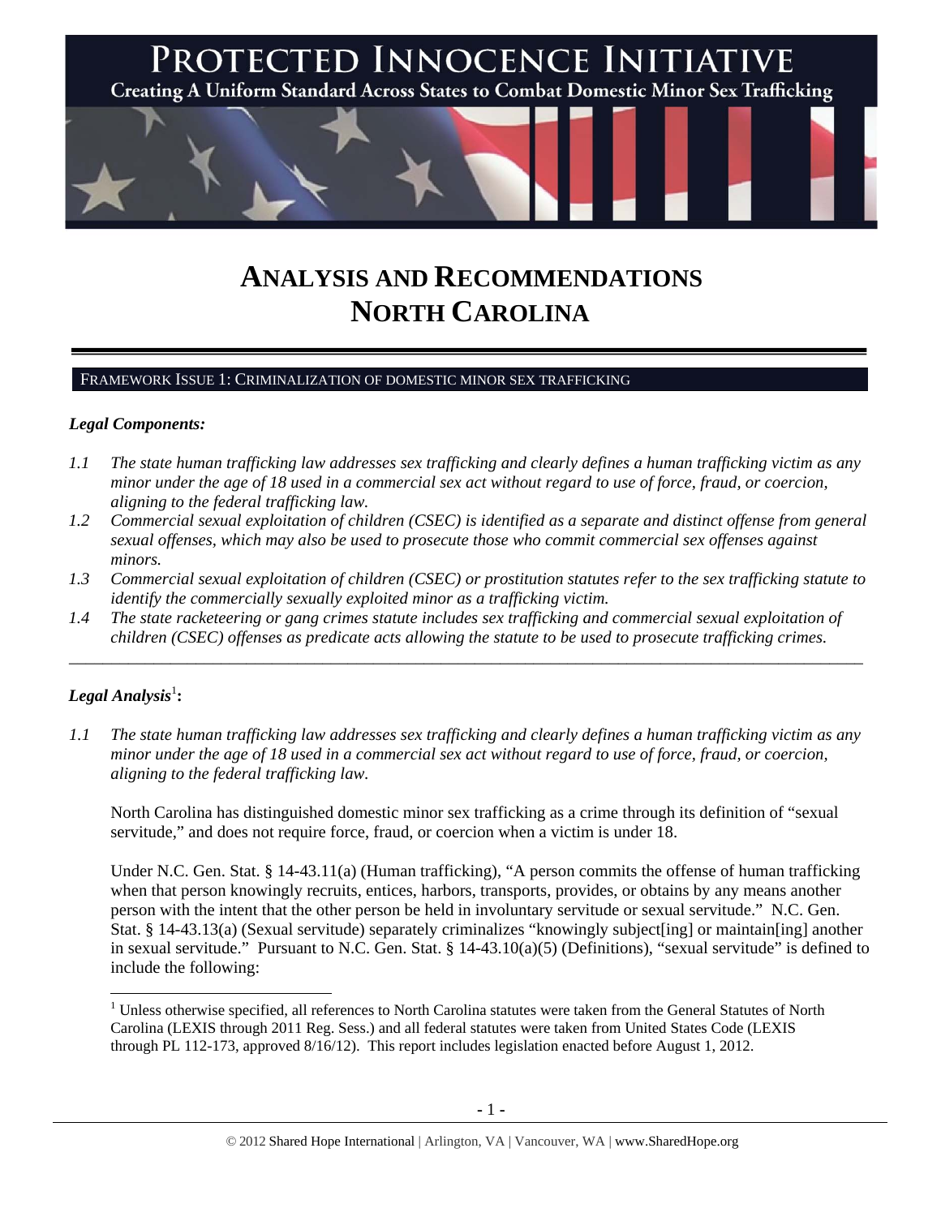# PROTECTED INNOCENCE INITIATIVE

**Creating A Uniform Standard Across States to Combat Domestic Minor Sex Trafficking**

# ANALYSIS AND RECOMMENDATIONS NORTH CAROLINA

## FRAMEWORK ISSUE 1: CRIMINALIZATION OF DOMESTIC MINOR SEX TRAFFICKING

***Legal Components:***

*1.1 The state human trafficking law addresses sex trafficking and clearly defines a human trafficking victim as any minor under the age of 18 used in a commercial sex act without regard to use of force, fraud, or coercion, aligning to the federal trafficking law.*

*1.2 Commercial sexual exploitation of children (CSEC) is identified as a separate and distinct offense from general sexual offenses, which may also be used to prosecute those who commit commercial sex offenses against minors.*

*1.3 Commercial sexual exploitation of children (CSEC) or prostitution statutes refer to the sex trafficking statute to identify the commercially sexually exploited minor as a trafficking victim.*

*1.4 The state racketeering or gang crimes statute includes sex trafficking and commercial sexual exploitation of children (CSEC) offenses as predicate acts allowing the statute to be used to prosecute trafficking crimes.*

---

***Legal Analysis*[1]:**

*1.1 The state human trafficking law addresses sex trafficking and clearly defines a human trafficking victim as any minor under the age of 18 used in a commercial sex act without regard to use of force, fraud, or coercion, aligning to the federal trafficking law.*

North Carolina has distinguished domestic minor sex trafficking as a crime through its definition of "sexual servitude," and does not require force, fraud, or coercion when a victim is under 18.

Under N.C. Gen. Stat. § 14-43.11(a) (Human trafficking), "A person commits the offense of human trafficking when that person knowingly recruits, entices, harbors, transports, provides, or obtains by any means another person with the intent that the other person be held in involuntary servitude or sexual servitude." N.C. Gen. Stat. § 14-43.13(a) (Sexual servitude) separately criminalizes "knowingly subject[ing] or maintain[ing] another in sexual servitude." Pursuant to N.C. Gen. Stat. § 14-43.10(a)(5) (Definitions), "sexual servitude" is defined to include the following:

[1] Unless otherwise specified, all references to North Carolina statutes were taken from the General Statutes of North Carolina (LEXIS through 2011 Reg. Sess.) and all federal statutes were taken from United States Code (LEXIS through PL 112-173, approved 8/16/12). This report includes legislation enacted before August 1, 2012.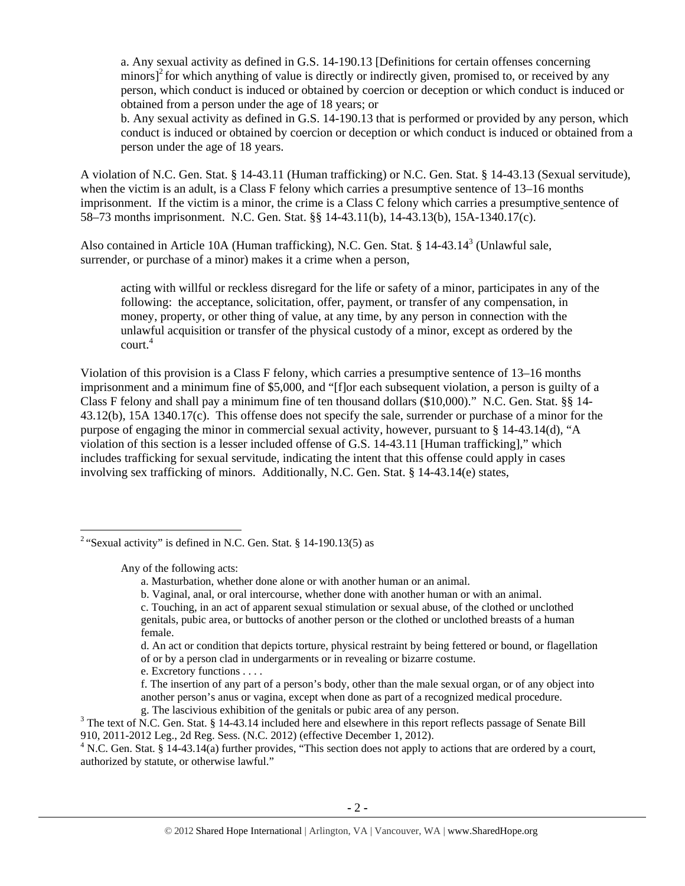> a. Any sexual activity as defined in G.S. 14-190.13 [Definitions for certain offenses concerning minors][2] for which anything of value is directly or indirectly given, promised to, or received by any person, which conduct is induced or obtained by coercion or deception or which conduct is induced or obtained from a person under the age of 18 years; or
>
> b. Any sexual activity as defined in G.S. 14-190.13 that is performed or provided by any person, which conduct is induced or obtained by coercion or deception or which conduct is induced or obtained from a person under the age of 18 years.

A violation of N.C. Gen. Stat. § 14-43.11 (Human trafficking) or N.C. Gen. Stat. § 14-43.13 (Sexual servitude), when the victim is an adult, is a Class F felony which carries a presumptive sentence of 13–16 months imprisonment. If the victim is a minor, the crime is a Class C felony which carries a presumptive sentence of 58–73 months imprisonment. N.C. Gen. Stat. §§ 14-43.11(b), 14-43.13(b), 15A-1340.17(c).

Also contained in Article 10A (Human trafficking), N.C. Gen. Stat. § 14-43.14[3] (Unlawful sale, surrender, or purchase of a minor) makes it a crime when a person,

> acting with willful or reckless disregard for the life or safety of a minor, participates in any of the following: the acceptance, solicitation, offer, payment, or transfer of any compensation, in money, property, or other thing of value, at any time, by any person in connection with the unlawful acquisition or transfer of the physical custody of a minor, except as ordered by the court.[4]

Violation of this provision is a Class F felony, which carries a presumptive sentence of 13–16 months imprisonment and a minimum fine of $5,000, and "[f]or each subsequent violation, a person is guilty of a Class F felony and shall pay a minimum fine of ten thousand dollars ($10,000)." N.C. Gen. Stat. §§ 14-43.12(b), 15A 1340.17(c). This offense does not specify the sale, surrender or purchase of a minor for the purpose of engaging the minor in commercial sexual activity, however, pursuant to § 14-43.14(d), "A violation of this section is a lesser included offense of G.S. 14-43.11 [Human trafficking]," which includes trafficking for sexual servitude, indicating the intent that this offense could apply in cases involving sex trafficking of minors. Additionally, N.C. Gen. Stat. § 14-43.14(e) states,

---

[2] "Sexual activity" is defined in N.C. Gen. Stat. § 14-190.13(5) as

> Any of the following acts:
>
> a. Masturbation, whether done alone or with another human or an animal.
>
> b. Vaginal, anal, or oral intercourse, whether done with another human or with an animal.
>
> c. Touching, in an act of apparent sexual stimulation or sexual abuse, of the clothed or unclothed genitals, pubic area, or buttocks of another person or the clothed or unclothed breasts of a human female.
>
> d. An act or condition that depicts torture, physical restraint by being fettered or bound, or flagellation of or by a person clad in undergarments or in revealing or bizarre costume.
>
> e. Excretory functions . . . .
>
> f. The insertion of any part of a person's body, other than the male sexual organ, or of any object into another person's anus or vagina, except when done as part of a recognized medical procedure.
>
> g. The lascivious exhibition of the genitals or pubic area of any person.

[3] The text of N.C. Gen. Stat. § 14-43.14 included here and elsewhere in this report reflects passage of Senate Bill 910, 2011-2012 Leg., 2d Reg. Sess. (N.C. 2012) (effective December 1, 2012).

[4] N.C. Gen. Stat. § 14-43.14(a) further provides, "This section does not apply to actions that are ordered by a court, authorized by statute, or otherwise lawful."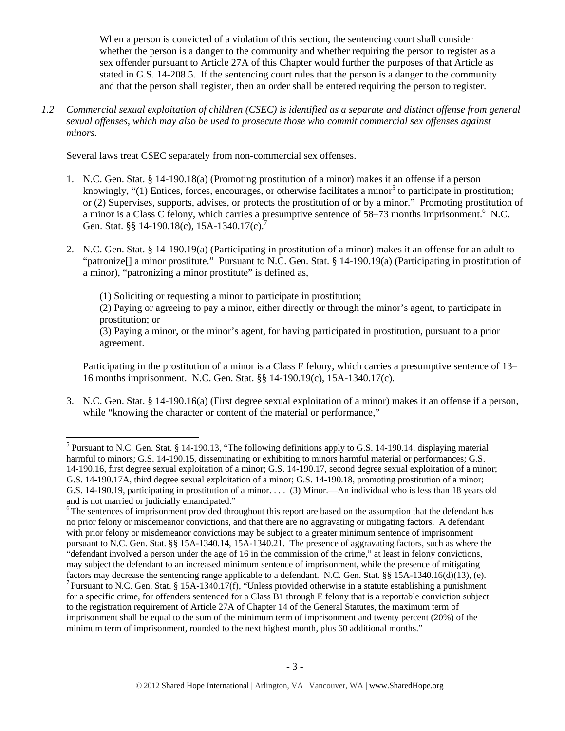When a person is convicted of a violation of this section, the sentencing court shall consider whether the person is a danger to the community and whether requiring the person to register as a sex offender pursuant to Article 27A of this Chapter would further the purposes of that Article as stated in G.S. 14-208.5. If the sentencing court rules that the person is a danger to the community and that the person shall register, then an order shall be entered requiring the person to register.

*1.2 Commercial sexual exploitation of children (CSEC) is identified as a separate and distinct offense from general sexual offenses, which may also be used to prosecute those who commit commercial sex offenses against minors.*

Several laws treat CSEC separately from non-commercial sex offenses.

1. N.C. Gen. Stat. § 14-190.18(a) (Promoting prostitution of a minor) makes it an offense if a person knowingly, "(1) Entices, forces, encourages, or otherwise facilitates a minor[5] to participate in prostitution; or (2) Supervises, supports, advises, or protects the prostitution of or by a minor." Promoting prostitution of a minor is a Class C felony, which carries a presumptive sentence of 58–73 months imprisonment.[6] N.C. Gen. Stat. §§ 14-190.18(c), 15A-1340.17(c).[7]

2. N.C. Gen. Stat. § 14-190.19(a) (Participating in prostitution of a minor) makes it an offense for an adult to "patronize[] a minor prostitute." Pursuant to N.C. Gen. Stat. § 14-190.19(a) (Participating in prostitution of a minor), "patronizing a minor prostitute" is defined as,

   (1) Soliciting or requesting a minor to participate in prostitution;
   (2) Paying or agreeing to pay a minor, either directly or through the minor's agent, to participate in prostitution; or
   (3) Paying a minor, or the minor's agent, for having participated in prostitution, pursuant to a prior agreement.

   Participating in the prostitution of a minor is a Class F felony, which carries a presumptive sentence of 13–16 months imprisonment. N.C. Gen. Stat. §§ 14-190.19(c), 15A-1340.17(c).

3. N.C. Gen. Stat. § 14-190.16(a) (First degree sexual exploitation of a minor) makes it an offense if a person, while "knowing the character or content of the material or performance,"

---

[5] Pursuant to N.C. Gen. Stat. § 14-190.13, "The following definitions apply to G.S. 14-190.14, displaying material harmful to minors; G.S. 14-190.15, disseminating or exhibiting to minors harmful material or performances; G.S. 14-190.16, first degree sexual exploitation of a minor; G.S. 14-190.17, second degree sexual exploitation of a minor; G.S. 14-190.17A, third degree sexual exploitation of a minor; G.S. 14-190.18, promoting prostitution of a minor; G.S. 14-190.19, participating in prostitution of a minor. . . . (3) Minor.—An individual who is less than 18 years old and is not married or judicially emancipated."

[6] The sentences of imprisonment provided throughout this report are based on the assumption that the defendant has no prior felony or misdemeanor convictions, and that there are no aggravating or mitigating factors. A defendant with prior felony or misdemeanor convictions may be subject to a greater minimum sentence of imprisonment pursuant to N.C. Gen. Stat. §§ 15A-1340.14, 15A-1340.21. The presence of aggravating factors, such as where the "defendant involved a person under the age of 16 in the commission of the crime," at least in felony convictions, may subject the defendant to an increased minimum sentence of imprisonment, while the presence of mitigating factors may decrease the sentencing range applicable to a defendant. N.C. Gen. Stat. §§ 15A-1340.16(d)(13), (e).

[7] Pursuant to N.C. Gen. Stat. § 15A-1340.17(f), "Unless provided otherwise in a statute establishing a punishment for a specific crime, for offenders sentenced for a Class B1 through E felony that is a reportable conviction subject to the registration requirement of Article 27A of Chapter 14 of the General Statutes, the maximum term of imprisonment shall be equal to the sum of the minimum term of imprisonment and twenty percent (20%) of the minimum term of imprisonment, rounded to the next highest month, plus 60 additional months."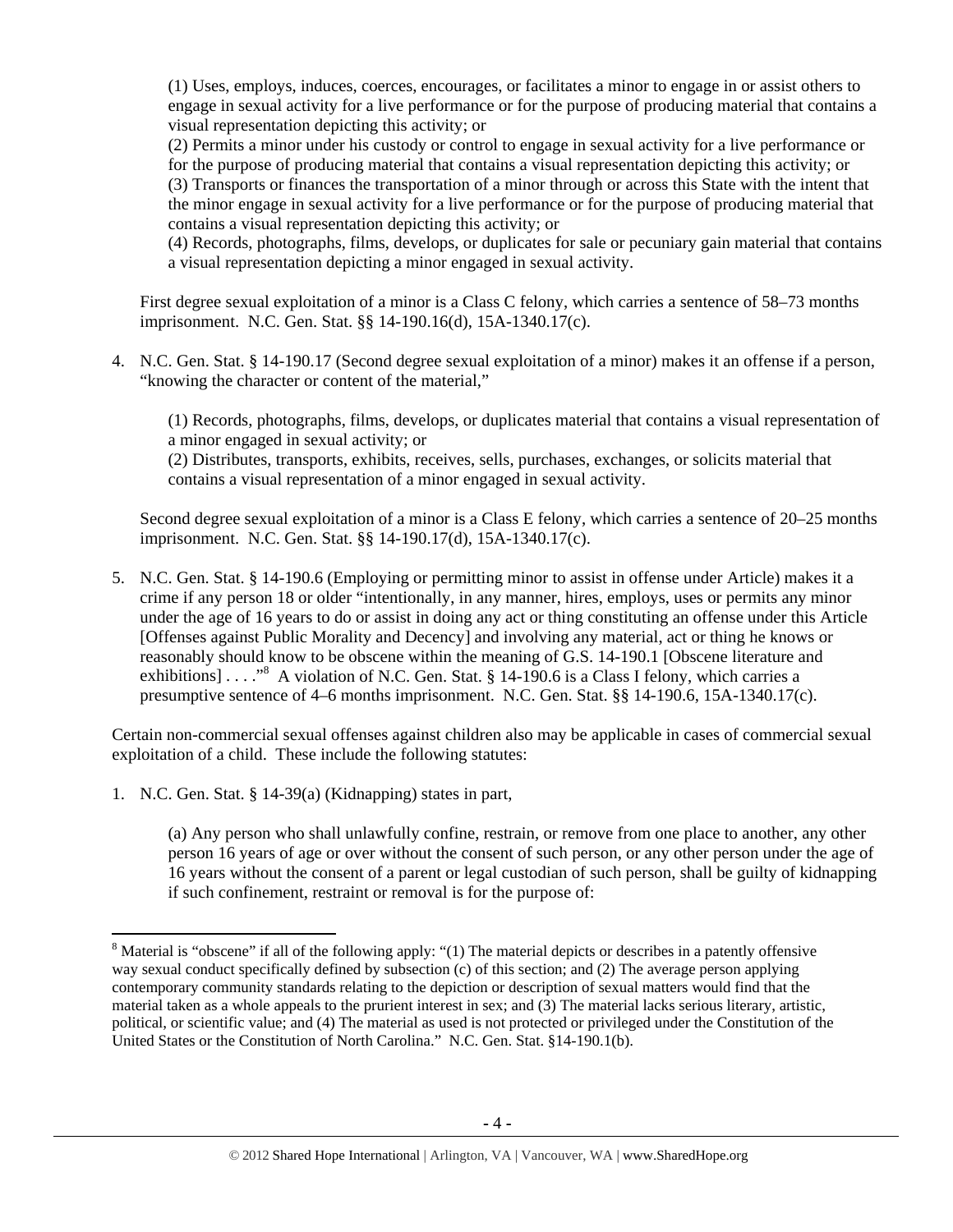(1) Uses, employs, induces, coerces, encourages, or facilitates a minor to engage in or assist others to engage in sexual activity for a live performance or for the purpose of producing material that contains a visual representation depicting this activity; or
(2) Permits a minor under his custody or control to engage in sexual activity for a live performance or for the purpose of producing material that contains a visual representation depicting this activity; or
(3) Transports or finances the transportation of a minor through or across this State with the intent that the minor engage in sexual activity for a live performance or for the purpose of producing material that contains a visual representation depicting this activity; or
(4) Records, photographs, films, develops, or duplicates for sale or pecuniary gain material that contains a visual representation depicting a minor engaged in sexual activity.

First degree sexual exploitation of a minor is a Class C felony, which carries a sentence of 58–73 months imprisonment. N.C. Gen. Stat. §§ 14-190.16(d), 15A-1340.17(c).

4. N.C. Gen. Stat. § 14-190.17 (Second degree sexual exploitation of a minor) makes it an offense if a person, "knowing the character or content of the material,"

   (1) Records, photographs, films, develops, or duplicates material that contains a visual representation of a minor engaged in sexual activity; or
   (2) Distributes, transports, exhibits, receives, sells, purchases, exchanges, or solicits material that contains a visual representation of a minor engaged in sexual activity.

   Second degree sexual exploitation of a minor is a Class E felony, which carries a sentence of 20–25 months imprisonment. N.C. Gen. Stat. §§ 14-190.17(d), 15A-1340.17(c).

5. N.C. Gen. Stat. § 14-190.6 (Employing or permitting minor to assist in offense under Article) makes it a crime if any person 18 or older "intentionally, in any manner, hires, employs, uses or permits any minor under the age of 16 years to do or assist in doing any act or thing constituting an offense under this Article [Offenses against Public Morality and Decency] and involving any material, act or thing he knows or reasonably should know to be obscene within the meaning of G.S. 14-190.1 [Obscene literature and exhibitions] . . . ."[8] A violation of N.C. Gen. Stat. § 14-190.6 is a Class I felony, which carries a presumptive sentence of 4–6 months imprisonment. N.C. Gen. Stat. §§ 14-190.6, 15A-1340.17(c).

Certain non-commercial sexual offenses against children also may be applicable in cases of commercial sexual exploitation of a child. These include the following statutes:

1. N.C. Gen. Stat. § 14-39(a) (Kidnapping) states in part,

   (a) Any person who shall unlawfully confine, restrain, or remove from one place to another, any other person 16 years of age or over without the consent of such person, or any other person under the age of 16 years without the consent of a parent or legal custodian of such person, shall be guilty of kidnapping if such confinement, restraint or removal is for the purpose of:

---

[8] Material is "obscene" if all of the following apply: "(1) The material depicts or describes in a patently offensive way sexual conduct specifically defined by subsection (c) of this section; and (2) The average person applying contemporary community standards relating to the depiction or description of sexual matters would find that the material taken as a whole appeals to the prurient interest in sex; and (3) The material lacks serious literary, artistic, political, or scientific value; and (4) The material as used is not protected or privileged under the Constitution of the United States or the Constitution of North Carolina." N.C. Gen. Stat. §14-190.1(b).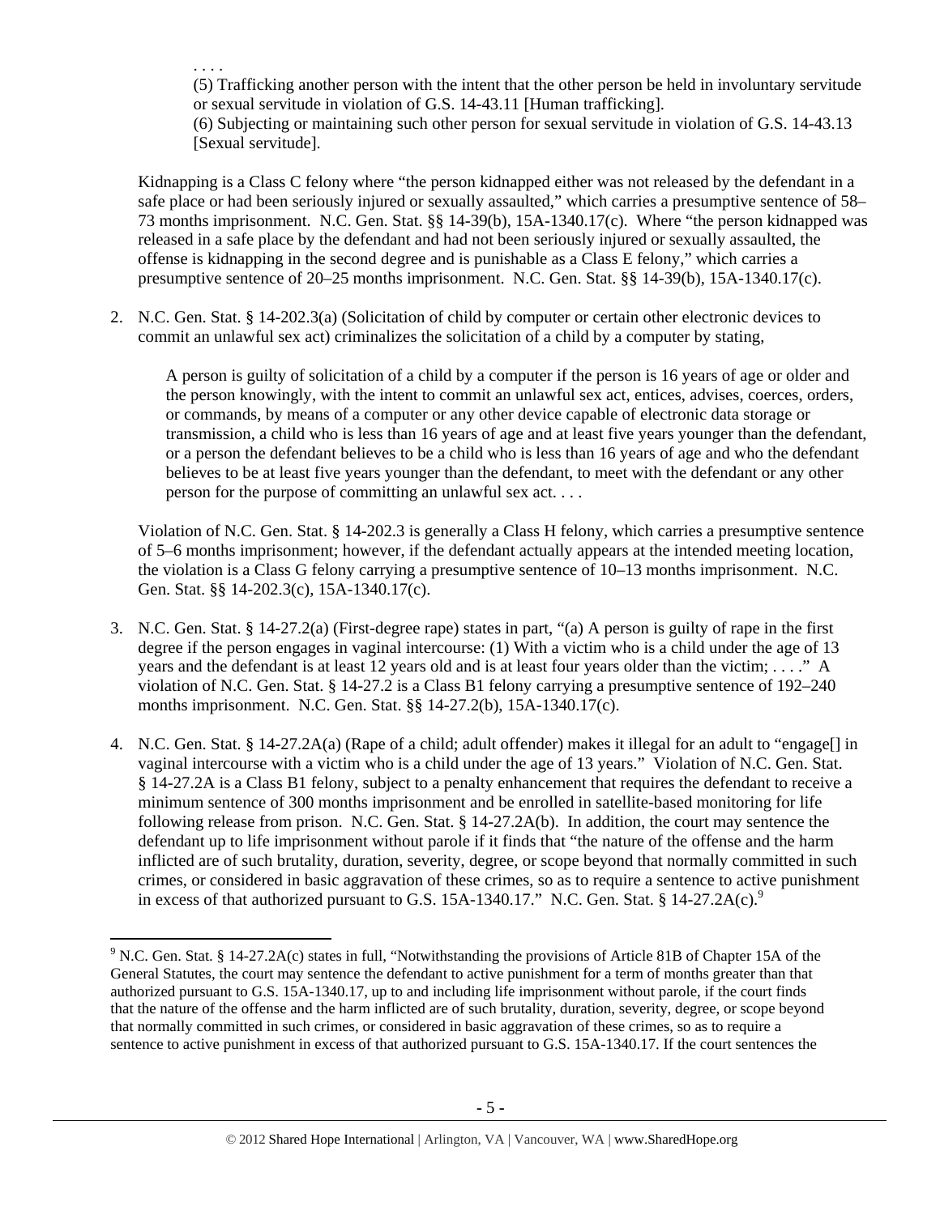. . . .

(5) Trafficking another person with the intent that the other person be held in involuntary servitude or sexual servitude in violation of G.S. 14-43.11 [Human trafficking].

(6) Subjecting or maintaining such other person for sexual servitude in violation of G.S. 14-43.13 [Sexual servitude].

Kidnapping is a Class C felony where "the person kidnapped either was not released by the defendant in a safe place or had been seriously injured or sexually assaulted," which carries a presumptive sentence of 58–73 months imprisonment. N.C. Gen. Stat. §§ 14-39(b), 15A-1340.17(c). Where "the person kidnapped was released in a safe place by the defendant and had not been seriously injured or sexually assaulted, the offense is kidnapping in the second degree and is punishable as a Class E felony," which carries a presumptive sentence of 20–25 months imprisonment. N.C. Gen. Stat. §§ 14-39(b), 15A-1340.17(c).

2. N.C. Gen. Stat. § 14-202.3(a) (Solicitation of child by computer or certain other electronic devices to commit an unlawful sex act) criminalizes the solicitation of a child by a computer by stating,

   A person is guilty of solicitation of a child by a computer if the person is 16 years of age or older and the person knowingly, with the intent to commit an unlawful sex act, entices, advises, coerces, orders, or commands, by means of a computer or any other device capable of electronic data storage or transmission, a child who is less than 16 years of age and at least five years younger than the defendant, or a person the defendant believes to be a child who is less than 16 years of age and who the defendant believes to be at least five years younger than the defendant, to meet with the defendant or any other person for the purpose of committing an unlawful sex act. . . .

   Violation of N.C. Gen. Stat. § 14-202.3 is generally a Class H felony, which carries a presumptive sentence of 5–6 months imprisonment; however, if the defendant actually appears at the intended meeting location, the violation is a Class G felony carrying a presumptive sentence of 10–13 months imprisonment. N.C. Gen. Stat. §§ 14-202.3(c), 15A-1340.17(c).

3. N.C. Gen. Stat. § 14-27.2(a) (First-degree rape) states in part, "(a) A person is guilty of rape in the first degree if the person engages in vaginal intercourse: (1) With a victim who is a child under the age of 13 years and the defendant is at least 12 years old and is at least four years older than the victim; . . . ." A violation of N.C. Gen. Stat. § 14-27.2 is a Class B1 felony carrying a presumptive sentence of 192–240 months imprisonment. N.C. Gen. Stat. §§ 14-27.2(b), 15A-1340.17(c).

4. N.C. Gen. Stat. § 14-27.2A(a) (Rape of a child; adult offender) makes it illegal for an adult to "engage[] in vaginal intercourse with a victim who is a child under the age of 13 years." Violation of N.C. Gen. Stat. § 14-27.2A is a Class B1 felony, subject to a penalty enhancement that requires the defendant to receive a minimum sentence of 300 months imprisonment and be enrolled in satellite-based monitoring for life following release from prison. N.C. Gen. Stat. § 14-27.2A(b). In addition, the court may sentence the defendant up to life imprisonment without parole if it finds that "the nature of the offense and the harm inflicted are of such brutality, duration, severity, degree, or scope beyond that normally committed in such crimes, or considered in basic aggravation of these crimes, so as to require a sentence to active punishment in excess of that authorized pursuant to G.S. 15A-1340.17." N.C. Gen. Stat. § 14-27.2A(c).[9]

---

[9] N.C. Gen. Stat. § 14-27.2A(c) states in full, "Notwithstanding the provisions of Article 81B of Chapter 15A of the General Statutes, the court may sentence the defendant to active punishment for a term of months greater than that authorized pursuant to G.S. 15A-1340.17, up to and including life imprisonment without parole, if the court finds that the nature of the offense and the harm inflicted are of such brutality, duration, severity, degree, or scope beyond that normally committed in such crimes, or considered in basic aggravation of these crimes, so as to require a sentence to active punishment in excess of that authorized pursuant to G.S. 15A-1340.17. If the court sentences the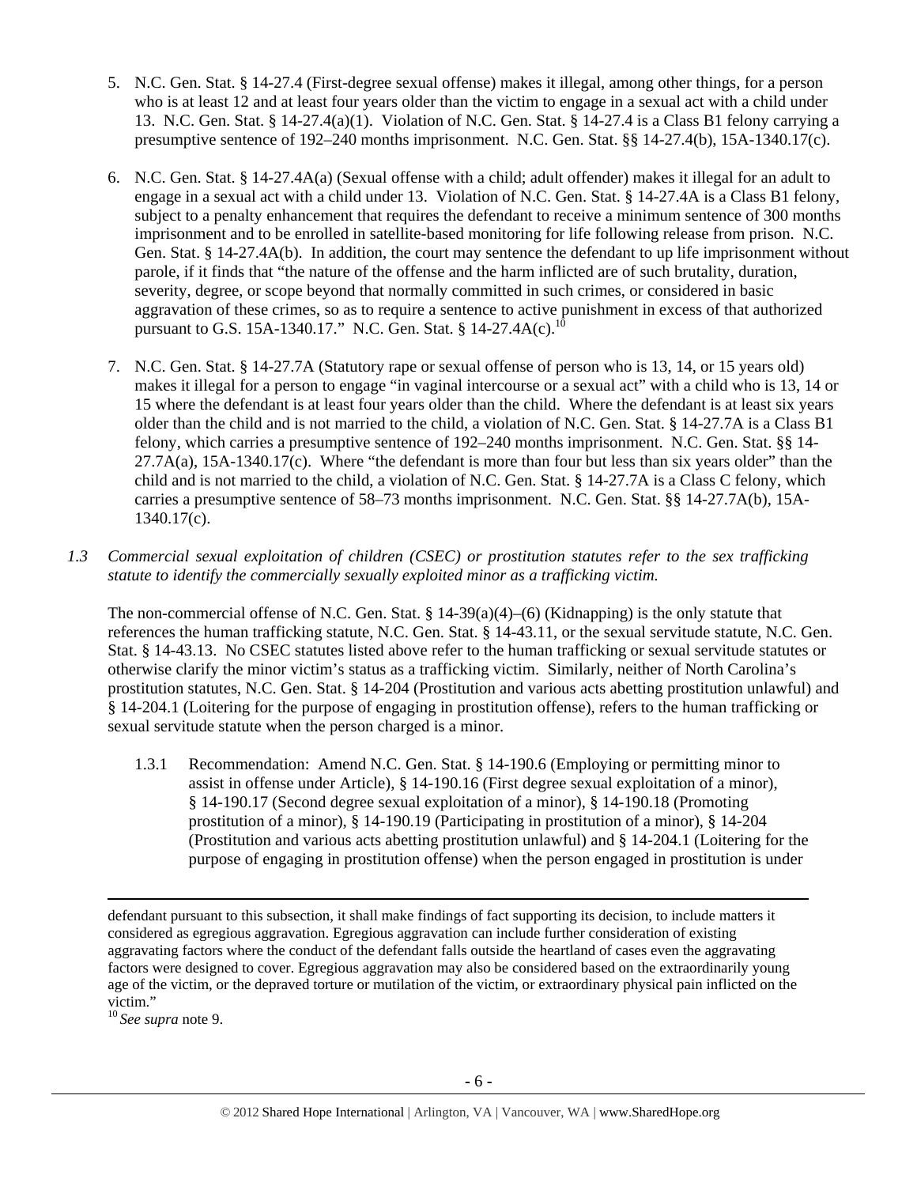5. N.C. Gen. Stat. § 14-27.4 (First-degree sexual offense) makes it illegal, among other things, for a person who is at least 12 and at least four years older than the victim to engage in a sexual act with a child under 13. N.C. Gen. Stat. § 14-27.4(a)(1). Violation of N.C. Gen. Stat. § 14-27.4 is a Class B1 felony carrying a presumptive sentence of 192–240 months imprisonment. N.C. Gen. Stat. §§ 14-27.4(b), 15A-1340.17(c).

6. N.C. Gen. Stat. § 14-27.4A(a) (Sexual offense with a child; adult offender) makes it illegal for an adult to engage in a sexual act with a child under 13. Violation of N.C. Gen. Stat. § 14-27.4A is a Class B1 felony, subject to a penalty enhancement that requires the defendant to receive a minimum sentence of 300 months imprisonment and to be enrolled in satellite-based monitoring for life following release from prison. N.C. Gen. Stat. § 14-27.4A(b). In addition, the court may sentence the defendant to up life imprisonment without parole, if it finds that "the nature of the offense and the harm inflicted are of such brutality, duration, severity, degree, or scope beyond that normally committed in such crimes, or considered in basic aggravation of these crimes, so as to require a sentence to active punishment in excess of that authorized pursuant to G.S. 15A-1340.17." N.C. Gen. Stat. § 14-27.4A(c).[10]

7. N.C. Gen. Stat. § 14-27.7A (Statutory rape or sexual offense of person who is 13, 14, or 15 years old) makes it illegal for a person to engage "in vaginal intercourse or a sexual act" with a child who is 13, 14 or 15 where the defendant is at least four years older than the child. Where the defendant is at least six years older than the child and is not married to the child, a violation of N.C. Gen. Stat. § 14-27.7A is a Class B1 felony, which carries a presumptive sentence of 192–240 months imprisonment. N.C. Gen. Stat. §§ 14-27.7A(a), 15A-1340.17(c). Where "the defendant is more than four but less than six years older" than the child and is not married to the child, a violation of N.C. Gen. Stat. § 14-27.7A is a Class C felony, which carries a presumptive sentence of 58–73 months imprisonment. N.C. Gen. Stat. §§ 14-27.7A(b), 15A-1340.17(c).

*1.3 Commercial sexual exploitation of children (CSEC) or prostitution statutes refer to the sex trafficking statute to identify the commercially sexually exploited minor as a trafficking victim.*

The non-commercial offense of N.C. Gen. Stat. § 14-39(a)(4)–(6) (Kidnapping) is the only statute that references the human trafficking statute, N.C. Gen. Stat. § 14-43.11, or the sexual servitude statute, N.C. Gen. Stat. § 14-43.13. No CSEC statutes listed above refer to the human trafficking or sexual servitude statutes or otherwise clarify the minor victim's status as a trafficking victim. Similarly, neither of North Carolina's prostitution statutes, N.C. Gen. Stat. § 14-204 (Prostitution and various acts abetting prostitution unlawful) and § 14-204.1 (Loitering for the purpose of engaging in prostitution offense), refers to the human trafficking or sexual servitude statute when the person charged is a minor.

1.3.1 Recommendation: Amend N.C. Gen. Stat. § 14-190.6 (Employing or permitting minor to assist in offense under Article), § 14-190.16 (First degree sexual exploitation of a minor), § 14-190.17 (Second degree sexual exploitation of a minor), § 14-190.18 (Promoting prostitution of a minor), § 14-190.19 (Participating in prostitution of a minor), § 14-204 (Prostitution and various acts abetting prostitution unlawful) and § 14-204.1 (Loitering for the purpose of engaging in prostitution offense) when the person engaged in prostitution is under

---

defendant pursuant to this subsection, it shall make findings of fact supporting its decision, to include matters it considered as egregious aggravation. Egregious aggravation can include further consideration of existing aggravating factors where the conduct of the defendant falls outside the heartland of cases even the aggravating factors were designed to cover. Egregious aggravation may also be considered based on the extraordinarily young age of the victim, or the depraved torture or mutilation of the victim, or extraordinary physical pain inflicted on the victim."

[10] *See supra* note 9.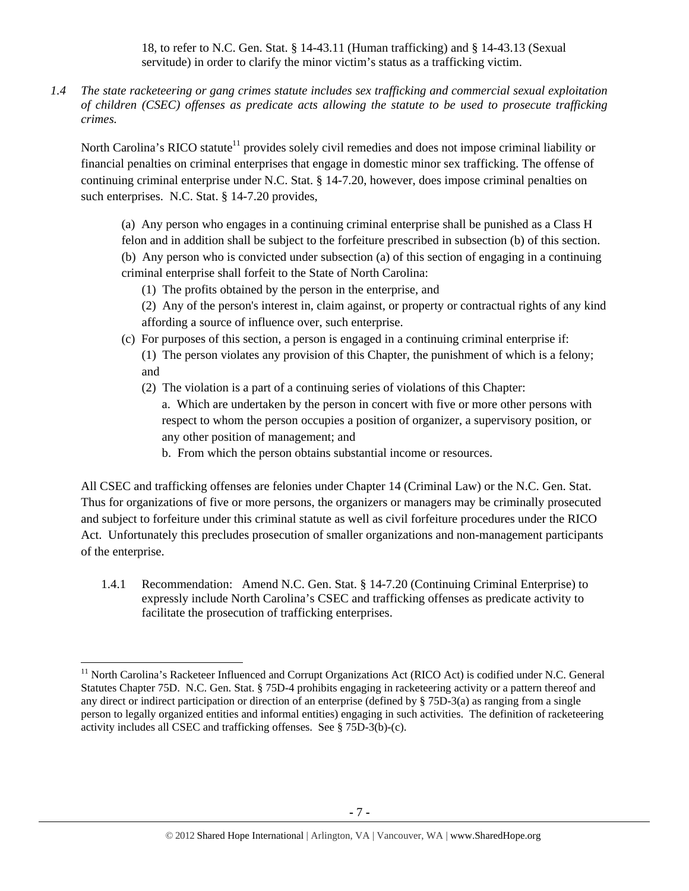18, to refer to N.C. Gen. Stat. § 14-43.11 (Human trafficking) and § 14-43.13 (Sexual servitude) in order to clarify the minor victim's status as a trafficking victim.

*1.4 The state racketeering or gang crimes statute includes sex trafficking and commercial sexual exploitation of children (CSEC) offenses as predicate acts allowing the statute to be used to prosecute trafficking crimes.*

North Carolina's RICO statute[11] provides solely civil remedies and does not impose criminal liability or financial penalties on criminal enterprises that engage in domestic minor sex trafficking. The offense of continuing criminal enterprise under N.C. Stat. § 14-7.20, however, does impose criminal penalties on such enterprises. N.C. Stat. § 14-7.20 provides,

> (a) Any person who engages in a continuing criminal enterprise shall be punished as a Class H felon and in addition shall be subject to the forfeiture prescribed in subsection (b) of this section.
>
> (b) Any person who is convicted under subsection (a) of this section of engaging in a continuing criminal enterprise shall forfeit to the State of North Carolina:
>
> (1) The profits obtained by the person in the enterprise, and
>
> (2) Any of the person's interest in, claim against, or property or contractual rights of any kind affording a source of influence over, such enterprise.
>
> (c) For purposes of this section, a person is engaged in a continuing criminal enterprise if:
>
> (1) The person violates any provision of this Chapter, the punishment of which is a felony; and
>
> (2) The violation is a part of a continuing series of violations of this Chapter:
>
> a. Which are undertaken by the person in concert with five or more other persons with respect to whom the person occupies a position of organizer, a supervisory position, or any other position of management; and
>
> b. From which the person obtains substantial income or resources.

All CSEC and trafficking offenses are felonies under Chapter 14 (Criminal Law) or the N.C. Gen. Stat. Thus for organizations of five or more persons, the organizers or managers may be criminally prosecuted and subject to forfeiture under this criminal statute as well as civil forfeiture procedures under the RICO Act. Unfortunately this precludes prosecution of smaller organizations and non-management participants of the enterprise.

1.4.1 Recommendation: Amend N.C. Gen. Stat. § 14-7.20 (Continuing Criminal Enterprise) to expressly include North Carolina's CSEC and trafficking offenses as predicate activity to facilitate the prosecution of trafficking enterprises.

---

[11] North Carolina's Racketeer Influenced and Corrupt Organizations Act (RICO Act) is codified under N.C. General Statutes Chapter 75D. N.C. Gen. Stat. § 75D-4 prohibits engaging in racketeering activity or a pattern thereof and any direct or indirect participation or direction of an enterprise (defined by § 75D-3(a) as ranging from a single person to legally organized entities and informal entities) engaging in such activities. The definition of racketeering activity includes all CSEC and trafficking offenses. See § 75D-3(b)-(c).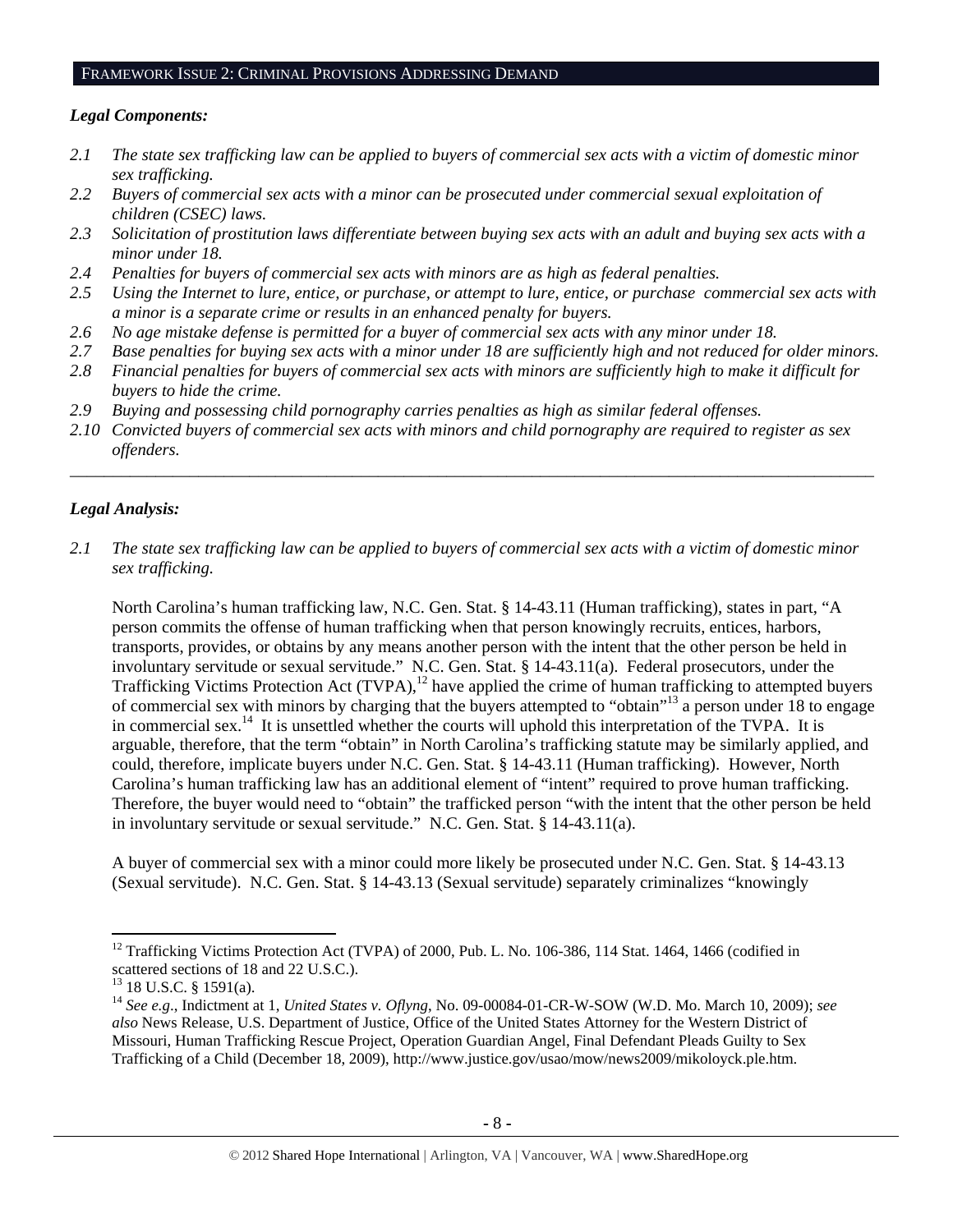## FRAMEWORK ISSUE 2: CRIMINAL PROVISIONS ADDRESSING DEMAND

***Legal Components:***

*2.1 The state sex trafficking law can be applied to buyers of commercial sex acts with a victim of domestic minor sex trafficking.*

*2.2 Buyers of commercial sex acts with a minor can be prosecuted under commercial sexual exploitation of children (CSEC) laws.*

*2.3 Solicitation of prostitution laws differentiate between buying sex acts with an adult and buying sex acts with a minor under 18.*

*2.4 Penalties for buyers of commercial sex acts with minors are as high as federal penalties.*

*2.5 Using the Internet to lure, entice, or purchase, or attempt to lure, entice, or purchase commercial sex acts with a minor is a separate crime or results in an enhanced penalty for buyers.*

*2.6 No age mistake defense is permitted for a buyer of commercial sex acts with any minor under 18.*

*2.7 Base penalties for buying sex acts with a minor under 18 are sufficiently high and not reduced for older minors.*

*2.8 Financial penalties for buyers of commercial sex acts with minors are sufficiently high to make it difficult for buyers to hide the crime.*

*2.9 Buying and possessing child pornography carries penalties as high as similar federal offenses.*

*2.10 Convicted buyers of commercial sex acts with minors and child pornography are required to register as sex offenders.*

---

***Legal Analysis:***

*2.1 The state sex trafficking law can be applied to buyers of commercial sex acts with a victim of domestic minor sex trafficking.*

North Carolina's human trafficking law, N.C. Gen. Stat. § 14-43.11 (Human trafficking), states in part, "A person commits the offense of human trafficking when that person knowingly recruits, entices, harbors, transports, provides, or obtains by any means another person with the intent that the other person be held in involuntary servitude or sexual servitude." N.C. Gen. Stat. § 14-43.11(a). Federal prosecutors, under the Trafficking Victims Protection Act (TVPA),[12] have applied the crime of human trafficking to attempted buyers of commercial sex with minors by charging that the buyers attempted to "obtain"[13] a person under 18 to engage in commercial sex.[14] It is unsettled whether the courts will uphold this interpretation of the TVPA. It is arguable, therefore, that the term "obtain" in North Carolina's trafficking statute may be similarly applied, and could, therefore, implicate buyers under N.C. Gen. Stat. § 14-43.11 (Human trafficking). However, North Carolina's human trafficking law has an additional element of "intent" required to prove human trafficking. Therefore, the buyer would need to "obtain" the trafficked person "with the intent that the other person be held in involuntary servitude or sexual servitude." N.C. Gen. Stat. § 14-43.11(a).

A buyer of commercial sex with a minor could more likely be prosecuted under N.C. Gen. Stat. § 14-43.13 (Sexual servitude). N.C. Gen. Stat. § 14-43.13 (Sexual servitude) separately criminalizes "knowingly

---

[12] Trafficking Victims Protection Act (TVPA) of 2000, Pub. L. No. 106-386, 114 Stat. 1464, 1466 (codified in scattered sections of 18 and 22 U.S.C.).

[13] 18 U.S.C. § 1591(a).

[14] *See e.g.*, Indictment at 1, *United States v. Oflyng*, No. 09-00084-01-CR-W-SOW (W.D. Mo. March 10, 2009); *see also* News Release, U.S. Department of Justice, Office of the United States Attorney for the Western District of Missouri, Human Trafficking Rescue Project, Operation Guardian Angel, Final Defendant Pleads Guilty to Sex Trafficking of a Child (December 18, 2009), http://www.justice.gov/usao/mow/news2009/mikoloyck.ple.htm.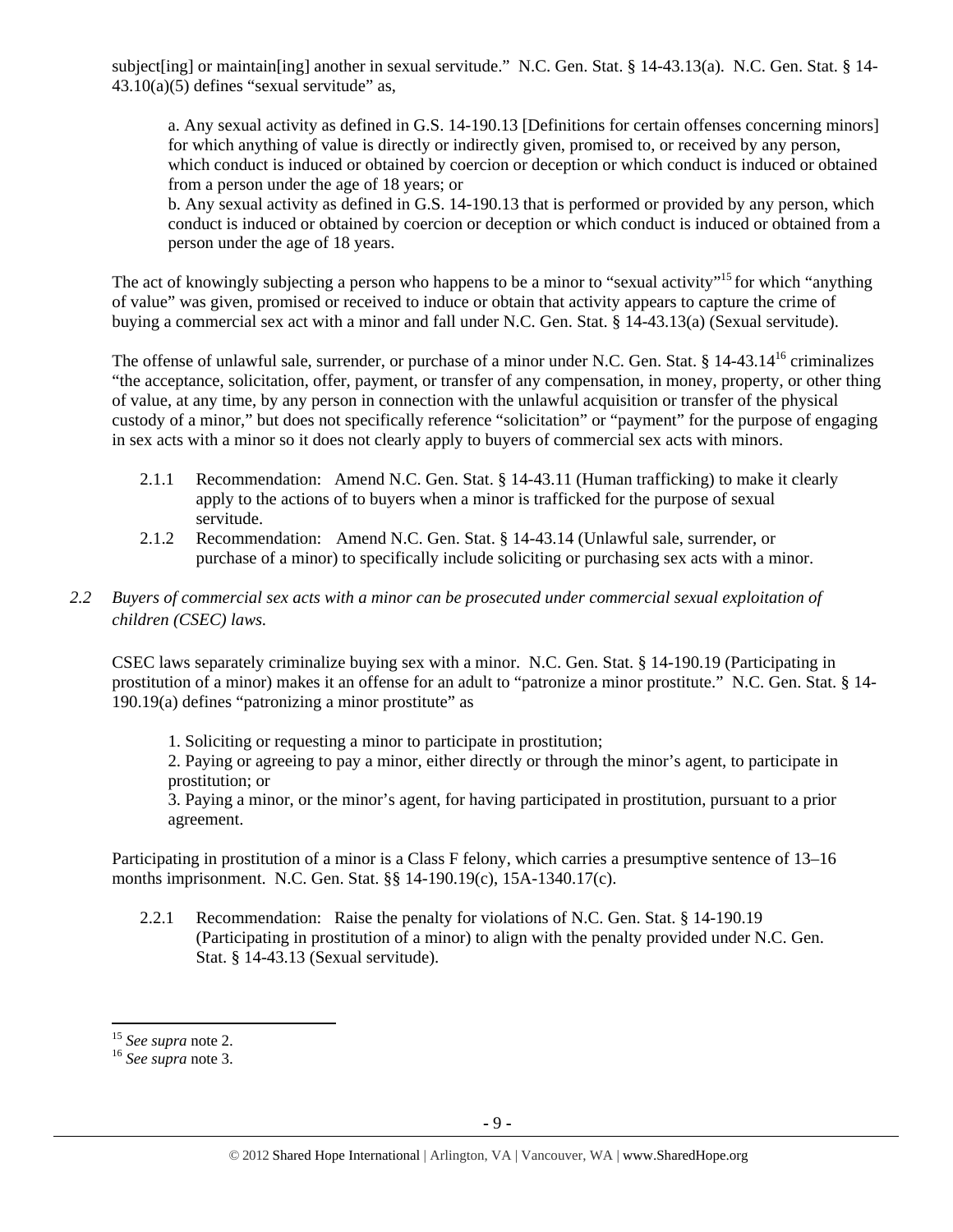subject[ing] or maintain[ing] another in sexual servitude." N.C. Gen. Stat. § 14-43.13(a). N.C. Gen. Stat. § 14-43.10(a)(5) defines "sexual servitude" as,

> a. Any sexual activity as defined in G.S. 14-190.13 [Definitions for certain offenses concerning minors] for which anything of value is directly or indirectly given, promised to, or received by any person, which conduct is induced or obtained by coercion or deception or which conduct is induced or obtained from a person under the age of 18 years; or
>
> b. Any sexual activity as defined in G.S. 14-190.13 that is performed or provided by any person, which conduct is induced or obtained by coercion or deception or which conduct is induced or obtained from a person under the age of 18 years.

The act of knowingly subjecting a person who happens to be a minor to "sexual activity"[15] for which "anything of value" was given, promised or received to induce or obtain that activity appears to capture the crime of buying a commercial sex act with a minor and fall under N.C. Gen. Stat. § 14-43.13(a) (Sexual servitude).

The offense of unlawful sale, surrender, or purchase of a minor under N.C. Gen. Stat. § 14-43.14[16] criminalizes "the acceptance, solicitation, offer, payment, or transfer of any compensation, in money, property, or other thing of value, at any time, by any person in connection with the unlawful acquisition or transfer of the physical custody of a minor," but does not specifically reference "solicitation" or "payment" for the purpose of engaging in sex acts with a minor so it does not clearly apply to buyers of commercial sex acts with minors.

- 2.1.1 Recommendation: Amend N.C. Gen. Stat. § 14-43.11 (Human trafficking) to make it clearly apply to the actions of to buyers when a minor is trafficked for the purpose of sexual servitude.
- 2.1.2 Recommendation: Amend N.C. Gen. Stat. § 14-43.14 (Unlawful sale, surrender, or purchase of a minor) to specifically include soliciting or purchasing sex acts with a minor.

*2.2 Buyers of commercial sex acts with a minor can be prosecuted under commercial sexual exploitation of children (CSEC) laws.*

CSEC laws separately criminalize buying sex with a minor. N.C. Gen. Stat. § 14-190.19 (Participating in prostitution of a minor) makes it an offense for an adult to "patronize a minor prostitute." N.C. Gen. Stat. § 14-190.19(a) defines "patronizing a minor prostitute" as

> 1. Soliciting or requesting a minor to participate in prostitution;
>
> 2. Paying or agreeing to pay a minor, either directly or through the minor's agent, to participate in prostitution; or
>
> 3. Paying a minor, or the minor's agent, for having participated in prostitution, pursuant to a prior agreement.

Participating in prostitution of a minor is a Class F felony, which carries a presumptive sentence of 13–16 months imprisonment. N.C. Gen. Stat. §§ 14-190.19(c), 15A-1340.17(c).

- 2.2.1 Recommendation: Raise the penalty for violations of N.C. Gen. Stat. § 14-190.19 (Participating in prostitution of a minor) to align with the penalty provided under N.C. Gen. Stat. § 14-43.13 (Sexual servitude).

---

[15] *See supra* note 2.

[16] *See supra* note 3.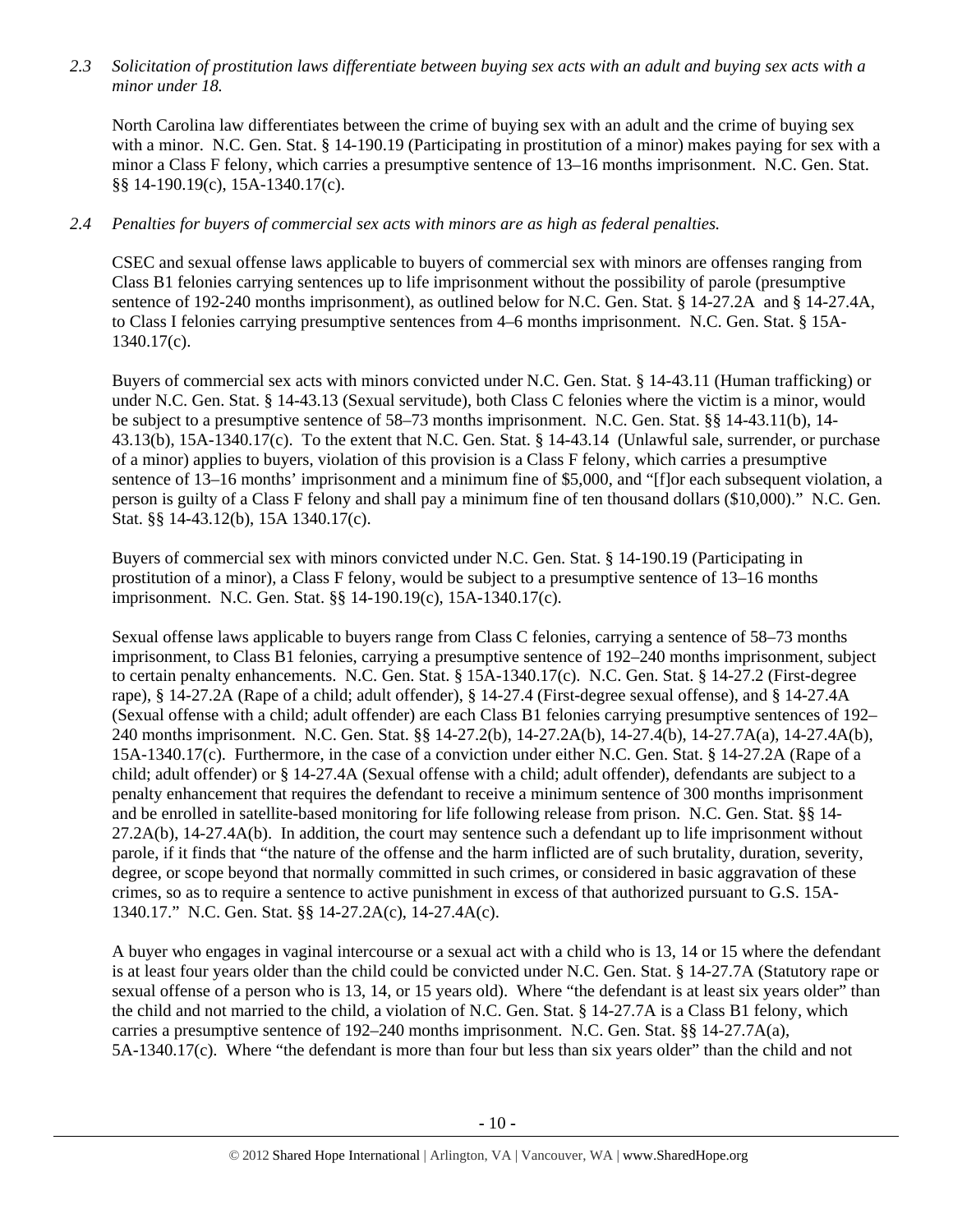*2.3 Solicitation of prostitution laws differentiate between buying sex acts with an adult and buying sex acts with a minor under 18.*

North Carolina law differentiates between the crime of buying sex with an adult and the crime of buying sex with a minor. N.C. Gen. Stat. § 14-190.19 (Participating in prostitution of a minor) makes paying for sex with a minor a Class F felony, which carries a presumptive sentence of 13–16 months imprisonment. N.C. Gen. Stat. §§ 14-190.19(c), 15A-1340.17(c).

*2.4 Penalties for buyers of commercial sex acts with minors are as high as federal penalties.*

CSEC and sexual offense laws applicable to buyers of commercial sex with minors are offenses ranging from Class B1 felonies carrying sentences up to life imprisonment without the possibility of parole (presumptive sentence of 192-240 months imprisonment), as outlined below for N.C. Gen. Stat. § 14-27.2A and § 14-27.4A, to Class I felonies carrying presumptive sentences from 4–6 months imprisonment. N.C. Gen. Stat. § 15A-1340.17(c).

Buyers of commercial sex acts with minors convicted under N.C. Gen. Stat. § 14-43.11 (Human trafficking) or under N.C. Gen. Stat. § 14-43.13 (Sexual servitude), both Class C felonies where the victim is a minor, would be subject to a presumptive sentence of 58–73 months imprisonment. N.C. Gen. Stat. §§ 14-43.11(b), 14-43.13(b), 15A-1340.17(c). To the extent that N.C. Gen. Stat. § 14-43.14 (Unlawful sale, surrender, or purchase of a minor) applies to buyers, violation of this provision is a Class F felony, which carries a presumptive sentence of 13–16 months' imprisonment and a minimum fine of $5,000, and "[f]or each subsequent violation, a person is guilty of a Class F felony and shall pay a minimum fine of ten thousand dollars ($10,000)." N.C. Gen. Stat. §§ 14-43.12(b), 15A 1340.17(c).

Buyers of commercial sex with minors convicted under N.C. Gen. Stat. § 14-190.19 (Participating in prostitution of a minor), a Class F felony, would be subject to a presumptive sentence of 13–16 months imprisonment. N.C. Gen. Stat. §§ 14-190.19(c), 15A-1340.17(c).

Sexual offense laws applicable to buyers range from Class C felonies, carrying a sentence of 58–73 months imprisonment, to Class B1 felonies, carrying a presumptive sentence of 192–240 months imprisonment, subject to certain penalty enhancements. N.C. Gen. Stat. § 15A-1340.17(c). N.C. Gen. Stat. § 14-27.2 (First-degree rape), § 14-27.2A (Rape of a child; adult offender), § 14-27.4 (First-degree sexual offense), and § 14-27.4A (Sexual offense with a child; adult offender) are each Class B1 felonies carrying presumptive sentences of 192–240 months imprisonment. N.C. Gen. Stat. §§ 14-27.2(b), 14-27.2A(b), 14-27.4(b), 14-27.7A(a), 14-27.4A(b), 15A-1340.17(c). Furthermore, in the case of a conviction under either N.C. Gen. Stat. § 14-27.2A (Rape of a child; adult offender) or § 14-27.4A (Sexual offense with a child; adult offender), defendants are subject to a penalty enhancement that requires the defendant to receive a minimum sentence of 300 months imprisonment and be enrolled in satellite-based monitoring for life following release from prison. N.C. Gen. Stat. §§ 14-27.2A(b), 14-27.4A(b). In addition, the court may sentence such a defendant up to life imprisonment without parole, if it finds that "the nature of the offense and the harm inflicted are of such brutality, duration, severity, degree, or scope beyond that normally committed in such crimes, or considered in basic aggravation of these crimes, so as to require a sentence to active punishment in excess of that authorized pursuant to G.S. 15A-1340.17." N.C. Gen. Stat. §§ 14-27.2A(c), 14-27.4A(c).

A buyer who engages in vaginal intercourse or a sexual act with a child who is 13, 14 or 15 where the defendant is at least four years older than the child could be convicted under N.C. Gen. Stat. § 14-27.7A (Statutory rape or sexual offense of a person who is 13, 14, or 15 years old). Where "the defendant is at least six years older" than the child and not married to the child, a violation of N.C. Gen. Stat. § 14-27.7A is a Class B1 felony, which carries a presumptive sentence of 192–240 months imprisonment. N.C. Gen. Stat. §§ 14-27.7A(a), 5A-1340.17(c). Where "the defendant is more than four but less than six years older" than the child and not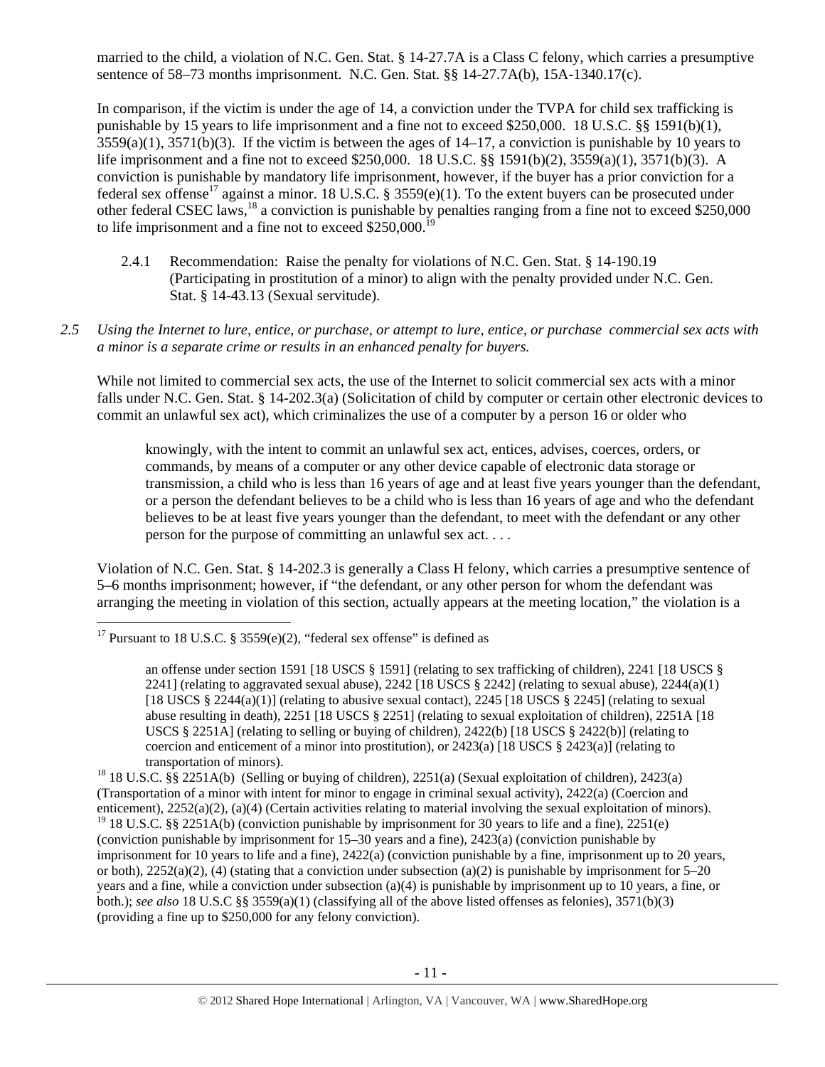married to the child, a violation of N.C. Gen. Stat. § 14-27.7A is a Class C felony, which carries a presumptive sentence of 58–73 months imprisonment. N.C. Gen. Stat. §§ 14-27.7A(b), 15A-1340.17(c).

In comparison, if the victim is under the age of 14, a conviction under the TVPA for child sex trafficking is punishable by 15 years to life imprisonment and a fine not to exceed $250,000. 18 U.S.C. §§ 1591(b)(1), 3559(a)(1), 3571(b)(3). If the victim is between the ages of 14–17, a conviction is punishable by 10 years to life imprisonment and a fine not to exceed $250,000. 18 U.S.C. §§ 1591(b)(2), 3559(a)(1), 3571(b)(3). A conviction is punishable by mandatory life imprisonment, however, if the buyer has a prior conviction for a federal sex offense[17] against a minor. 18 U.S.C. § 3559(e)(1). To the extent buyers can be prosecuted under other federal CSEC laws,[18] a conviction is punishable by penalties ranging from a fine not to exceed $250,000 to life imprisonment and a fine not to exceed $250,000.[19]

2.4.1 Recommendation: Raise the penalty for violations of N.C. Gen. Stat. § 14-190.19 (Participating in prostitution of a minor) to align with the penalty provided under N.C. Gen. Stat. § 14-43.13 (Sexual servitude).

*2.5 Using the Internet to lure, entice, or purchase, or attempt to lure, entice, or purchase commercial sex acts with a minor is a separate crime or results in an enhanced penalty for buyers.*

While not limited to commercial sex acts, the use of the Internet to solicit commercial sex acts with a minor falls under N.C. Gen. Stat. § 14-202.3(a) (Solicitation of child by computer or certain other electronic devices to commit an unlawful sex act), which criminalizes the use of a computer by a person 16 or older who

> knowingly, with the intent to commit an unlawful sex act, entices, advises, coerces, orders, or commands, by means of a computer or any other device capable of electronic data storage or transmission, a child who is less than 16 years of age and at least five years younger than the defendant, or a person the defendant believes to be a child who is less than 16 years of age and who the defendant believes to be at least five years younger than the defendant, to meet with the defendant or any other person for the purpose of committing an unlawful sex act. . . .

Violation of N.C. Gen. Stat. § 14-202.3 is generally a Class H felony, which carries a presumptive sentence of 5–6 months imprisonment; however, if "the defendant, or any other person for whom the defendant was arranging the meeting in violation of this section, actually appears at the meeting location," the violation is a

---

[17] Pursuant to 18 U.S.C. § 3559(e)(2), "federal sex offense" is defined as

> an offense under section 1591 [18 USCS § 1591] (relating to sex trafficking of children), 2241 [18 USCS § 2241] (relating to aggravated sexual abuse), 2242 [18 USCS § 2242] (relating to sexual abuse), 2244(a)(1) [18 USCS § 2244(a)(1)] (relating to abusive sexual contact), 2245 [18 USCS § 2245] (relating to sexual abuse resulting in death), 2251 [18 USCS § 2251] (relating to sexual exploitation of children), 2251A [18 USCS § 2251A] (relating to selling or buying of children), 2422(b) [18 USCS § 2422(b)] (relating to coercion and enticement of a minor into prostitution), or 2423(a) [18 USCS § 2423(a)] (relating to transportation of minors).

[18] 18 U.S.C. §§ 2251A(b) (Selling or buying of children), 2251(a) (Sexual exploitation of children), 2423(a) (Transportation of a minor with intent for minor to engage in criminal sexual activity), 2422(a) (Coercion and enticement), 2252(a)(2), (a)(4) (Certain activities relating to material involving the sexual exploitation of minors).

[19] 18 U.S.C. §§ 2251A(b) (conviction punishable by imprisonment for 30 years to life and a fine), 2251(e) (conviction punishable by imprisonment for 15–30 years and a fine), 2423(a) (conviction punishable by imprisonment for 10 years to life and a fine), 2422(a) (conviction punishable by a fine, imprisonment up to 20 years, or both), 2252(a)(2), (4) (stating that a conviction under subsection (a)(2) is punishable by imprisonment for 5–20 years and a fine, while a conviction under subsection (a)(4) is punishable by imprisonment up to 10 years, a fine, or both.); *see also* 18 U.S.C §§ 3559(a)(1) (classifying all of the above listed offenses as felonies), 3571(b)(3) (providing a fine up to $250,000 for any felony conviction).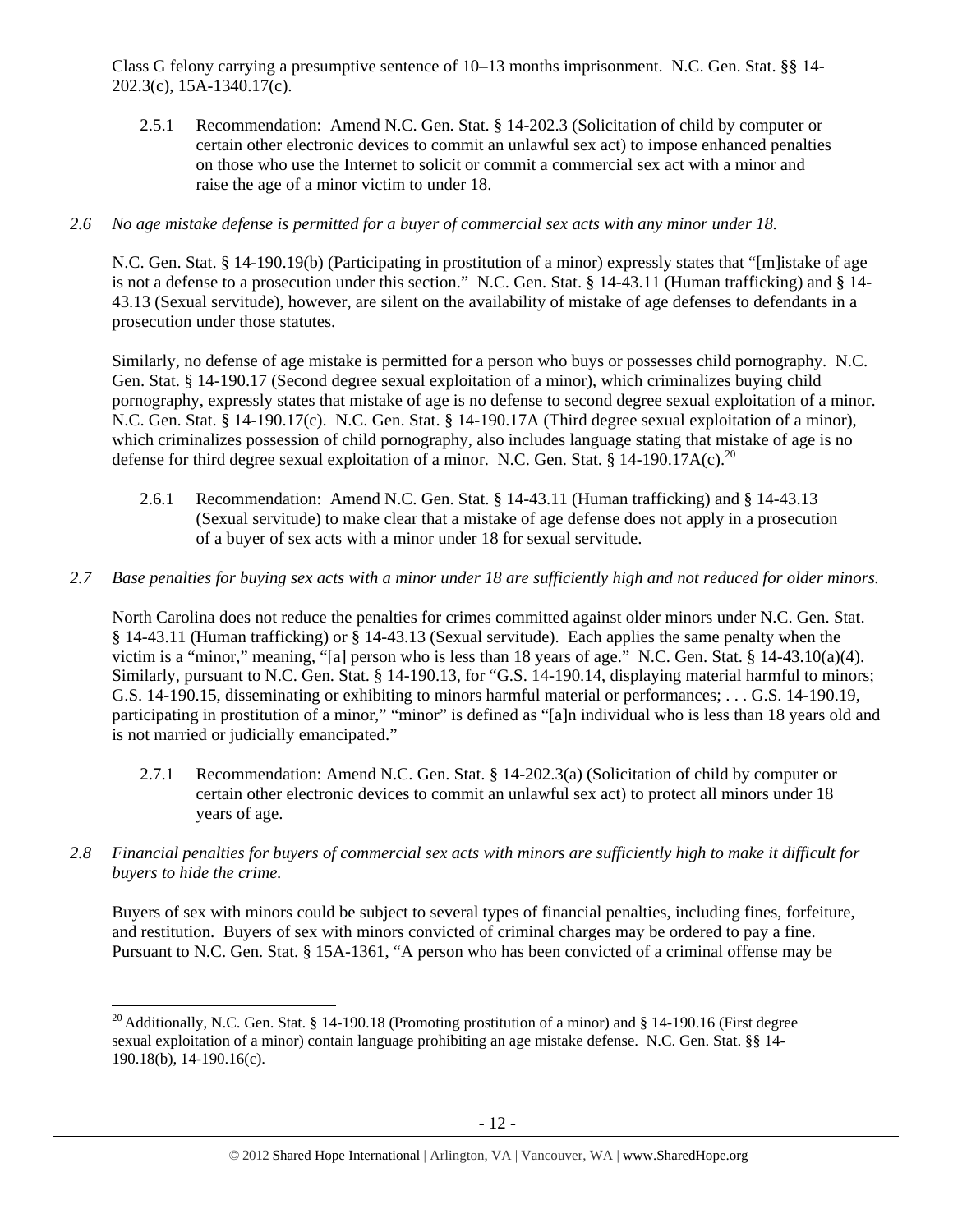Class G felony carrying a presumptive sentence of 10–13 months imprisonment. N.C. Gen. Stat. §§ 14-202.3(c), 15A-1340.17(c).

2.5.1 Recommendation: Amend N.C. Gen. Stat. § 14-202.3 (Solicitation of child by computer or certain other electronic devices to commit an unlawful sex act) to impose enhanced penalties on those who use the Internet to solicit or commit a commercial sex act with a minor and raise the age of a minor victim to under 18.

*2.6 No age mistake defense is permitted for a buyer of commercial sex acts with any minor under 18.*

N.C. Gen. Stat. § 14-190.19(b) (Participating in prostitution of a minor) expressly states that "[m]istake of age is not a defense to a prosecution under this section." N.C. Gen. Stat. § 14-43.11 (Human trafficking) and § 14-43.13 (Sexual servitude), however, are silent on the availability of mistake of age defenses to defendants in a prosecution under those statutes.

Similarly, no defense of age mistake is permitted for a person who buys or possesses child pornography. N.C. Gen. Stat. § 14-190.17 (Second degree sexual exploitation of a minor), which criminalizes buying child pornography, expressly states that mistake of age is no defense to second degree sexual exploitation of a minor. N.C. Gen. Stat. § 14-190.17(c). N.C. Gen. Stat. § 14-190.17A (Third degree sexual exploitation of a minor), which criminalizes possession of child pornography, also includes language stating that mistake of age is no defense for third degree sexual exploitation of a minor. N.C. Gen. Stat. § 14-190.17A(c).[20]

2.6.1 Recommendation: Amend N.C. Gen. Stat. § 14-43.11 (Human trafficking) and § 14-43.13 (Sexual servitude) to make clear that a mistake of age defense does not apply in a prosecution of a buyer of sex acts with a minor under 18 for sexual servitude.

*2.7 Base penalties for buying sex acts with a minor under 18 are sufficiently high and not reduced for older minors.*

North Carolina does not reduce the penalties for crimes committed against older minors under N.C. Gen. Stat. § 14-43.11 (Human trafficking) or § 14-43.13 (Sexual servitude). Each applies the same penalty when the victim is a "minor," meaning, "[a] person who is less than 18 years of age." N.C. Gen. Stat. § 14-43.10(a)(4). Similarly, pursuant to N.C. Gen. Stat. § 14-190.13, for "G.S. 14-190.14, displaying material harmful to minors; G.S. 14-190.15, disseminating or exhibiting to minors harmful material or performances; . . . G.S. 14-190.19, participating in prostitution of a minor," "minor" is defined as "[a]n individual who is less than 18 years old and is not married or judicially emancipated."

2.7.1 Recommendation: Amend N.C. Gen. Stat. § 14-202.3(a) (Solicitation of child by computer or certain other electronic devices to commit an unlawful sex act) to protect all minors under 18 years of age.

*2.8 Financial penalties for buyers of commercial sex acts with minors are sufficiently high to make it difficult for buyers to hide the crime.*

Buyers of sex with minors could be subject to several types of financial penalties, including fines, forfeiture, and restitution. Buyers of sex with minors convicted of criminal charges may be ordered to pay a fine. Pursuant to N.C. Gen. Stat. § 15A-1361, "A person who has been convicted of a criminal offense may be

---

[20] Additionally, N.C. Gen. Stat. § 14-190.18 (Promoting prostitution of a minor) and § 14-190.16 (First degree sexual exploitation of a minor) contain language prohibiting an age mistake defense. N.C. Gen. Stat. §§ 14-190.18(b), 14-190.16(c).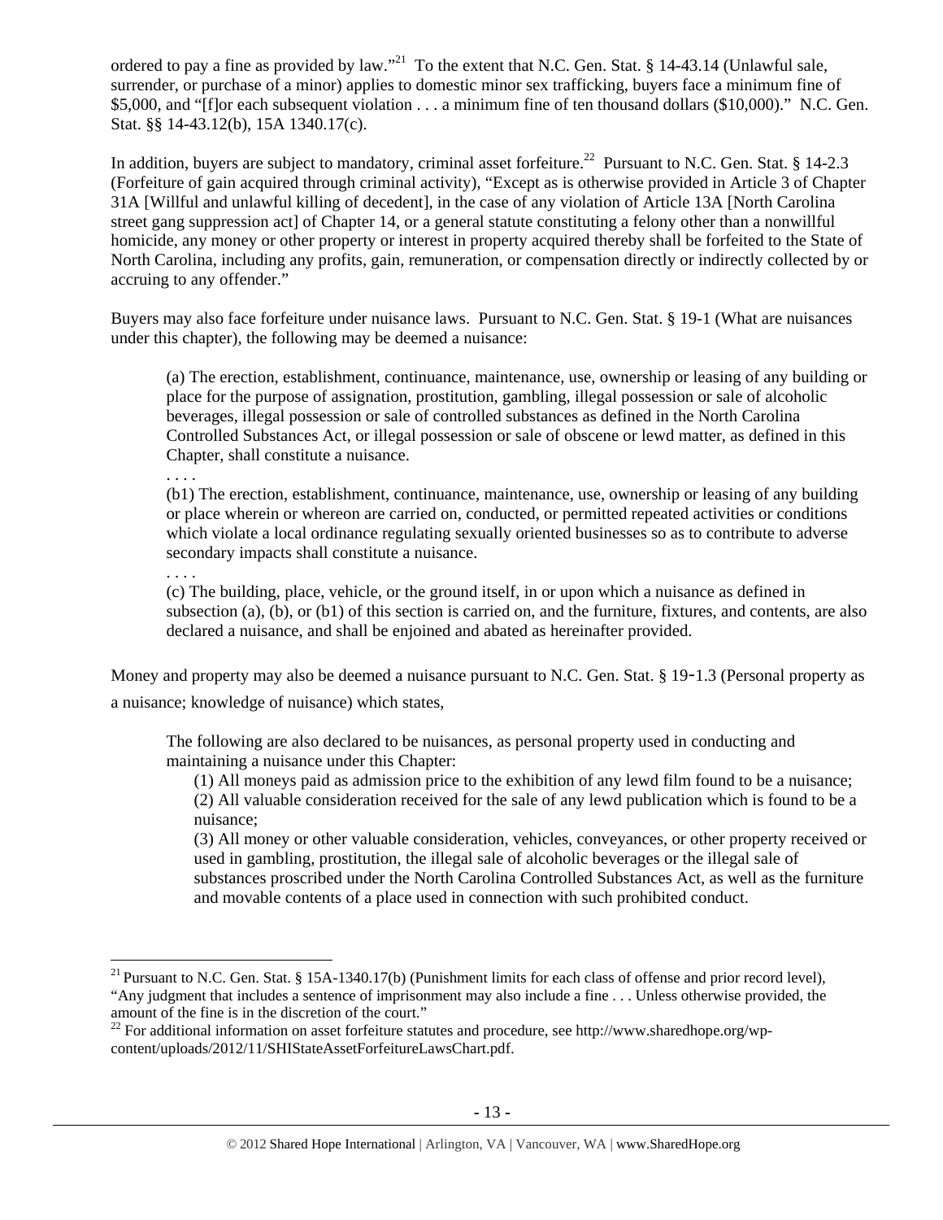ordered to pay a fine as provided by law."[21] To the extent that N.C. Gen. Stat. § 14-43.14 (Unlawful sale, surrender, or purchase of a minor) applies to domestic minor sex trafficking, buyers face a minimum fine of $5,000, and "[f]or each subsequent violation . . . a minimum fine of ten thousand dollars ($10,000)." N.C. Gen. Stat. §§ 14-43.12(b), 15A 1340.17(c).

In addition, buyers are subject to mandatory, criminal asset forfeiture.[22] Pursuant to N.C. Gen. Stat. § 14-2.3 (Forfeiture of gain acquired through criminal activity), "Except as is otherwise provided in Article 3 of Chapter 31A [Willful and unlawful killing of decedent], in the case of any violation of Article 13A [North Carolina street gang suppression act] of Chapter 14, or a general statute constituting a felony other than a nonwillful homicide, any money or other property or interest in property acquired thereby shall be forfeited to the State of North Carolina, including any profits, gain, remuneration, or compensation directly or indirectly collected by or accruing to any offender."

Buyers may also face forfeiture under nuisance laws. Pursuant to N.C. Gen. Stat. § 19-1 (What are nuisances under this chapter), the following may be deemed a nuisance:

> (a) The erection, establishment, continuance, maintenance, use, ownership or leasing of any building or place for the purpose of assignation, prostitution, gambling, illegal possession or sale of alcoholic beverages, illegal possession or sale of controlled substances as defined in the North Carolina Controlled Substances Act, or illegal possession or sale of obscene or lewd matter, as defined in this Chapter, shall constitute a nuisance.
>
> . . . .
>
> (b1) The erection, establishment, continuance, maintenance, use, ownership or leasing of any building or place wherein or whereon are carried on, conducted, or permitted repeated activities or conditions which violate a local ordinance regulating sexually oriented businesses so as to contribute to adverse secondary impacts shall constitute a nuisance.
>
> . . . .
>
> (c) The building, place, vehicle, or the ground itself, in or upon which a nuisance as defined in subsection (a), (b), or (b1) of this section is carried on, and the furniture, fixtures, and contents, are also declared a nuisance, and shall be enjoined and abated as hereinafter provided.

Money and property may also be deemed a nuisance pursuant to N.C. Gen. Stat. § 19-1.3 (Personal property as a nuisance; knowledge of nuisance) which states,

> The following are also declared to be nuisances, as personal property used in conducting and maintaining a nuisance under this Chapter:
>
> (1) All moneys paid as admission price to the exhibition of any lewd film found to be a nuisance;
>
> (2) All valuable consideration received for the sale of any lewd publication which is found to be a nuisance;
>
> (3) All money or other valuable consideration, vehicles, conveyances, or other property received or used in gambling, prostitution, the illegal sale of alcoholic beverages or the illegal sale of substances proscribed under the North Carolina Controlled Substances Act, as well as the furniture and movable contents of a place used in connection with such prohibited conduct.

---

[21] Pursuant to N.C. Gen. Stat. § 15A-1340.17(b) (Punishment limits for each class of offense and prior record level), "Any judgment that includes a sentence of imprisonment may also include a fine . . . Unless otherwise provided, the amount of the fine is in the discretion of the court."

[22] For additional information on asset forfeiture statutes and procedure, see http://www.sharedhope.org/wp-content/uploads/2012/11/SHIStateAssetForfeitureLawsChart.pdf.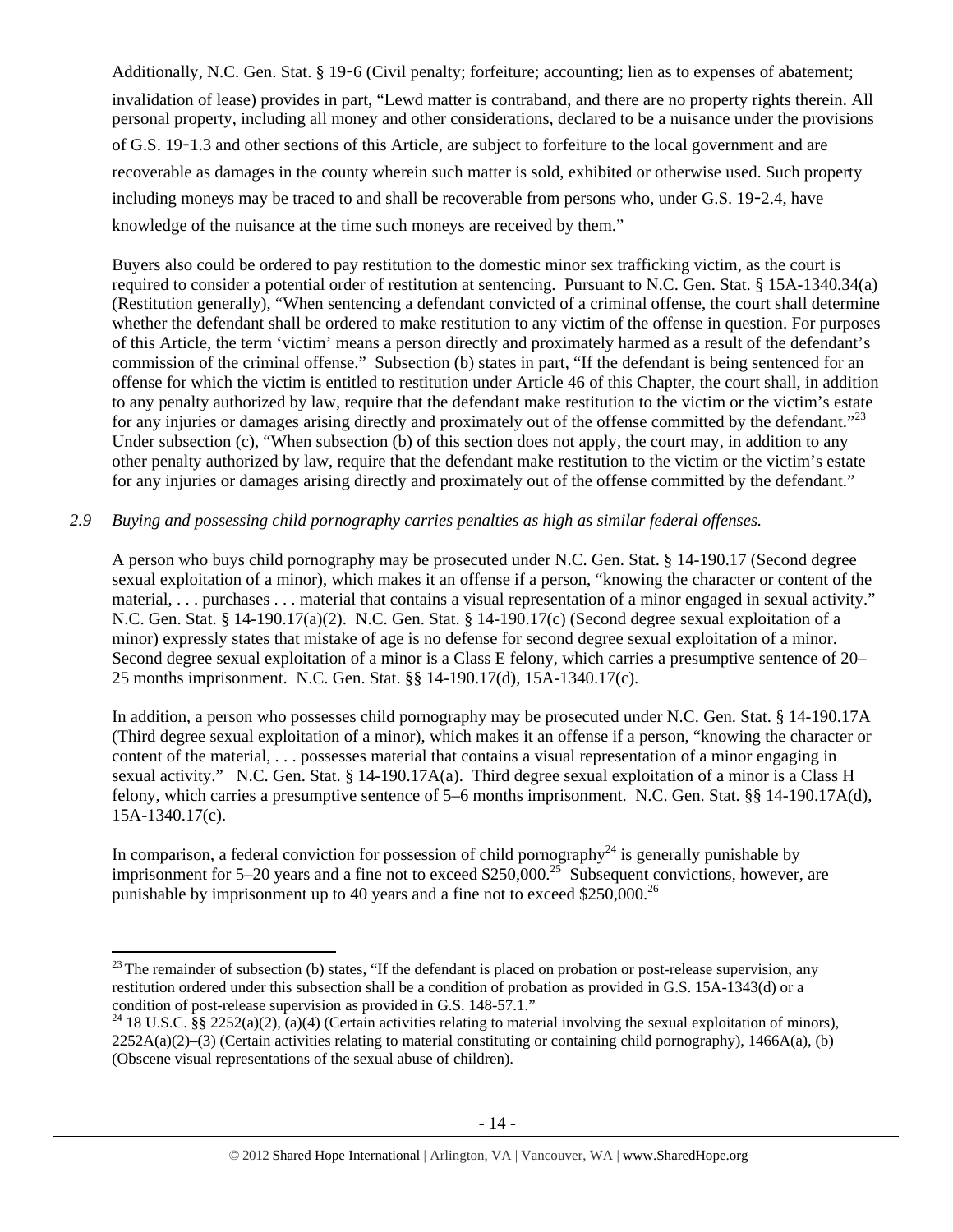Additionally, N.C. Gen. Stat. § 19-6 (Civil penalty; forfeiture; accounting; lien as to expenses of abatement; invalidation of lease) provides in part, "Lewd matter is contraband, and there are no property rights therein. All personal property, including all money and other considerations, declared to be a nuisance under the provisions of G.S. 19-1.3 and other sections of this Article, are subject to forfeiture to the local government and are recoverable as damages in the county wherein such matter is sold, exhibited or otherwise used. Such property including moneys may be traced to and shall be recoverable from persons who, under G.S. 19-2.4, have knowledge of the nuisance at the time such moneys are received by them."

Buyers also could be ordered to pay restitution to the domestic minor sex trafficking victim, as the court is required to consider a potential order of restitution at sentencing. Pursuant to N.C. Gen. Stat. § 15A-1340.34(a) (Restitution generally), "When sentencing a defendant convicted of a criminal offense, the court shall determine whether the defendant shall be ordered to make restitution to any victim of the offense in question. For purposes of this Article, the term 'victim' means a person directly and proximately harmed as a result of the defendant's commission of the criminal offense." Subsection (b) states in part, "If the defendant is being sentenced for an offense for which the victim is entitled to restitution under Article 46 of this Chapter, the court shall, in addition to any penalty authorized by law, require that the defendant make restitution to the victim or the victim's estate for any injuries or damages arising directly and proximately out of the offense committed by the defendant."[23] Under subsection (c), "When subsection (b) of this section does not apply, the court may, in addition to any other penalty authorized by law, require that the defendant make restitution to the victim or the victim's estate for any injuries or damages arising directly and proximately out of the offense committed by the defendant."

*2.9 Buying and possessing child pornography carries penalties as high as similar federal offenses.*

A person who buys child pornography may be prosecuted under N.C. Gen. Stat. § 14-190.17 (Second degree sexual exploitation of a minor), which makes it an offense if a person, "knowing the character or content of the material, . . . purchases . . . material that contains a visual representation of a minor engaged in sexual activity." N.C. Gen. Stat. § 14-190.17(a)(2). N.C. Gen. Stat. § 14-190.17(c) (Second degree sexual exploitation of a minor) expressly states that mistake of age is no defense for second degree sexual exploitation of a minor. Second degree sexual exploitation of a minor is a Class E felony, which carries a presumptive sentence of 20–25 months imprisonment. N.C. Gen. Stat. §§ 14-190.17(d), 15A-1340.17(c).

In addition, a person who possesses child pornography may be prosecuted under N.C. Gen. Stat. § 14-190.17A (Third degree sexual exploitation of a minor), which makes it an offense if a person, "knowing the character or content of the material, . . . possesses material that contains a visual representation of a minor engaging in sexual activity." N.C. Gen. Stat. § 14-190.17A(a). Third degree sexual exploitation of a minor is a Class H felony, which carries a presumptive sentence of 5–6 months imprisonment. N.C. Gen. Stat. §§ 14-190.17A(d), 15A-1340.17(c).

In comparison, a federal conviction for possession of child pornography[24] is generally punishable by imprisonment for 5–20 years and a fine not to exceed \$250,000.[25] Subsequent convictions, however, are punishable by imprisonment up to 40 years and a fine not to exceed \$250,000.[26]

---

[23] The remainder of subsection (b) states, "If the defendant is placed on probation or post-release supervision, any restitution ordered under this subsection shall be a condition of probation as provided in G.S. 15A-1343(d) or a condition of post-release supervision as provided in G.S. 148-57.1."

[24] 18 U.S.C. §§ 2252(a)(2), (a)(4) (Certain activities relating to material involving the sexual exploitation of minors), 2252A(a)(2)–(3) (Certain activities relating to material constituting or containing child pornography), 1466A(a), (b) (Obscene visual representations of the sexual abuse of children).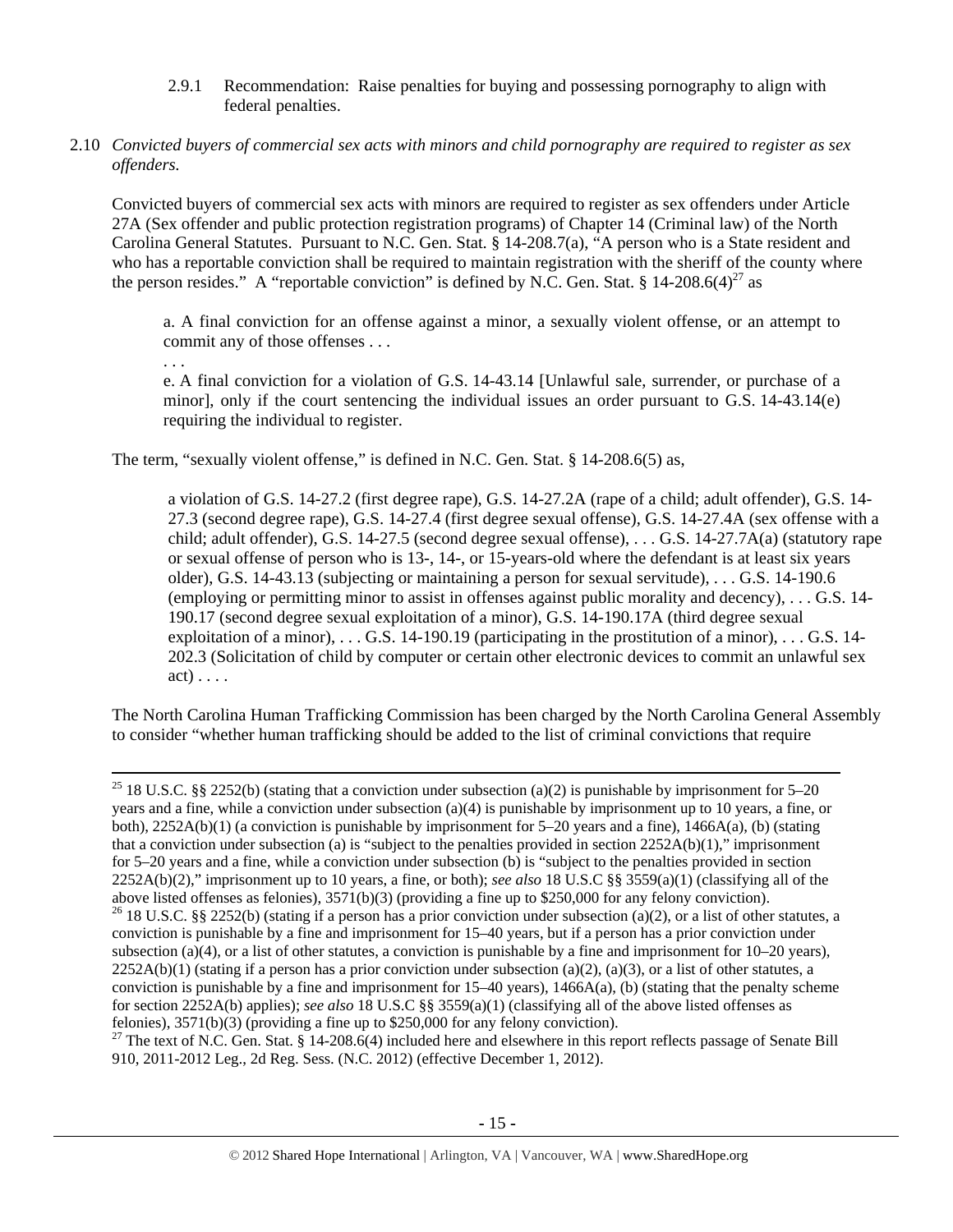2.9.1 Recommendation: Raise penalties for buying and possessing pornography to align with federal penalties.

2.10 *Convicted buyers of commercial sex acts with minors and child pornography are required to register as sex offenders.*

Convicted buyers of commercial sex acts with minors are required to register as sex offenders under Article 27A (Sex offender and public protection registration programs) of Chapter 14 (Criminal law) of the North Carolina General Statutes. Pursuant to N.C. Gen. Stat. § 14-208.7(a), "A person who is a State resident and who has a reportable conviction shall be required to maintain registration with the sheriff of the county where the person resides." A "reportable conviction" is defined by N.C. Gen. Stat. § 14-208.6(4)[27] as

> a. A final conviction for an offense against a minor, a sexually violent offense, or an attempt to commit any of those offenses . . .
>
> . . .
>
> e. A final conviction for a violation of G.S. 14-43.14 [Unlawful sale, surrender, or purchase of a minor], only if the court sentencing the individual issues an order pursuant to G.S. 14-43.14(e) requiring the individual to register.

The term, "sexually violent offense," is defined in N.C. Gen. Stat. § 14-208.6(5) as,

> a violation of G.S. 14-27.2 (first degree rape), G.S. 14-27.2A (rape of a child; adult offender), G.S. 14-27.3 (second degree rape), G.S. 14-27.4 (first degree sexual offense), G.S. 14-27.4A (sex offense with a child; adult offender), G.S. 14-27.5 (second degree sexual offense), . . . G.S. 14-27.7A(a) (statutory rape or sexual offense of person who is 13-, 14-, or 15-years-old where the defendant is at least six years older), G.S. 14-43.13 (subjecting or maintaining a person for sexual servitude), . . . G.S. 14-190.6 (employing or permitting minor to assist in offenses against public morality and decency), . . . G.S. 14-190.17 (second degree sexual exploitation of a minor), G.S. 14-190.17A (third degree sexual exploitation of a minor), . . . G.S. 14-190.19 (participating in the prostitution of a minor), . . . G.S. 14-202.3 (Solicitation of child by computer or certain other electronic devices to commit an unlawful sex act) . . . .

The North Carolina Human Trafficking Commission has been charged by the North Carolina General Assembly to consider "whether human trafficking should be added to the list of criminal convictions that require

---

[25] 18 U.S.C. §§ 2252(b) (stating that a conviction under subsection (a)(2) is punishable by imprisonment for 5–20 years and a fine, while a conviction under subsection (a)(4) is punishable by imprisonment up to 10 years, a fine, or both), 2252A(b)(1) (a conviction is punishable by imprisonment for 5–20 years and a fine), 1466A(a), (b) (stating that a conviction under subsection (a) is "subject to the penalties provided in section 2252A(b)(1)," imprisonment for 5–20 years and a fine, while a conviction under subsection (b) is "subject to the penalties provided in section 2252A(b)(2)," imprisonment up to 10 years, a fine, or both); *see also* 18 U.S.C §§ 3559(a)(1) (classifying all of the above listed offenses as felonies), 3571(b)(3) (providing a fine up to $250,000 for any felony conviction).

[26] 18 U.S.C. §§ 2252(b) (stating if a person has a prior conviction under subsection (a)(2), or a list of other statutes, a conviction is punishable by a fine and imprisonment for 15–40 years, but if a person has a prior conviction under subsection (a)(4), or a list of other statutes, a conviction is punishable by a fine and imprisonment for 10–20 years), 2252A(b)(1) (stating if a person has a prior conviction under subsection (a)(2), (a)(3), or a list of other statutes, a conviction is punishable by a fine and imprisonment for 15–40 years), 1466A(a), (b) (stating that the penalty scheme for section 2252A(b) applies); *see also* 18 U.S.C §§ 3559(a)(1) (classifying all of the above listed offenses as felonies), 3571(b)(3) (providing a fine up to $250,000 for any felony conviction).

[27] The text of N.C. Gen. Stat. § 14-208.6(4) included here and elsewhere in this report reflects passage of Senate Bill 910, 2011-2012 Leg., 2d Reg. Sess. (N.C. 2012) (effective December 1, 2012).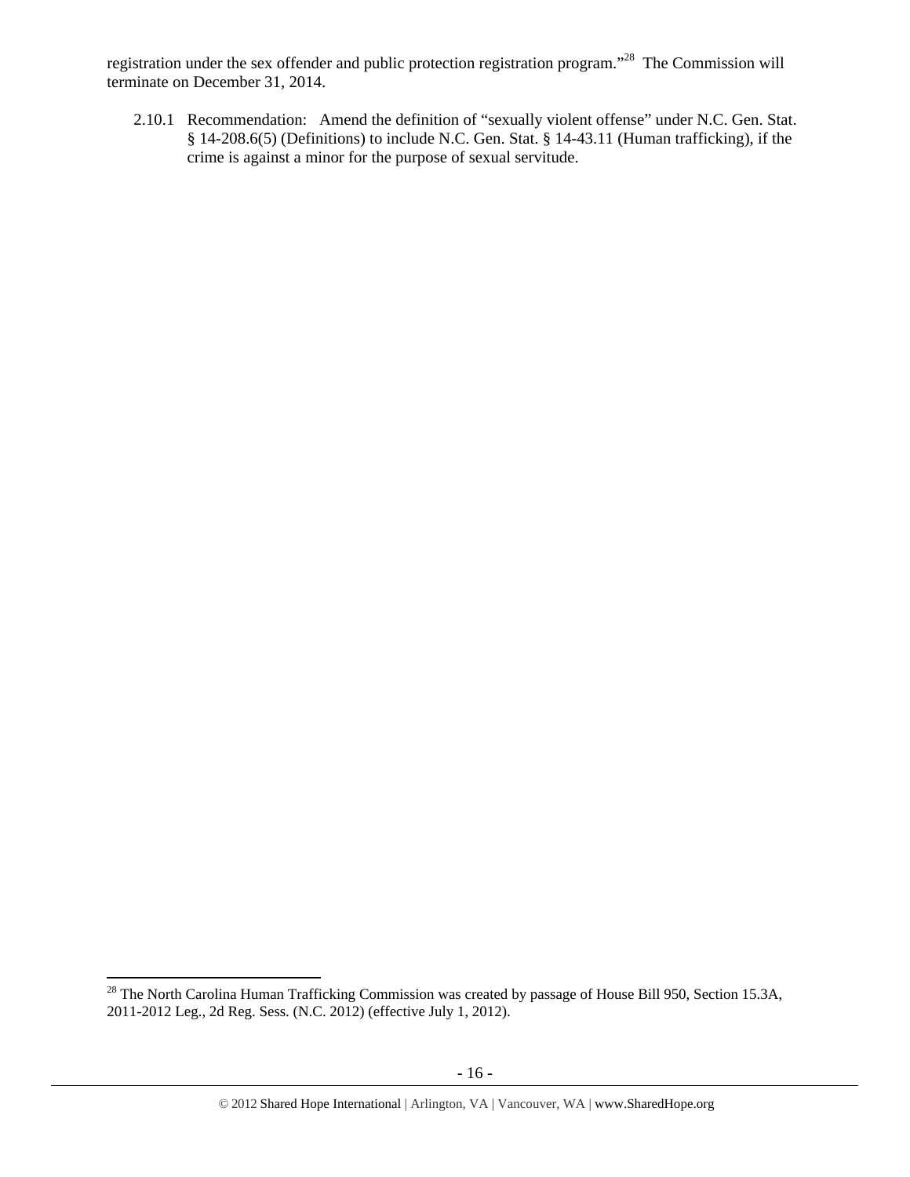registration under the sex offender and public protection registration program."[28] The Commission will terminate on December 31, 2014.

2.10.1 Recommendation: Amend the definition of "sexually violent offense" under N.C. Gen. Stat. § 14-208.6(5) (Definitions) to include N.C. Gen. Stat. § 14-43.11 (Human trafficking), if the crime is against a minor for the purpose of sexual servitude.

---

[28] The North Carolina Human Trafficking Commission was created by passage of House Bill 950, Section 15.3A, 2011-2012 Leg., 2d Reg. Sess. (N.C. 2012) (effective July 1, 2012).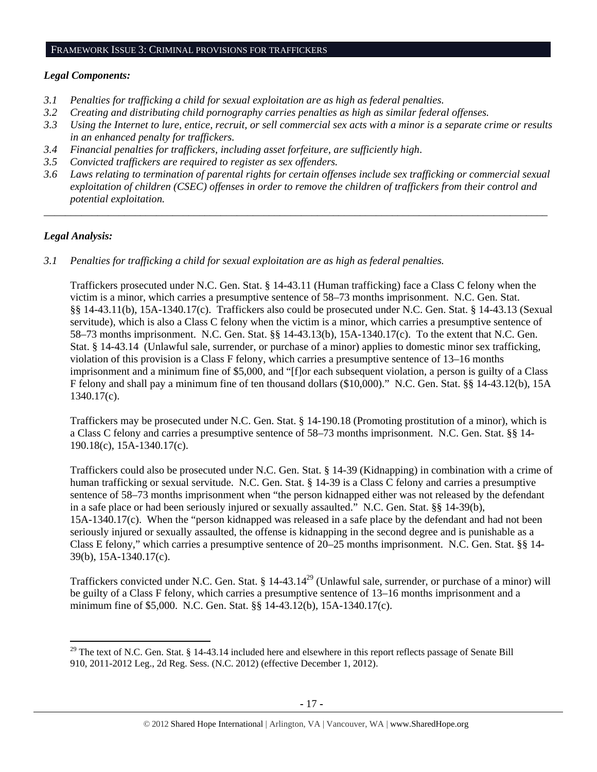## FRAMEWORK ISSUE 3: CRIMINAL PROVISIONS FOR TRAFFICKERS

### *Legal Components:*

*3.1 Penalties for trafficking a child for sexual exploitation are as high as federal penalties.*
*3.2 Creating and distributing child pornography carries penalties as high as similar federal offenses.*
*3.3 Using the Internet to lure, entice, recruit, or sell commercial sex acts with a minor is a separate crime or results in an enhanced penalty for traffickers.*
*3.4 Financial penalties for traffickers, including asset forfeiture, are sufficiently high.*
*3.5 Convicted traffickers are required to register as sex offenders.*
*3.6 Laws relating to termination of parental rights for certain offenses include sex trafficking or commercial sexual exploitation of children (CSEC) offenses in order to remove the children of traffickers from their control and potential exploitation.*

---

### *Legal Analysis:*

*3.1 Penalties for trafficking a child for sexual exploitation are as high as federal penalties.*

Traffickers prosecuted under N.C. Gen. Stat. § 14-43.11 (Human trafficking) face a Class C felony when the victim is a minor, which carries a presumptive sentence of 58–73 months imprisonment. N.C. Gen. Stat. §§ 14-43.11(b), 15A-1340.17(c). Traffickers also could be prosecuted under N.C. Gen. Stat. § 14-43.13 (Sexual servitude), which is also a Class C felony when the victim is a minor, which carries a presumptive sentence of 58–73 months imprisonment. N.C. Gen. Stat. §§ 14-43.13(b), 15A-1340.17(c). To the extent that N.C. Gen. Stat. § 14-43.14 (Unlawful sale, surrender, or purchase of a minor) applies to domestic minor sex trafficking, violation of this provision is a Class F felony, which carries a presumptive sentence of 13–16 months imprisonment and a minimum fine of $5,000, and "[f]or each subsequent violation, a person is guilty of a Class F felony and shall pay a minimum fine of ten thousand dollars ($10,000)." N.C. Gen. Stat. §§ 14-43.12(b), 15A 1340.17(c).

Traffickers may be prosecuted under N.C. Gen. Stat. § 14-190.18 (Promoting prostitution of a minor), which is a Class C felony and carries a presumptive sentence of 58–73 months imprisonment. N.C. Gen. Stat. §§ 14-190.18(c), 15A-1340.17(c).

Traffickers could also be prosecuted under N.C. Gen. Stat. § 14-39 (Kidnapping) in combination with a crime of human trafficking or sexual servitude. N.C. Gen. Stat. § 14-39 is a Class C felony and carries a presumptive sentence of 58–73 months imprisonment when "the person kidnapped either was not released by the defendant in a safe place or had been seriously injured or sexually assaulted." N.C. Gen. Stat. §§ 14-39(b), 15A-1340.17(c). When the "person kidnapped was released in a safe place by the defendant and had not been seriously injured or sexually assaulted, the offense is kidnapping in the second degree and is punishable as a Class E felony," which carries a presumptive sentence of 20–25 months imprisonment. N.C. Gen. Stat. §§ 14-39(b), 15A-1340.17(c).

Traffickers convicted under N.C. Gen. Stat. § 14-43.14[29] (Unlawful sale, surrender, or purchase of a minor) will be guilty of a Class F felony, which carries a presumptive sentence of 13–16 months imprisonment and a minimum fine of $5,000. N.C. Gen. Stat. §§ 14-43.12(b), 15A-1340.17(c).

---

[29] The text of N.C. Gen. Stat. § 14-43.14 included here and elsewhere in this report reflects passage of Senate Bill 910, 2011-2012 Leg., 2d Reg. Sess. (N.C. 2012) (effective December 1, 2012).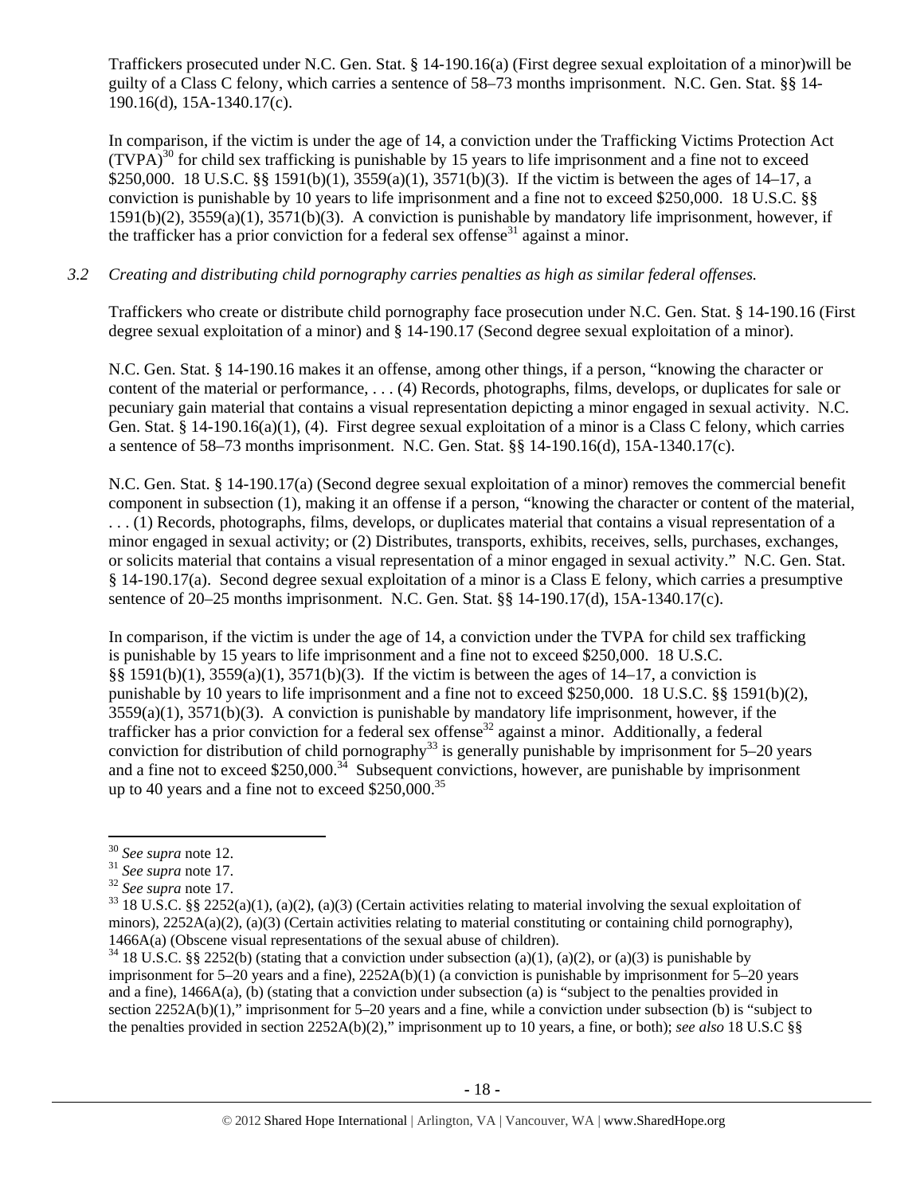Traffickers prosecuted under N.C. Gen. Stat. § 14-190.16(a) (First degree sexual exploitation of a minor)will be guilty of a Class C felony, which carries a sentence of 58–73 months imprisonment. N.C. Gen. Stat. §§ 14-190.16(d), 15A-1340.17(c).

In comparison, if the victim is under the age of 14, a conviction under the Trafficking Victims Protection Act (TVPA)[30] for child sex trafficking is punishable by 15 years to life imprisonment and a fine not to exceed $250,000. 18 U.S.C. §§ 1591(b)(1), 3559(a)(1), 3571(b)(3). If the victim is between the ages of 14–17, a conviction is punishable by 10 years to life imprisonment and a fine not to exceed $250,000. 18 U.S.C. §§ 1591(b)(2), 3559(a)(1), 3571(b)(3). A conviction is punishable by mandatory life imprisonment, however, if the trafficker has a prior conviction for a federal sex offense[31] against a minor.

*3.2 Creating and distributing child pornography carries penalties as high as similar federal offenses.*

Traffickers who create or distribute child pornography face prosecution under N.C. Gen. Stat. § 14-190.16 (First degree sexual exploitation of a minor) and § 14-190.17 (Second degree sexual exploitation of a minor).

N.C. Gen. Stat. § 14-190.16 makes it an offense, among other things, if a person, "knowing the character or content of the material or performance, . . . (4) Records, photographs, films, develops, or duplicates for sale or pecuniary gain material that contains a visual representation depicting a minor engaged in sexual activity. N.C. Gen. Stat. § 14-190.16(a)(1), (4). First degree sexual exploitation of a minor is a Class C felony, which carries a sentence of 58–73 months imprisonment. N.C. Gen. Stat. §§ 14-190.16(d), 15A-1340.17(c).

N.C. Gen. Stat. § 14-190.17(a) (Second degree sexual exploitation of a minor) removes the commercial benefit component in subsection (1), making it an offense if a person, "knowing the character or content of the material, . . . (1) Records, photographs, films, develops, or duplicates material that contains a visual representation of a minor engaged in sexual activity; or (2) Distributes, transports, exhibits, receives, sells, purchases, exchanges, or solicits material that contains a visual representation of a minor engaged in sexual activity." N.C. Gen. Stat. § 14-190.17(a). Second degree sexual exploitation of a minor is a Class E felony, which carries a presumptive sentence of 20–25 months imprisonment. N.C. Gen. Stat. §§ 14-190.17(d), 15A-1340.17(c).

In comparison, if the victim is under the age of 14, a conviction under the TVPA for child sex trafficking is punishable by 15 years to life imprisonment and a fine not to exceed $250,000. 18 U.S.C. §§ 1591(b)(1), 3559(a)(1), 3571(b)(3). If the victim is between the ages of 14–17, a conviction is punishable by 10 years to life imprisonment and a fine not to exceed $250,000. 18 U.S.C. §§ 1591(b)(2), 3559(a)(1), 3571(b)(3). A conviction is punishable by mandatory life imprisonment, however, if the trafficker has a prior conviction for a federal sex offense[32] against a minor. Additionally, a federal conviction for distribution of child pornography[33] is generally punishable by imprisonment for 5–20 years and a fine not to exceed $250,000.[34] Subsequent convictions, however, are punishable by imprisonment up to 40 years and a fine not to exceed $250,000.[35]

---

[30] *See supra* note 12.

[31] *See supra* note 17.

[32] *See supra* note 17.

[33] 18 U.S.C. §§ 2252(a)(1), (a)(2), (a)(3) (Certain activities relating to material involving the sexual exploitation of minors), 2252A(a)(2), (a)(3) (Certain activities relating to material constituting or containing child pornography), 1466A(a) (Obscene visual representations of the sexual abuse of children).

[34] 18 U.S.C. §§ 2252(b) (stating that a conviction under subsection (a)(1), (a)(2), or (a)(3) is punishable by imprisonment for 5–20 years and a fine), 2252A(b)(1) (a conviction is punishable by imprisonment for 5–20 years and a fine), 1466A(a), (b) (stating that a conviction under subsection (a) is "subject to the penalties provided in section 2252A(b)(1)," imprisonment for 5–20 years and a fine, while a conviction under subsection (b) is "subject to the penalties provided in section 2252A(b)(2)," imprisonment up to 10 years, a fine, or both); *see also* 18 U.S.C §§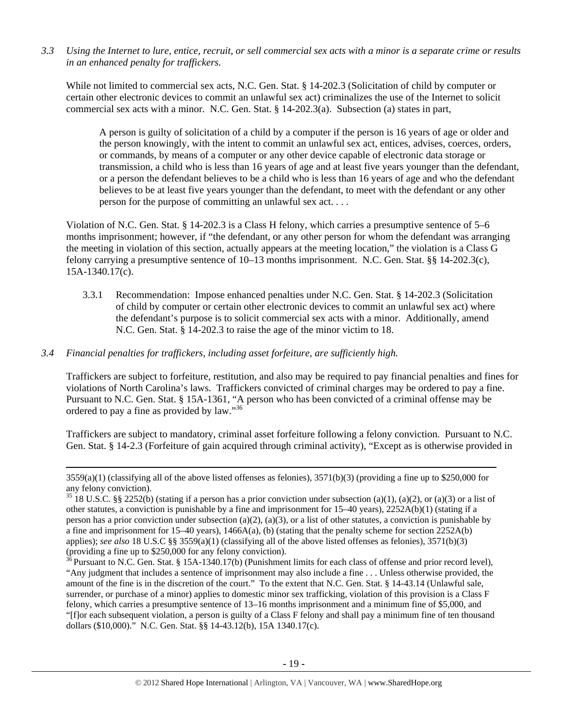*3.3 Using the Internet to lure, entice, recruit, or sell commercial sex acts with a minor is a separate crime or results in an enhanced penalty for traffickers.*

While not limited to commercial sex acts, N.C. Gen. Stat. § 14-202.3 (Solicitation of child by computer or certain other electronic devices to commit an unlawful sex act) criminalizes the use of the Internet to solicit commercial sex acts with a minor. N.C. Gen. Stat. § 14-202.3(a). Subsection (a) states in part,

> A person is guilty of solicitation of a child by a computer if the person is 16 years of age or older and the person knowingly, with the intent to commit an unlawful sex act, entices, advises, coerces, orders, or commands, by means of a computer or any other device capable of electronic data storage or transmission, a child who is less than 16 years of age and at least five years younger than the defendant, or a person the defendant believes to be a child who is less than 16 years of age and who the defendant believes to be at least five years younger than the defendant, to meet with the defendant or any other person for the purpose of committing an unlawful sex act. . . .

Violation of N.C. Gen. Stat. § 14-202.3 is a Class H felony, which carries a presumptive sentence of 5–6 months imprisonment; however, if "the defendant, or any other person for whom the defendant was arranging the meeting in violation of this section, actually appears at the meeting location," the violation is a Class G felony carrying a presumptive sentence of 10–13 months imprisonment. N.C. Gen. Stat. §§ 14-202.3(c), 15A-1340.17(c).

3.3.1 Recommendation: Impose enhanced penalties under N.C. Gen. Stat. § 14-202.3 (Solicitation of child by computer or certain other electronic devices to commit an unlawful sex act) where the defendant's purpose is to solicit commercial sex acts with a minor. Additionally, amend N.C. Gen. Stat. § 14-202.3 to raise the age of the minor victim to 18.

*3.4 Financial penalties for traffickers, including asset forfeiture, are sufficiently high.*

Traffickers are subject to forfeiture, restitution, and also may be required to pay financial penalties and fines for violations of North Carolina's laws. Traffickers convicted of criminal charges may be ordered to pay a fine. Pursuant to N.C. Gen. Stat. § 15A-1361, "A person who has been convicted of a criminal offense may be ordered to pay a fine as provided by law."[36]

Traffickers are subject to mandatory, criminal asset forfeiture following a felony conviction. Pursuant to N.C. Gen. Stat. § 14-2.3 (Forfeiture of gain acquired through criminal activity), "Except as is otherwise provided in

---

3559(a)(1) (classifying all of the above listed offenses as felonies), 3571(b)(3) (providing a fine up to $250,000 for any felony conviction).

[35] 18 U.S.C. §§ 2252(b) (stating if a person has a prior conviction under subsection (a)(1), (a)(2), or (a)(3) or a list of other statutes, a conviction is punishable by a fine and imprisonment for 15–40 years), 2252A(b)(1) (stating if a person has a prior conviction under subsection (a)(2), (a)(3), or a list of other statutes, a conviction is punishable by a fine and imprisonment for 15–40 years), 1466A(a), (b) (stating that the penalty scheme for section 2252A(b) applies); *see also* 18 U.S.C §§ 3559(a)(1) (classifying all of the above listed offenses as felonies), 3571(b)(3) (providing a fine up to $250,000 for any felony conviction).

[36] Pursuant to N.C. Gen. Stat. § 15A-1340.17(b) (Punishment limits for each class of offense and prior record level), "Any judgment that includes a sentence of imprisonment may also include a fine . . . Unless otherwise provided, the amount of the fine is in the discretion of the court." To the extent that N.C. Gen. Stat. § 14-43.14 (Unlawful sale, surrender, or purchase of a minor) applies to domestic minor sex trafficking, violation of this provision is a Class F felony, which carries a presumptive sentence of 13–16 months imprisonment and a minimum fine of $5,000, and "[f]or each subsequent violation, a person is guilty of a Class F felony and shall pay a minimum fine of ten thousand dollars ($10,000)." N.C. Gen. Stat. §§ 14-43.12(b), 15A 1340.17(c).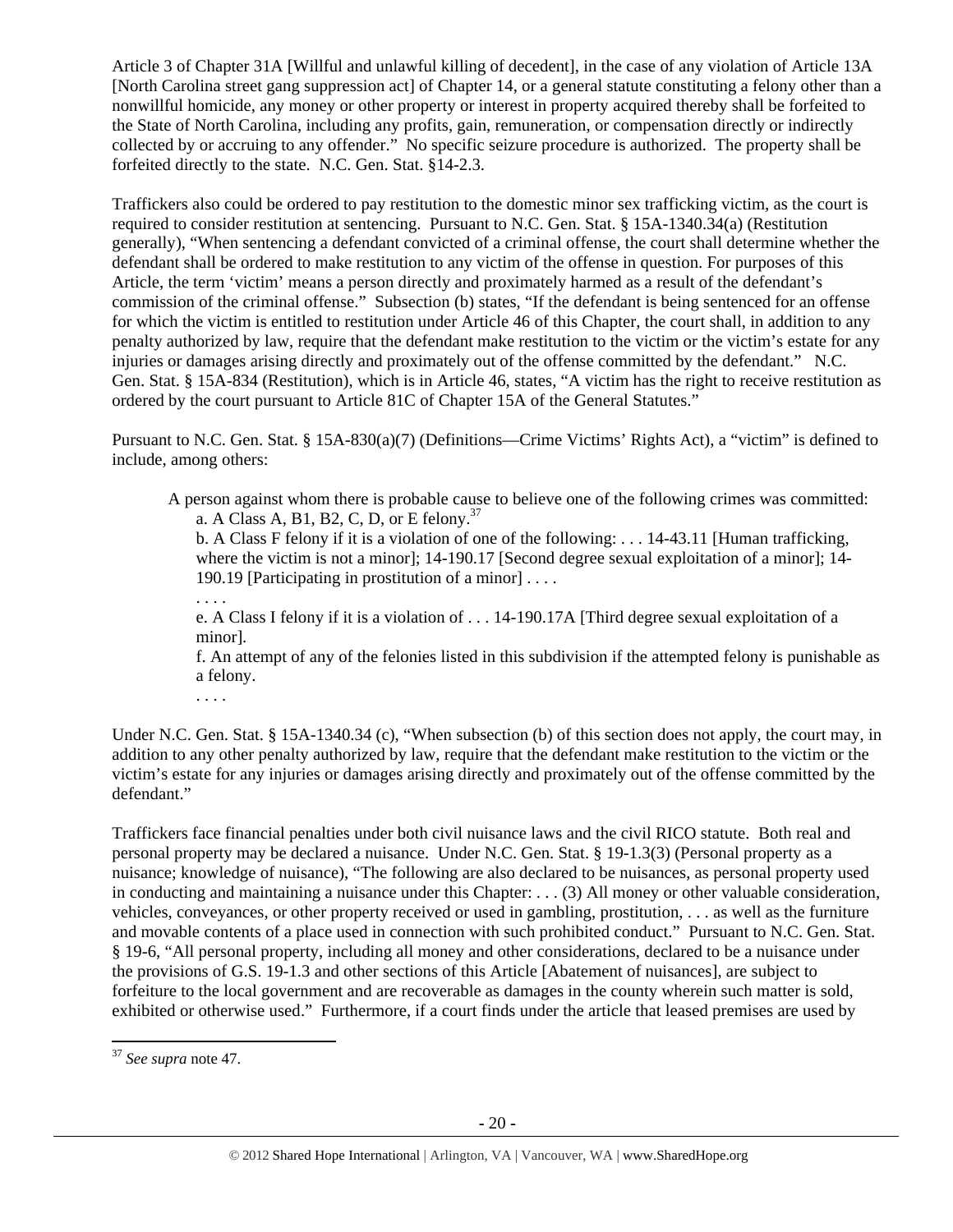Article 3 of Chapter 31A [Willful and unlawful killing of decedent], in the case of any violation of Article 13A [North Carolina street gang suppression act] of Chapter 14, or a general statute constituting a felony other than a nonwillful homicide, any money or other property or interest in property acquired thereby shall be forfeited to the State of North Carolina, including any profits, gain, remuneration, or compensation directly or indirectly collected by or accruing to any offender." No specific seizure procedure is authorized. The property shall be forfeited directly to the state. N.C. Gen. Stat. §14-2.3.

Traffickers also could be ordered to pay restitution to the domestic minor sex trafficking victim, as the court is required to consider restitution at sentencing. Pursuant to N.C. Gen. Stat. § 15A-1340.34(a) (Restitution generally), "When sentencing a defendant convicted of a criminal offense, the court shall determine whether the defendant shall be ordered to make restitution to any victim of the offense in question. For purposes of this Article, the term 'victim' means a person directly and proximately harmed as a result of the defendant's commission of the criminal offense." Subsection (b) states, "If the defendant is being sentenced for an offense for which the victim is entitled to restitution under Article 46 of this Chapter, the court shall, in addition to any penalty authorized by law, require that the defendant make restitution to the victim or the victim's estate for any injuries or damages arising directly and proximately out of the offense committed by the defendant." N.C. Gen. Stat. § 15A-834 (Restitution), which is in Article 46, states, "A victim has the right to receive restitution as ordered by the court pursuant to Article 81C of Chapter 15A of the General Statutes."

Pursuant to N.C. Gen. Stat. § 15A-830(a)(7) (Definitions—Crime Victims' Rights Act), a "victim" is defined to include, among others:

> A person against whom there is probable cause to believe one of the following crimes was committed:
>
> a. A Class A, B1, B2, C, D, or E felony.[37]
>
> b. A Class F felony if it is a violation of one of the following: . . . 14-43.11 [Human trafficking, where the victim is not a minor]; 14-190.17 [Second degree sexual exploitation of a minor]; 14-190.19 [Participating in prostitution of a minor] . . . .
>
> . . . .
>
> e. A Class I felony if it is a violation of . . . 14-190.17A [Third degree sexual exploitation of a minor].
>
> f. An attempt of any of the felonies listed in this subdivision if the attempted felony is punishable as a felony.
>
> . . . .

Under N.C. Gen. Stat. § 15A-1340.34 (c), "When subsection (b) of this section does not apply, the court may, in addition to any other penalty authorized by law, require that the defendant make restitution to the victim or the victim's estate for any injuries or damages arising directly and proximately out of the offense committed by the defendant."

Traffickers face financial penalties under both civil nuisance laws and the civil RICO statute. Both real and personal property may be declared a nuisance. Under N.C. Gen. Stat. § 19-1.3(3) (Personal property as a nuisance; knowledge of nuisance), "The following are also declared to be nuisances, as personal property used in conducting and maintaining a nuisance under this Chapter: . . . (3) All money or other valuable consideration, vehicles, conveyances, or other property received or used in gambling, prostitution, . . . as well as the furniture and movable contents of a place used in connection with such prohibited conduct." Pursuant to N.C. Gen. Stat. § 19-6, "All personal property, including all money and other considerations, declared to be a nuisance under the provisions of G.S. 19-1.3 and other sections of this Article [Abatement of nuisances], are subject to forfeiture to the local government and are recoverable as damages in the county wherein such matter is sold, exhibited or otherwise used." Furthermore, if a court finds under the article that leased premises are used by

---

[37] *See supra* note 47.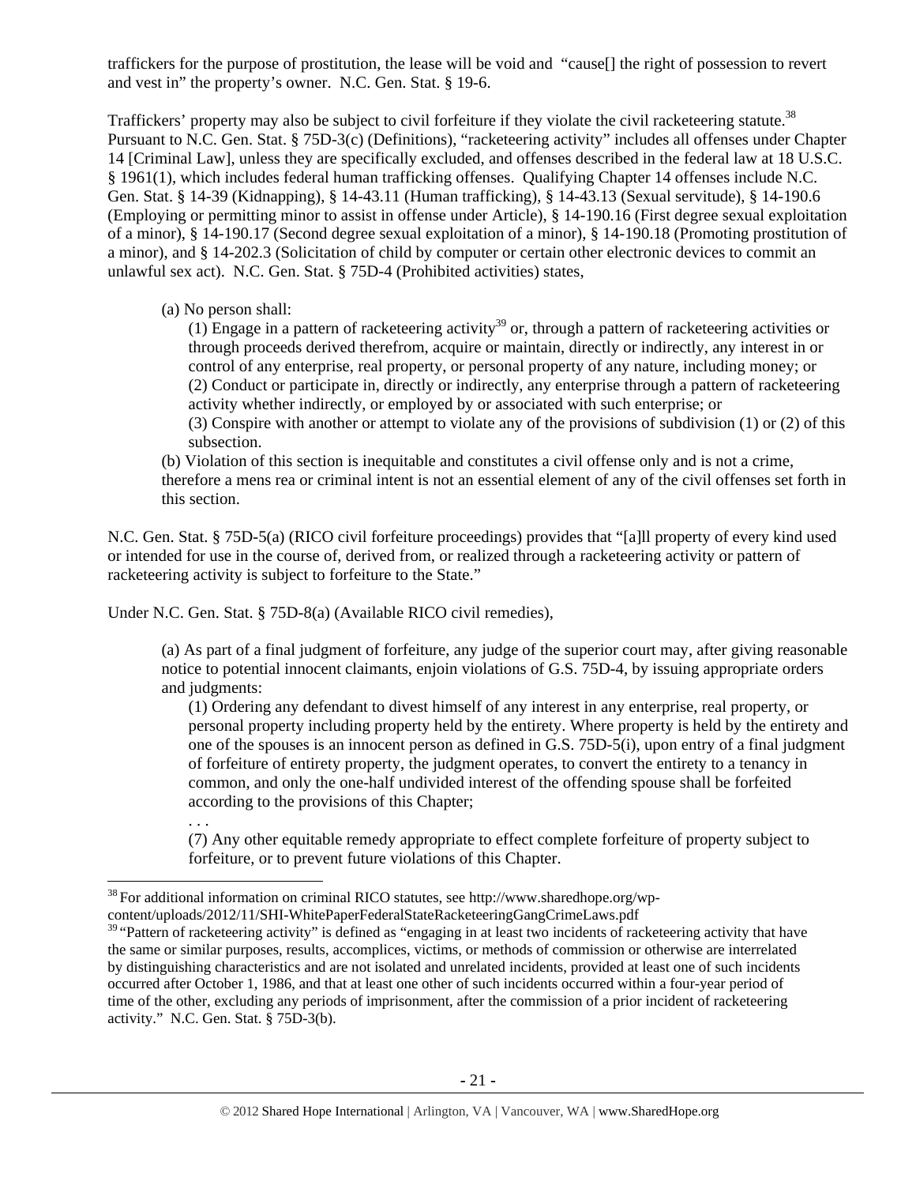traffickers for the purpose of prostitution, the lease will be void and "cause[] the right of possession to revert and vest in" the property's owner. N.C. Gen. Stat. § 19-6.

Traffickers' property may also be subject to civil forfeiture if they violate the civil racketeering statute.[38] Pursuant to N.C. Gen. Stat. § 75D-3(c) (Definitions), "racketeering activity" includes all offenses under Chapter 14 [Criminal Law], unless they are specifically excluded, and offenses described in the federal law at 18 U.S.C. § 1961(1), which includes federal human trafficking offenses. Qualifying Chapter 14 offenses include N.C. Gen. Stat. § 14-39 (Kidnapping), § 14-43.11 (Human trafficking), § 14-43.13 (Sexual servitude), § 14-190.6 (Employing or permitting minor to assist in offense under Article), § 14-190.16 (First degree sexual exploitation of a minor), § 14-190.17 (Second degree sexual exploitation of a minor), § 14-190.18 (Promoting prostitution of a minor), and § 14-202.3 (Solicitation of child by computer or certain other electronic devices to commit an unlawful sex act). N.C. Gen. Stat. § 75D-4 (Prohibited activities) states,

> (a) No person shall:
>
> (1) Engage in a pattern of racketeering activity[39] or, through a pattern of racketeering activities or through proceeds derived therefrom, acquire or maintain, directly or indirectly, any interest in or control of any enterprise, real property, or personal property of any nature, including money; or
> (2) Conduct or participate in, directly or indirectly, any enterprise through a pattern of racketeering activity whether indirectly, or employed by or associated with such enterprise; or
> (3) Conspire with another or attempt to violate any of the provisions of subdivision (1) or (2) of this subsection.
>
> (b) Violation of this section is inequitable and constitutes a civil offense only and is not a crime, therefore a mens rea or criminal intent is not an essential element of any of the civil offenses set forth in this section.

N.C. Gen. Stat. § 75D-5(a) (RICO civil forfeiture proceedings) provides that "[a]ll property of every kind used or intended for use in the course of, derived from, or realized through a racketeering activity or pattern of racketeering activity is subject to forfeiture to the State."

Under N.C. Gen. Stat. § 75D-8(a) (Available RICO civil remedies),

> (a) As part of a final judgment of forfeiture, any judge of the superior court may, after giving reasonable notice to potential innocent claimants, enjoin violations of G.S. 75D-4, by issuing appropriate orders and judgments:
>
> (1) Ordering any defendant to divest himself of any interest in any enterprise, real property, or personal property including property held by the entirety. Where property is held by the entirety and one of the spouses is an innocent person as defined in G.S. 75D-5(i), upon entry of a final judgment of forfeiture of entirety property, the judgment operates, to convert the entirety to a tenancy in common, and only the one-half undivided interest of the offending spouse shall be forfeited according to the provisions of this Chapter;
>
> . . .
>
> (7) Any other equitable remedy appropriate to effect complete forfeiture of property subject to forfeiture, or to prevent future violations of this Chapter.

---

[38] For additional information on criminal RICO statutes, see http://www.sharedhope.org/wp-content/uploads/2012/11/SHI-WhitePaperFederalStateRacketeeringGangCrimeLaws.pdf

[39] "Pattern of racketeering activity" is defined as "engaging in at least two incidents of racketeering activity that have the same or similar purposes, results, accomplices, victims, or methods of commission or otherwise are interrelated by distinguishing characteristics and are not isolated and unrelated incidents, provided at least one of such incidents occurred after October 1, 1986, and that at least one other of such incidents occurred within a four-year period of time of the other, excluding any periods of imprisonment, after the commission of a prior incident of racketeering activity." N.C. Gen. Stat. § 75D-3(b).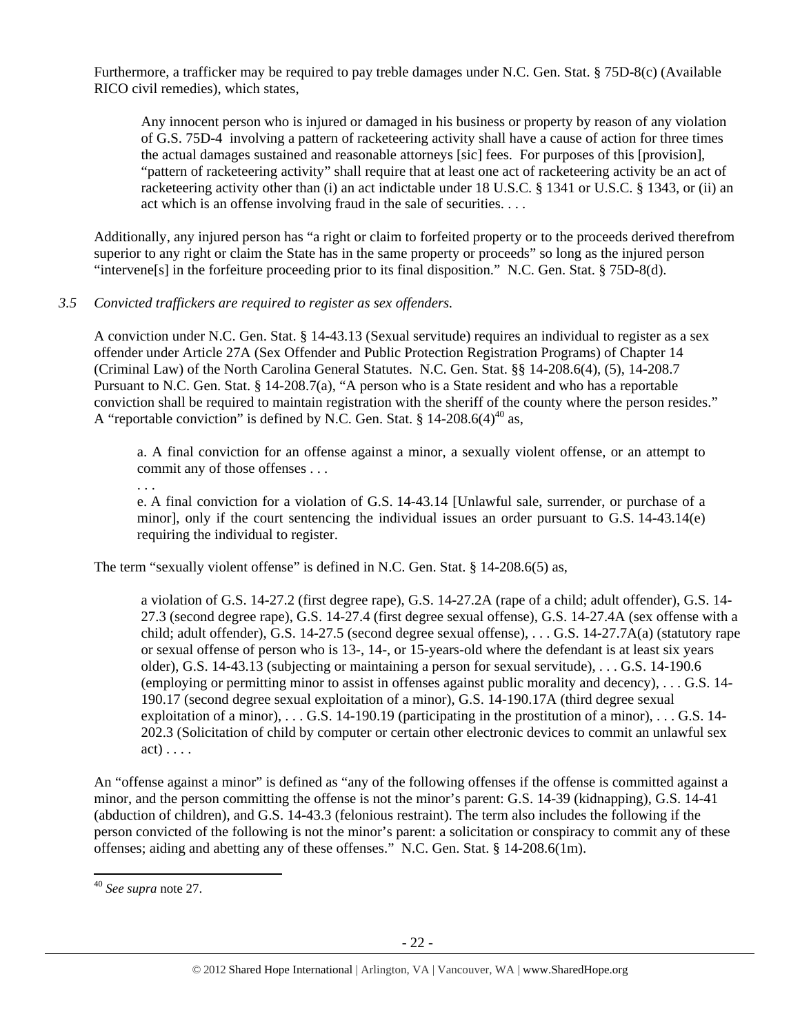Furthermore, a trafficker may be required to pay treble damages under N.C. Gen. Stat. § 75D-8(c) (Available RICO civil remedies), which states,

> Any innocent person who is injured or damaged in his business or property by reason of any violation of G.S. 75D-4 involving a pattern of racketeering activity shall have a cause of action for three times the actual damages sustained and reasonable attorneys [sic] fees. For purposes of this [provision], "pattern of racketeering activity" shall require that at least one act of racketeering activity be an act of racketeering activity other than (i) an act indictable under 18 U.S.C. § 1341 or U.S.C. § 1343, or (ii) an act which is an offense involving fraud in the sale of securities. . . .

Additionally, any injured person has "a right or claim to forfeited property or to the proceeds derived therefrom superior to any right or claim the State has in the same property or proceeds" so long as the injured person "intervene[s] in the forfeiture proceeding prior to its final disposition." N.C. Gen. Stat. § 75D-8(d).

*3.5 Convicted traffickers are required to register as sex offenders.*

A conviction under N.C. Gen. Stat. § 14-43.13 (Sexual servitude) requires an individual to register as a sex offender under Article 27A (Sex Offender and Public Protection Registration Programs) of Chapter 14 (Criminal Law) of the North Carolina General Statutes. N.C. Gen. Stat. §§ 14-208.6(4), (5), 14-208.7 Pursuant to N.C. Gen. Stat. § 14-208.7(a), "A person who is a State resident and who has a reportable conviction shall be required to maintain registration with the sheriff of the county where the person resides." A "reportable conviction" is defined by N.C. Gen. Stat. § 14-208.6(4)[40] as,

> a. A final conviction for an offense against a minor, a sexually violent offense, or an attempt to commit any of those offenses . . .
>
> . . .
>
> e. A final conviction for a violation of G.S. 14-43.14 [Unlawful sale, surrender, or purchase of a minor], only if the court sentencing the individual issues an order pursuant to G.S. 14-43.14(e) requiring the individual to register.

The term "sexually violent offense" is defined in N.C. Gen. Stat. § 14-208.6(5) as,

> a violation of G.S. 14-27.2 (first degree rape), G.S. 14-27.2A (rape of a child; adult offender), G.S. 14-27.3 (second degree rape), G.S. 14-27.4 (first degree sexual offense), G.S. 14-27.4A (sex offense with a child; adult offender), G.S. 14-27.5 (second degree sexual offense), . . . G.S. 14-27.7A(a) (statutory rape or sexual offense of person who is 13-, 14-, or 15-years-old where the defendant is at least six years older), G.S. 14-43.13 (subjecting or maintaining a person for sexual servitude), . . . G.S. 14-190.6 (employing or permitting minor to assist in offenses against public morality and decency), . . . G.S. 14-190.17 (second degree sexual exploitation of a minor), G.S. 14-190.17A (third degree sexual exploitation of a minor), . . . G.S. 14-190.19 (participating in the prostitution of a minor), . . . G.S. 14-202.3 (Solicitation of child by computer or certain other electronic devices to commit an unlawful sex act) . . . .

An "offense against a minor" is defined as "any of the following offenses if the offense is committed against a minor, and the person committing the offense is not the minor's parent: G.S. 14-39 (kidnapping), G.S. 14-41 (abduction of children), and G.S. 14-43.3 (felonious restraint). The term also includes the following if the person convicted of the following is not the minor's parent: a solicitation or conspiracy to commit any of these offenses; aiding and abetting any of these offenses." N.C. Gen. Stat. § 14-208.6(1m).

[40] *See supra* note 27.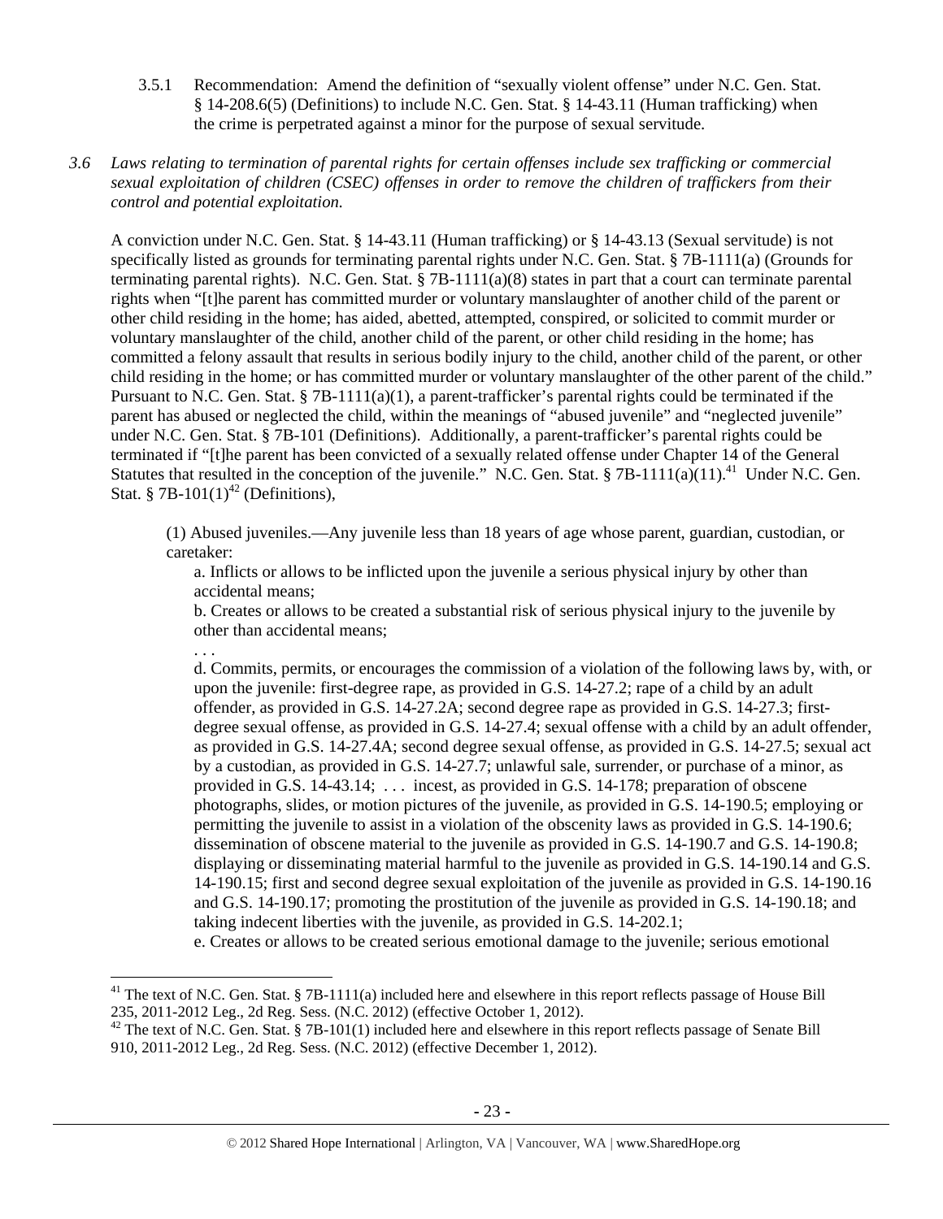3.5.1 Recommendation: Amend the definition of "sexually violent offense" under N.C. Gen. Stat. § 14-208.6(5) (Definitions) to include N.C. Gen. Stat. § 14-43.11 (Human trafficking) when the crime is perpetrated against a minor for the purpose of sexual servitude.

*3.6 Laws relating to termination of parental rights for certain offenses include sex trafficking or commercial sexual exploitation of children (CSEC) offenses in order to remove the children of traffickers from their control and potential exploitation.*

A conviction under N.C. Gen. Stat. § 14-43.11 (Human trafficking) or § 14-43.13 (Sexual servitude) is not specifically listed as grounds for terminating parental rights under N.C. Gen. Stat. § 7B-1111(a) (Grounds for terminating parental rights). N.C. Gen. Stat. § 7B-1111(a)(8) states in part that a court can terminate parental rights when "[t]he parent has committed murder or voluntary manslaughter of another child of the parent or other child residing in the home; has aided, abetted, attempted, conspired, or solicited to commit murder or voluntary manslaughter of the child, another child of the parent, or other child residing in the home; has committed a felony assault that results in serious bodily injury to the child, another child of the parent, or other child residing in the home; or has committed murder or voluntary manslaughter of the other parent of the child." Pursuant to N.C. Gen. Stat. § 7B-1111(a)(1), a parent-trafficker's parental rights could be terminated if the parent has abused or neglected the child, within the meanings of "abused juvenile" and "neglected juvenile" under N.C. Gen. Stat. § 7B-101 (Definitions). Additionally, a parent-trafficker's parental rights could be terminated if "[t]he parent has been convicted of a sexually related offense under Chapter 14 of the General Statutes that resulted in the conception of the juvenile." N.C. Gen. Stat. § 7B-1111(a)(11).[41] Under N.C. Gen. Stat. § 7B-101(1)[42] (Definitions),

> (1) Abused juveniles.—Any juvenile less than 18 years of age whose parent, guardian, custodian, or caretaker:
>
> a. Inflicts or allows to be inflicted upon the juvenile a serious physical injury by other than accidental means;
>
> b. Creates or allows to be created a substantial risk of serious physical injury to the juvenile by other than accidental means;
>
> . . .
>
> d. Commits, permits, or encourages the commission of a violation of the following laws by, with, or upon the juvenile: first-degree rape, as provided in G.S. 14-27.2; rape of a child by an adult offender, as provided in G.S. 14-27.2A; second degree rape as provided in G.S. 14-27.3; first-degree sexual offense, as provided in G.S. 14-27.4; sexual offense with a child by an adult offender, as provided in G.S. 14-27.4A; second degree sexual offense, as provided in G.S. 14-27.5; sexual act by a custodian, as provided in G.S. 14-27.7; unlawful sale, surrender, or purchase of a minor, as provided in G.S. 14-43.14; . . . incest, as provided in G.S. 14-178; preparation of obscene photographs, slides, or motion pictures of the juvenile, as provided in G.S. 14-190.5; employing or permitting the juvenile to assist in a violation of the obscenity laws as provided in G.S. 14-190.6; dissemination of obscene material to the juvenile as provided in G.S. 14-190.7 and G.S. 14-190.8; displaying or disseminating material harmful to the juvenile as provided in G.S. 14-190.14 and G.S. 14-190.15; first and second degree sexual exploitation of the juvenile as provided in G.S. 14-190.16 and G.S. 14-190.17; promoting the prostitution of the juvenile as provided in G.S. 14-190.18; and taking indecent liberties with the juvenile, as provided in G.S. 14-202.1;
>
> e. Creates or allows to be created serious emotional damage to the juvenile; serious emotional

[41] The text of N.C. Gen. Stat. § 7B-1111(a) included here and elsewhere in this report reflects passage of House Bill 235, 2011-2012 Leg., 2d Reg. Sess. (N.C. 2012) (effective October 1, 2012).

[42] The text of N.C. Gen. Stat. § 7B-101(1) included here and elsewhere in this report reflects passage of Senate Bill 910, 2011-2012 Leg., 2d Reg. Sess. (N.C. 2012) (effective December 1, 2012).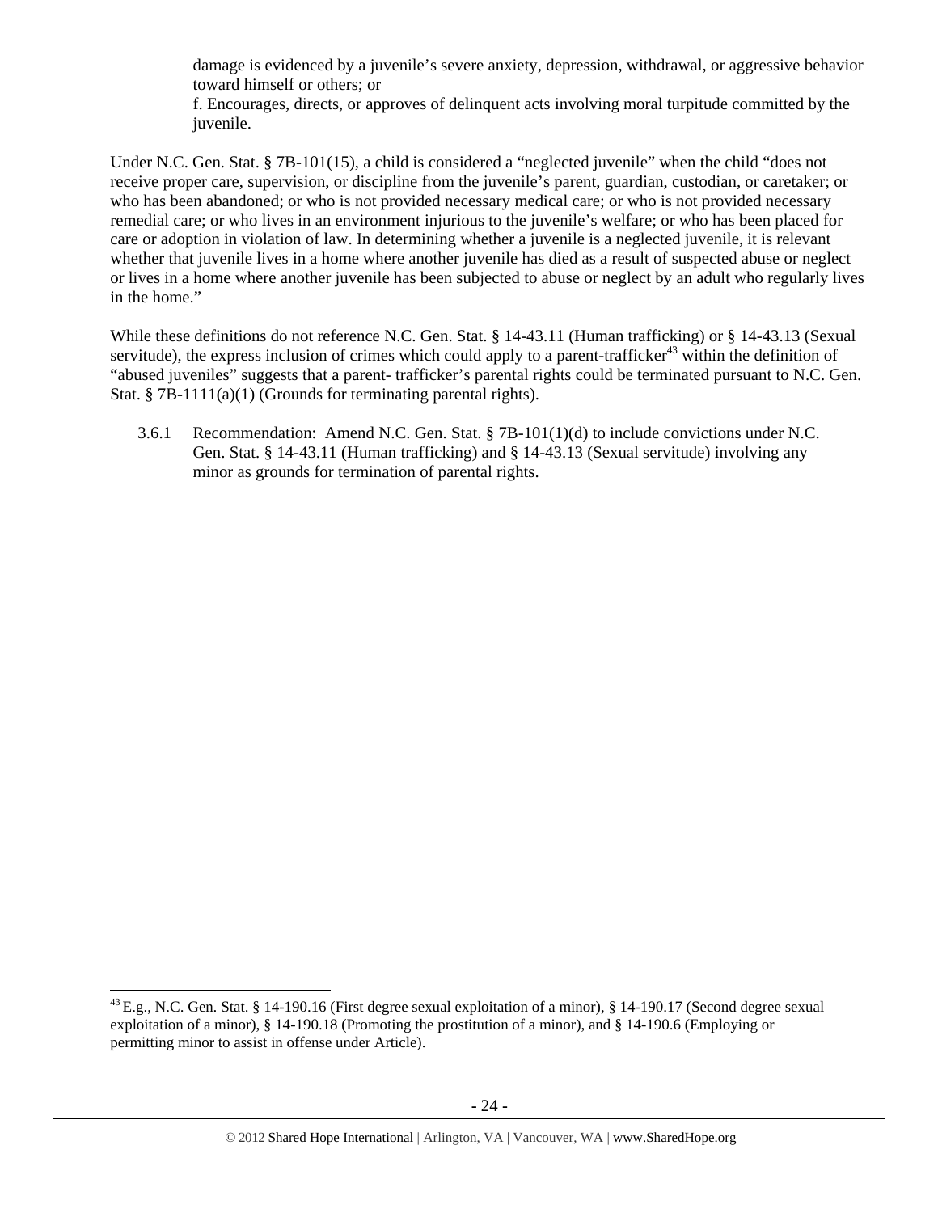damage is evidenced by a juvenile's severe anxiety, depression, withdrawal, or aggressive behavior toward himself or others; or

f. Encourages, directs, or approves of delinquent acts involving moral turpitude committed by the juvenile.

Under N.C. Gen. Stat. § 7B-101(15), a child is considered a "neglected juvenile" when the child "does not receive proper care, supervision, or discipline from the juvenile's parent, guardian, custodian, or caretaker; or who has been abandoned; or who is not provided necessary medical care; or who is not provided necessary remedial care; or who lives in an environment injurious to the juvenile's welfare; or who has been placed for care or adoption in violation of law. In determining whether a juvenile is a neglected juvenile, it is relevant whether that juvenile lives in a home where another juvenile has died as a result of suspected abuse or neglect or lives in a home where another juvenile has been subjected to abuse or neglect by an adult who regularly lives in the home."

While these definitions do not reference N.C. Gen. Stat. § 14-43.11 (Human trafficking) or § 14-43.13 (Sexual servitude), the express inclusion of crimes which could apply to a parent-trafficker[43] within the definition of "abused juveniles" suggests that a parent- trafficker's parental rights could be terminated pursuant to N.C. Gen. Stat. § 7B-1111(a)(1) (Grounds for terminating parental rights).

3.6.1 Recommendation: Amend N.C. Gen. Stat. § 7B-101(1)(d) to include convictions under N.C. Gen. Stat. § 14-43.11 (Human trafficking) and § 14-43.13 (Sexual servitude) involving any minor as grounds for termination of parental rights.

---

[43] E.g., N.C. Gen. Stat. § 14-190.16 (First degree sexual exploitation of a minor), § 14-190.17 (Second degree sexual exploitation of a minor), § 14-190.18 (Promoting the prostitution of a minor), and § 14-190.6 (Employing or permitting minor to assist in offense under Article).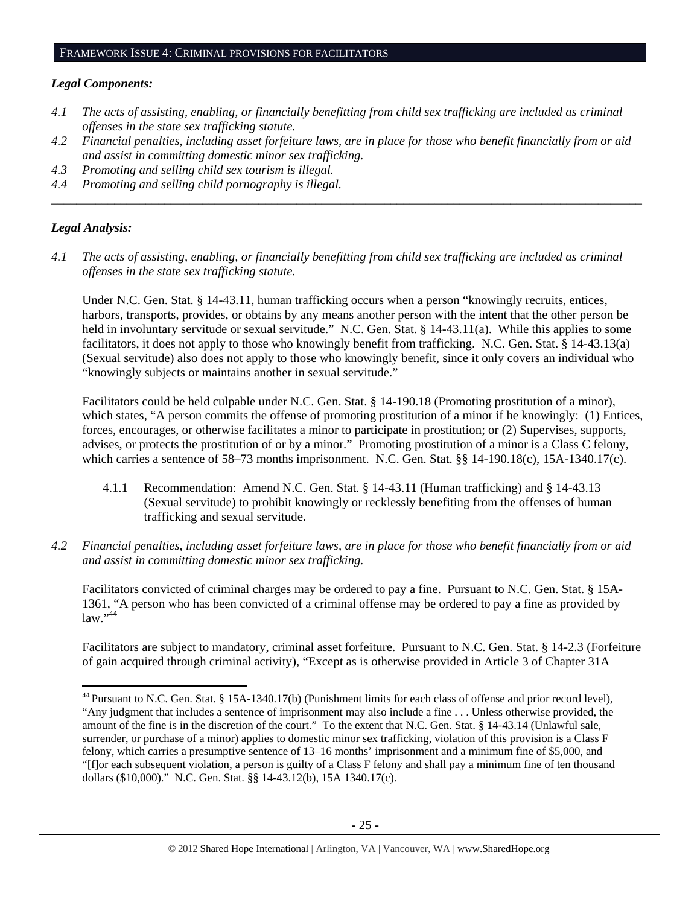## FRAMEWORK ISSUE 4: CRIMINAL PROVISIONS FOR FACILITATORS

***Legal Components:***

*4.1 The acts of assisting, enabling, or financially benefitting from child sex trafficking are included as criminal offenses in the state sex trafficking statute.*

*4.2 Financial penalties, including asset forfeiture laws, are in place for those who benefit financially from or aid and assist in committing domestic minor sex trafficking.*

*4.3 Promoting and selling child sex tourism is illegal.*

*4.4 Promoting and selling child pornography is illegal.*

---

***Legal Analysis:***

*4.1 The acts of assisting, enabling, or financially benefitting from child sex trafficking are included as criminal offenses in the state sex trafficking statute.*

Under N.C. Gen. Stat. § 14-43.11, human trafficking occurs when a person "knowingly recruits, entices, harbors, transports, provides, or obtains by any means another person with the intent that the other person be held in involuntary servitude or sexual servitude." N.C. Gen. Stat. § 14-43.11(a). While this applies to some facilitators, it does not apply to those who knowingly benefit from trafficking. N.C. Gen. Stat. § 14-43.13(a) (Sexual servitude) also does not apply to those who knowingly benefit, since it only covers an individual who "knowingly subjects or maintains another in sexual servitude."

Facilitators could be held culpable under N.C. Gen. Stat. § 14-190.18 (Promoting prostitution of a minor), which states, "A person commits the offense of promoting prostitution of a minor if he knowingly: (1) Entices, forces, encourages, or otherwise facilitates a minor to participate in prostitution; or (2) Supervises, supports, advises, or protects the prostitution of or by a minor." Promoting prostitution of a minor is a Class C felony, which carries a sentence of 58–73 months imprisonment. N.C. Gen. Stat. §§ 14-190.18(c), 15A-1340.17(c).

4.1.1 Recommendation: Amend N.C. Gen. Stat. § 14-43.11 (Human trafficking) and § 14-43.13 (Sexual servitude) to prohibit knowingly or recklessly benefiting from the offenses of human trafficking and sexual servitude.

*4.2 Financial penalties, including asset forfeiture laws, are in place for those who benefit financially from or aid and assist in committing domestic minor sex trafficking.*

Facilitators convicted of criminal charges may be ordered to pay a fine. Pursuant to N.C. Gen. Stat. § 15A-1361, "A person who has been convicted of a criminal offense may be ordered to pay a fine as provided by law."[44]

Facilitators are subject to mandatory, criminal asset forfeiture. Pursuant to N.C. Gen. Stat. § 14-2.3 (Forfeiture of gain acquired through criminal activity), "Except as is otherwise provided in Article 3 of Chapter 31A

---

[44] Pursuant to N.C. Gen. Stat. § 15A-1340.17(b) (Punishment limits for each class of offense and prior record level), "Any judgment that includes a sentence of imprisonment may also include a fine . . . Unless otherwise provided, the amount of the fine is in the discretion of the court." To the extent that N.C. Gen. Stat. § 14-43.14 (Unlawful sale, surrender, or purchase of a minor) applies to domestic minor sex trafficking, violation of this provision is a Class F felony, which carries a presumptive sentence of 13–16 months' imprisonment and a minimum fine of $5,000, and "[f]or each subsequent violation, a person is guilty of a Class F felony and shall pay a minimum fine of ten thousand dollars ($10,000)." N.C. Gen. Stat. §§ 14-43.12(b), 15A 1340.17(c).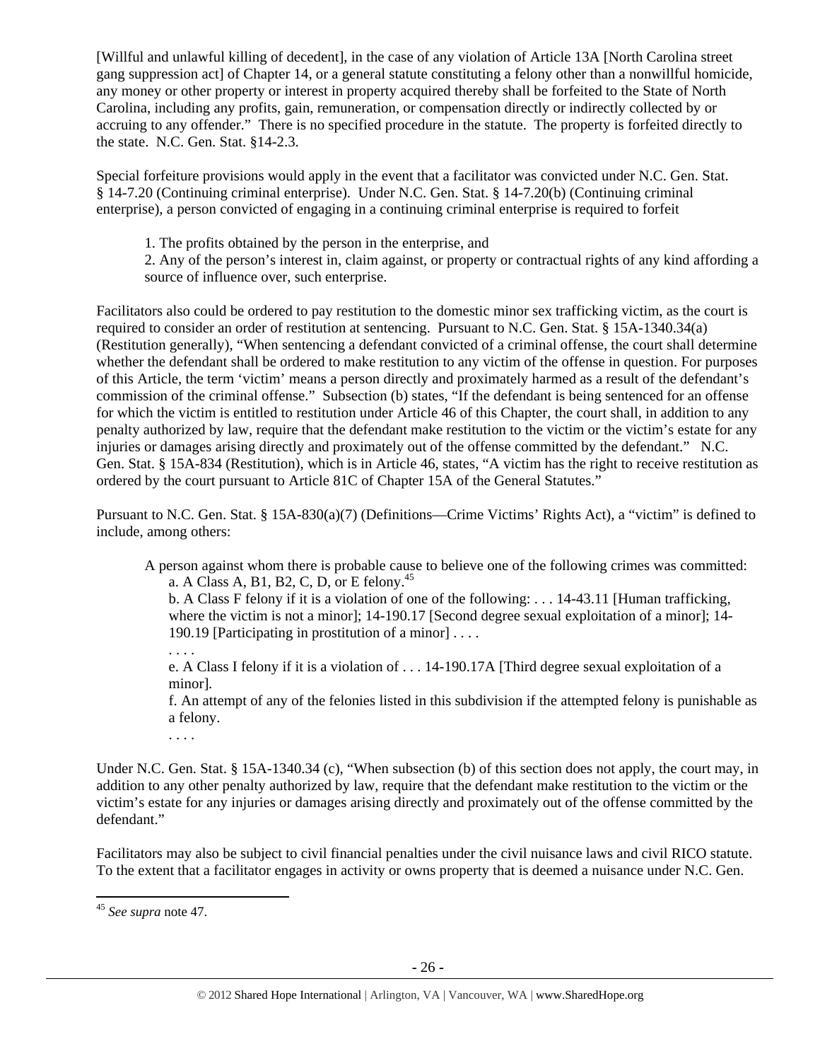[Willful and unlawful killing of decedent], in the case of any violation of Article 13A [North Carolina street gang suppression act] of Chapter 14, or a general statute constituting a felony other than a nonwillful homicide, any money or other property or interest in property acquired thereby shall be forfeited to the State of North Carolina, including any profits, gain, remuneration, or compensation directly or indirectly collected by or accruing to any offender." There is no specified procedure in the statute. The property is forfeited directly to the state. N.C. Gen. Stat. §14-2.3.

Special forfeiture provisions would apply in the event that a facilitator was convicted under N.C. Gen. Stat. § 14-7.20 (Continuing criminal enterprise). Under N.C. Gen. Stat. § 14-7.20(b) (Continuing criminal enterprise), a person convicted of engaging in a continuing criminal enterprise is required to forfeit

> 1. The profits obtained by the person in the enterprise, and
> 2. Any of the person's interest in, claim against, or property or contractual rights of any kind affording a source of influence over, such enterprise.

Facilitators also could be ordered to pay restitution to the domestic minor sex trafficking victim, as the court is required to consider an order of restitution at sentencing. Pursuant to N.C. Gen. Stat. § 15A-1340.34(a) (Restitution generally), "When sentencing a defendant convicted of a criminal offense, the court shall determine whether the defendant shall be ordered to make restitution to any victim of the offense in question. For purposes of this Article, the term 'victim' means a person directly and proximately harmed as a result of the defendant's commission of the criminal offense." Subsection (b) states, "If the defendant is being sentenced for an offense for which the victim is entitled to restitution under Article 46 of this Chapter, the court shall, in addition to any penalty authorized by law, require that the defendant make restitution to the victim or the victim's estate for any injuries or damages arising directly and proximately out of the offense committed by the defendant." N.C. Gen. Stat. § 15A-834 (Restitution), which is in Article 46, states, "A victim has the right to receive restitution as ordered by the court pursuant to Article 81C of Chapter 15A of the General Statutes."

Pursuant to N.C. Gen. Stat. § 15A-830(a)(7) (Definitions—Crime Victims' Rights Act), a "victim" is defined to include, among others:

> A person against whom there is probable cause to believe one of the following crimes was committed:
> a. A Class A, B1, B2, C, D, or E felony.[45]
> b. A Class F felony if it is a violation of one of the following: . . . 14-43.11 [Human trafficking, where the victim is not a minor]; 14-190.17 [Second degree sexual exploitation of a minor]; 14-190.19 [Participating in prostitution of a minor] . . . .
> . . . .
> e. A Class I felony if it is a violation of . . . 14-190.17A [Third degree sexual exploitation of a minor].
> f. An attempt of any of the felonies listed in this subdivision if the attempted felony is punishable as a felony.
> . . . .

Under N.C. Gen. Stat. § 15A-1340.34 (c), "When subsection (b) of this section does not apply, the court may, in addition to any other penalty authorized by law, require that the defendant make restitution to the victim or the victim's estate for any injuries or damages arising directly and proximately out of the offense committed by the defendant."

Facilitators may also be subject to civil financial penalties under the civil nuisance laws and civil RICO statute. To the extent that a facilitator engages in activity or owns property that is deemed a nuisance under N.C. Gen.

---

[45] *See supra* note 47.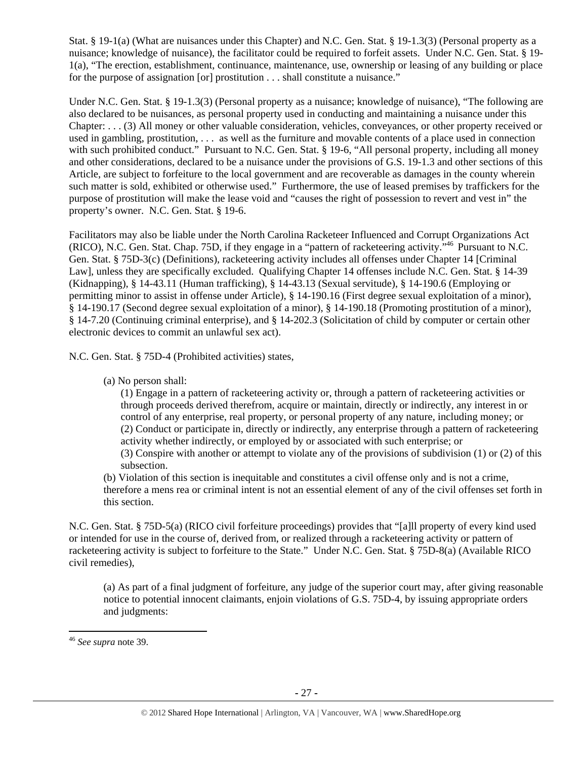Stat. § 19-1(a) (What are nuisances under this Chapter) and N.C. Gen. Stat. § 19-1.3(3) (Personal property as a nuisance; knowledge of nuisance), the facilitator could be required to forfeit assets. Under N.C. Gen. Stat. § 19-1(a), "The erection, establishment, continuance, maintenance, use, ownership or leasing of any building or place for the purpose of assignation [or] prostitution . . . shall constitute a nuisance."

Under N.C. Gen. Stat. § 19-1.3(3) (Personal property as a nuisance; knowledge of nuisance), "The following are also declared to be nuisances, as personal property used in conducting and maintaining a nuisance under this Chapter: . . . (3) All money or other valuable consideration, vehicles, conveyances, or other property received or used in gambling, prostitution, . . . as well as the furniture and movable contents of a place used in connection with such prohibited conduct." Pursuant to N.C. Gen. Stat. § 19-6, "All personal property, including all money and other considerations, declared to be a nuisance under the provisions of G.S. 19-1.3 and other sections of this Article, are subject to forfeiture to the local government and are recoverable as damages in the county wherein such matter is sold, exhibited or otherwise used." Furthermore, the use of leased premises by traffickers for the purpose of prostitution will make the lease void and "causes the right of possession to revert and vest in" the property's owner. N.C. Gen. Stat. § 19-6.

Facilitators may also be liable under the North Carolina Racketeer Influenced and Corrupt Organizations Act (RICO), N.C. Gen. Stat. Chap. 75D, if they engage in a "pattern of racketeering activity."[46] Pursuant to N.C. Gen. Stat. § 75D-3(c) (Definitions), racketeering activity includes all offenses under Chapter 14 [Criminal Law], unless they are specifically excluded. Qualifying Chapter 14 offenses include N.C. Gen. Stat. § 14-39 (Kidnapping), § 14-43.11 (Human trafficking), § 14-43.13 (Sexual servitude), § 14-190.6 (Employing or permitting minor to assist in offense under Article), § 14-190.16 (First degree sexual exploitation of a minor), § 14-190.17 (Second degree sexual exploitation of a minor), § 14-190.18 (Promoting prostitution of a minor), § 14-7.20 (Continuing criminal enterprise), and § 14-202.3 (Solicitation of child by computer or certain other electronic devices to commit an unlawful sex act).

N.C. Gen. Stat. § 75D-4 (Prohibited activities) states,

> (a) No person shall:
>
> (1) Engage in a pattern of racketeering activity or, through a pattern of racketeering activities or through proceeds derived therefrom, acquire or maintain, directly or indirectly, any interest in or control of any enterprise, real property, or personal property of any nature, including money; or
> (2) Conduct or participate in, directly or indirectly, any enterprise through a pattern of racketeering activity whether indirectly, or employed by or associated with such enterprise; or
> (3) Conspire with another or attempt to violate any of the provisions of subdivision (1) or (2) of this subsection.
>
> (b) Violation of this section is inequitable and constitutes a civil offense only and is not a crime, therefore a mens rea or criminal intent is not an essential element of any of the civil offenses set forth in this section.

N.C. Gen. Stat. § 75D-5(a) (RICO civil forfeiture proceedings) provides that "[a]ll property of every kind used or intended for use in the course of, derived from, or realized through a racketeering activity or pattern of racketeering activity is subject to forfeiture to the State." Under N.C. Gen. Stat. § 75D-8(a) (Available RICO civil remedies),

> (a) As part of a final judgment of forfeiture, any judge of the superior court may, after giving reasonable notice to potential innocent claimants, enjoin violations of G.S. 75D-4, by issuing appropriate orders and judgments:

[46] *See supra* note 39.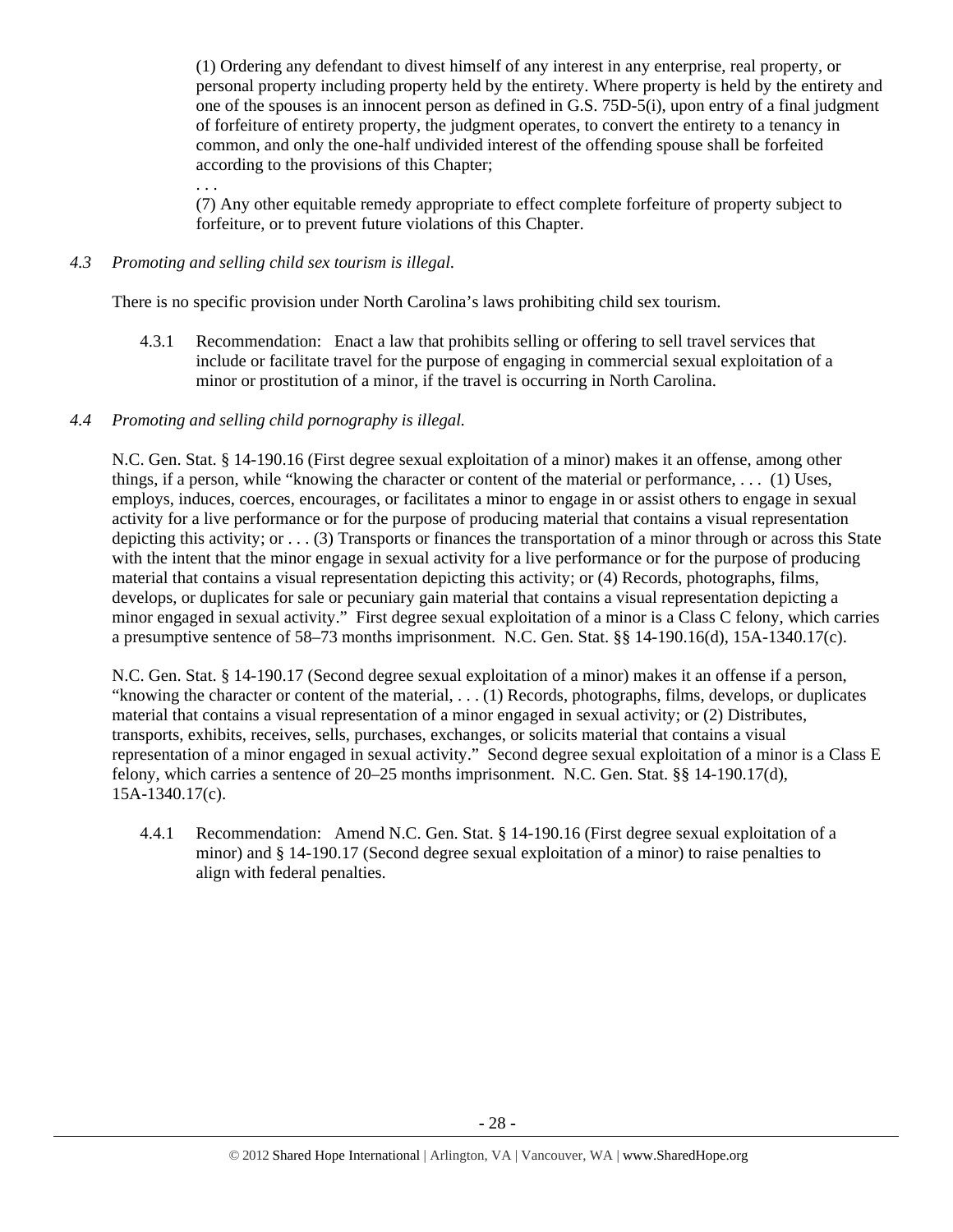(1) Ordering any defendant to divest himself of any interest in any enterprise, real property, or personal property including property held by the entirety. Where property is held by the entirety and one of the spouses is an innocent person as defined in G.S. 75D-5(i), upon entry of a final judgment of forfeiture of entirety property, the judgment operates, to convert the entirety to a tenancy in common, and only the one-half undivided interest of the offending spouse shall be forfeited according to the provisions of this Chapter;

. . .

(7) Any other equitable remedy appropriate to effect complete forfeiture of property subject to forfeiture, or to prevent future violations of this Chapter.

*4.3 Promoting and selling child sex tourism is illegal.*

There is no specific provision under North Carolina's laws prohibiting child sex tourism.

4.3.1 Recommendation: Enact a law that prohibits selling or offering to sell travel services that include or facilitate travel for the purpose of engaging in commercial sexual exploitation of a minor or prostitution of a minor, if the travel is occurring in North Carolina.

*4.4 Promoting and selling child pornography is illegal.*

N.C. Gen. Stat. § 14-190.16 (First degree sexual exploitation of a minor) makes it an offense, among other things, if a person, while "knowing the character or content of the material or performance, . . . (1) Uses, employs, induces, coerces, encourages, or facilitates a minor to engage in or assist others to engage in sexual activity for a live performance or for the purpose of producing material that contains a visual representation depicting this activity; or . . . (3) Transports or finances the transportation of a minor through or across this State with the intent that the minor engage in sexual activity for a live performance or for the purpose of producing material that contains a visual representation depicting this activity; or (4) Records, photographs, films, develops, or duplicates for sale or pecuniary gain material that contains a visual representation depicting a minor engaged in sexual activity." First degree sexual exploitation of a minor is a Class C felony, which carries a presumptive sentence of 58–73 months imprisonment. N.C. Gen. Stat. §§ 14-190.16(d), 15A-1340.17(c).

N.C. Gen. Stat. § 14-190.17 (Second degree sexual exploitation of a minor) makes it an offense if a person, "knowing the character or content of the material, . . . (1) Records, photographs, films, develops, or duplicates material that contains a visual representation of a minor engaged in sexual activity; or (2) Distributes, transports, exhibits, receives, sells, purchases, exchanges, or solicits material that contains a visual representation of a minor engaged in sexual activity." Second degree sexual exploitation of a minor is a Class E felony, which carries a sentence of 20–25 months imprisonment. N.C. Gen. Stat. §§ 14-190.17(d), 15A-1340.17(c).

4.4.1 Recommendation: Amend N.C. Gen. Stat. § 14-190.16 (First degree sexual exploitation of a minor) and § 14-190.17 (Second degree sexual exploitation of a minor) to raise penalties to align with federal penalties.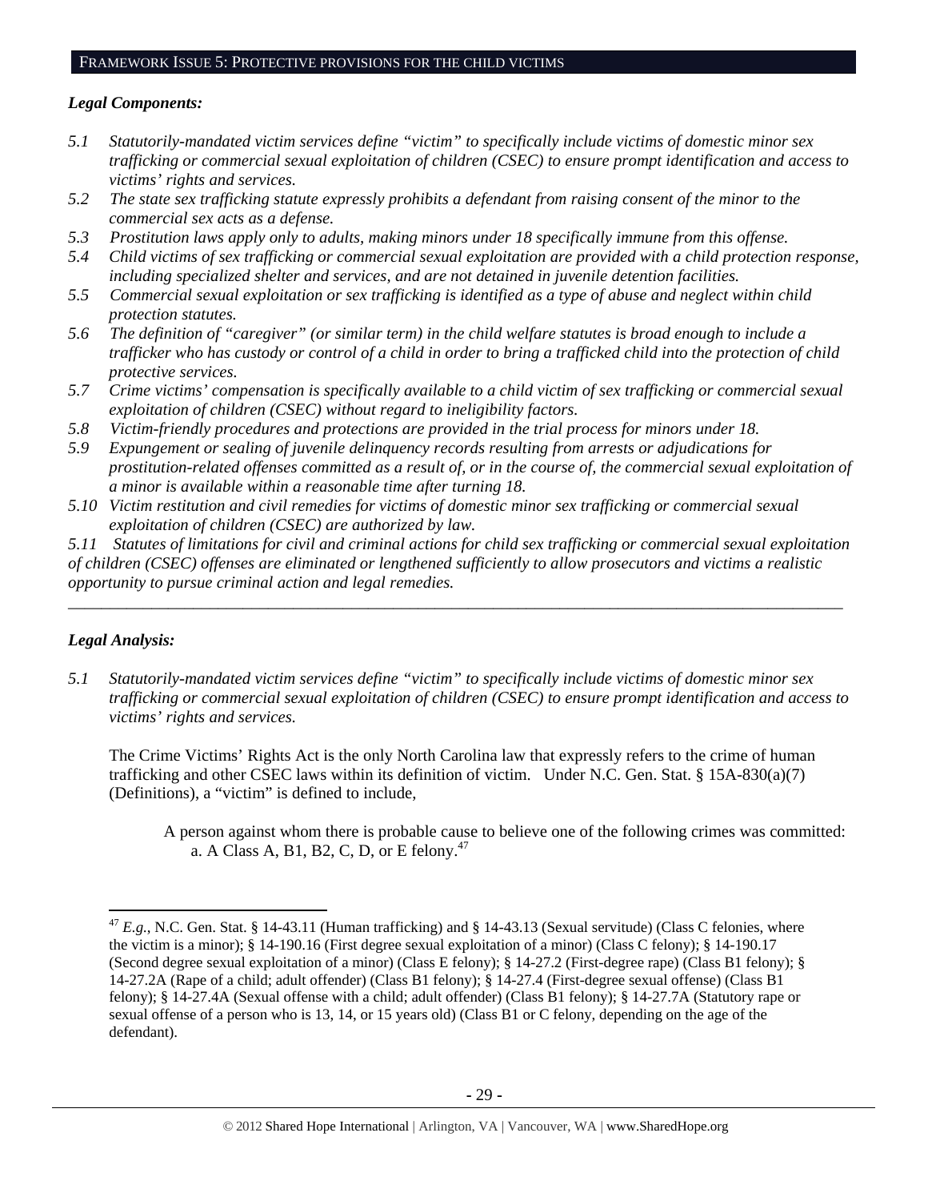## Framework Issue 5: Protective provisions for the child victims

***Legal Components:***

*5.1 Statutorily-mandated victim services define "victim" to specifically include victims of domestic minor sex trafficking or commercial sexual exploitation of children (CSEC) to ensure prompt identification and access to victims' rights and services.*

*5.2 The state sex trafficking statute expressly prohibits a defendant from raising consent of the minor to the commercial sex acts as a defense.*

*5.3 Prostitution laws apply only to adults, making minors under 18 specifically immune from this offense.*

*5.4 Child victims of sex trafficking or commercial sexual exploitation are provided with a child protection response, including specialized shelter and services, and are not detained in juvenile detention facilities.*

*5.5 Commercial sexual exploitation or sex trafficking is identified as a type of abuse and neglect within child protection statutes.*

*5.6 The definition of "caregiver" (or similar term) in the child welfare statutes is broad enough to include a trafficker who has custody or control of a child in order to bring a trafficked child into the protection of child protective services.*

*5.7 Crime victims' compensation is specifically available to a child victim of sex trafficking or commercial sexual exploitation of children (CSEC) without regard to ineligibility factors.*

*5.8 Victim-friendly procedures and protections are provided in the trial process for minors under 18.*

*5.9 Expungement or sealing of juvenile delinquency records resulting from arrests or adjudications for prostitution-related offenses committed as a result of, or in the course of, the commercial sexual exploitation of a minor is available within a reasonable time after turning 18.*

*5.10 Victim restitution and civil remedies for victims of domestic minor sex trafficking or commercial sexual exploitation of children (CSEC) are authorized by law.*

*5.11 Statutes of limitations for civil and criminal actions for child sex trafficking or commercial sexual exploitation of children (CSEC) offenses are eliminated or lengthened sufficiently to allow prosecutors and victims a realistic opportunity to pursue criminal action and legal remedies.*

---

***Legal Analysis:***

*5.1 Statutorily-mandated victim services define "victim" to specifically include victims of domestic minor sex trafficking or commercial sexual exploitation of children (CSEC) to ensure prompt identification and access to victims' rights and services.*

The Crime Victims' Rights Act is the only North Carolina law that expressly refers to the crime of human trafficking and other CSEC laws within its definition of victim. Under N.C. Gen. Stat. § 15A-830(a)(7) (Definitions), a "victim" is defined to include,

> A person against whom there is probable cause to believe one of the following crimes was committed:
> a. A Class A, B1, B2, C, D, or E felony.[47]

---

[47] *E.g.*, N.C. Gen. Stat. § 14-43.11 (Human trafficking) and § 14-43.13 (Sexual servitude) (Class C felonies, where the victim is a minor); § 14-190.16 (First degree sexual exploitation of a minor) (Class C felony); § 14-190.17 (Second degree sexual exploitation of a minor) (Class E felony); § 14-27.2 (First-degree rape) (Class B1 felony); § 14-27.2A (Rape of a child; adult offender) (Class B1 felony); § 14-27.4 (First-degree sexual offense) (Class B1 felony); § 14-27.4A (Sexual offense with a child; adult offender) (Class B1 felony); § 14-27.7A (Statutory rape or sexual offense of a person who is 13, 14, or 15 years old) (Class B1 or C felony, depending on the age of the defendant).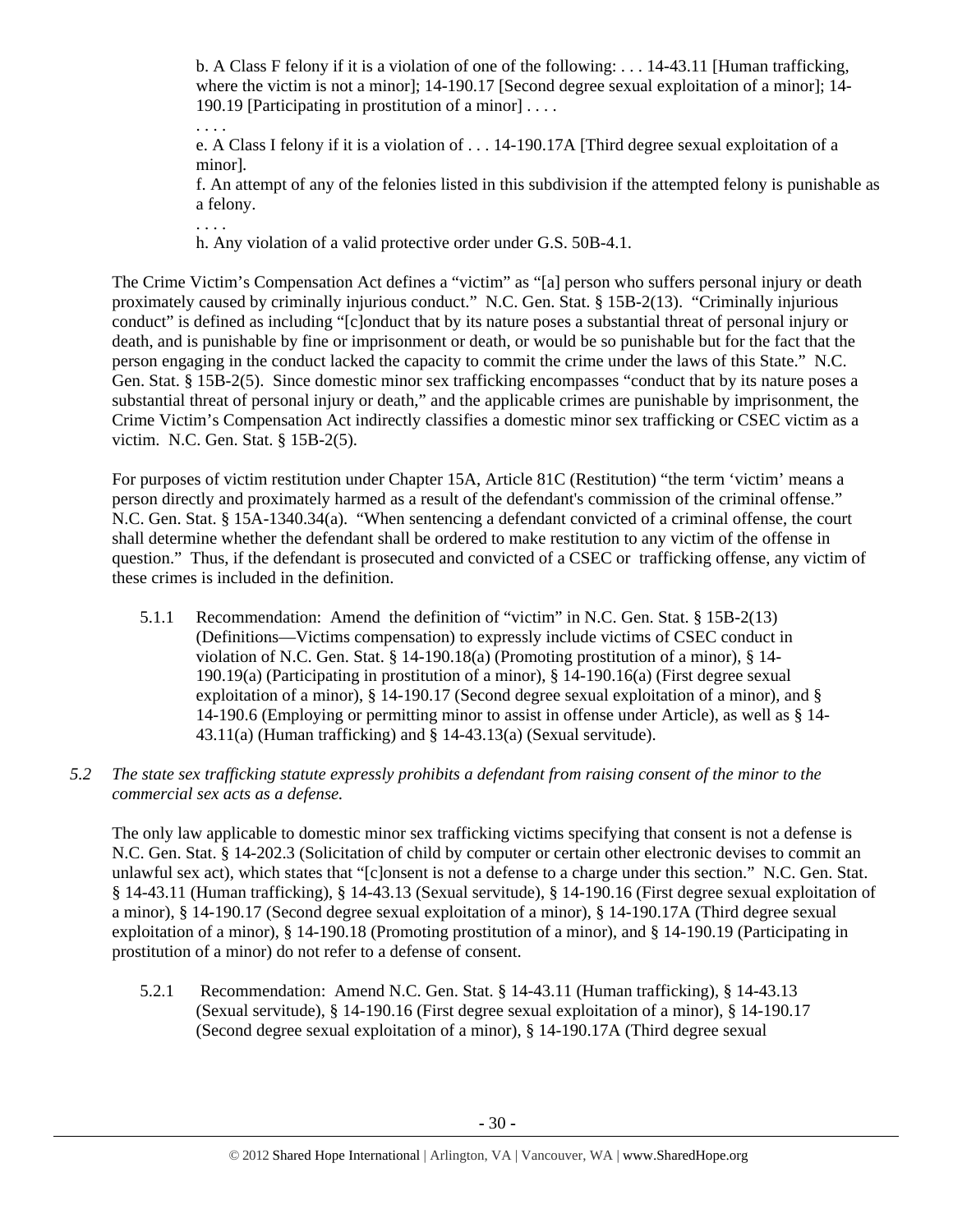b. A Class F felony if it is a violation of one of the following: . . . 14-43.11 [Human trafficking, where the victim is not a minor]; 14-190.17 [Second degree sexual exploitation of a minor]; 14-190.19 [Participating in prostitution of a minor] . . . .

. . . .

e. A Class I felony if it is a violation of . . . 14-190.17A [Third degree sexual exploitation of a minor].

f. An attempt of any of the felonies listed in this subdivision if the attempted felony is punishable as a felony.

. . . .

h. Any violation of a valid protective order under G.S. 50B-4.1.

The Crime Victim's Compensation Act defines a "victim" as "[a] person who suffers personal injury or death proximately caused by criminally injurious conduct." N.C. Gen. Stat. § 15B-2(13). "Criminally injurious conduct" is defined as including "[c]onduct that by its nature poses a substantial threat of personal injury or death, and is punishable by fine or imprisonment or death, or would be so punishable but for the fact that the person engaging in the conduct lacked the capacity to commit the crime under the laws of this State." N.C. Gen. Stat. § 15B-2(5). Since domestic minor sex trafficking encompasses "conduct that by its nature poses a substantial threat of personal injury or death," and the applicable crimes are punishable by imprisonment, the Crime Victim's Compensation Act indirectly classifies a domestic minor sex trafficking or CSEC victim as a victim. N.C. Gen. Stat. § 15B-2(5).

For purposes of victim restitution under Chapter 15A, Article 81C (Restitution) "the term 'victim' means a person directly and proximately harmed as a result of the defendant's commission of the criminal offense." N.C. Gen. Stat. § 15A-1340.34(a). "When sentencing a defendant convicted of a criminal offense, the court shall determine whether the defendant shall be ordered to make restitution to any victim of the offense in question." Thus, if the defendant is prosecuted and convicted of a CSEC or trafficking offense, any victim of these crimes is included in the definition.

5.1.1 Recommendation: Amend the definition of "victim" in N.C. Gen. Stat. § 15B-2(13) (Definitions—Victims compensation) to expressly include victims of CSEC conduct in violation of N.C. Gen. Stat. § 14-190.18(a) (Promoting prostitution of a minor), § 14-190.19(a) (Participating in prostitution of a minor), § 14-190.16(a) (First degree sexual exploitation of a minor), § 14-190.17 (Second degree sexual exploitation of a minor), and § 14-190.6 (Employing or permitting minor to assist in offense under Article), as well as § 14-43.11(a) (Human trafficking) and § 14-43.13(a) (Sexual servitude).

*5.2 The state sex trafficking statute expressly prohibits a defendant from raising consent of the minor to the commercial sex acts as a defense.*

The only law applicable to domestic minor sex trafficking victims specifying that consent is not a defense is N.C. Gen. Stat. § 14-202.3 (Solicitation of child by computer or certain other electronic devises to commit an unlawful sex act), which states that "[c]onsent is not a defense to a charge under this section." N.C. Gen. Stat. § 14-43.11 (Human trafficking), § 14-43.13 (Sexual servitude), § 14-190.16 (First degree sexual exploitation of a minor), § 14-190.17 (Second degree sexual exploitation of a minor), § 14-190.17A (Third degree sexual exploitation of a minor), § 14-190.18 (Promoting prostitution of a minor), and § 14-190.19 (Participating in prostitution of a minor) do not refer to a defense of consent.

5.2.1 Recommendation: Amend N.C. Gen. Stat. § 14-43.11 (Human trafficking), § 14-43.13 (Sexual servitude), § 14-190.16 (First degree sexual exploitation of a minor), § 14-190.17 (Second degree sexual exploitation of a minor), § 14-190.17A (Third degree sexual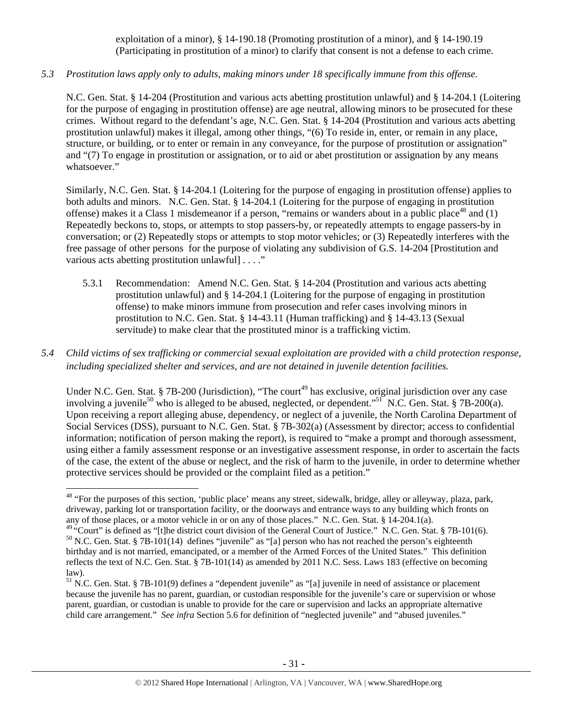exploitation of a minor), § 14-190.18 (Promoting prostitution of a minor), and § 14-190.19 (Participating in prostitution of a minor) to clarify that consent is not a defense to each crime.

*5.3 Prostitution laws apply only to adults, making minors under 18 specifically immune from this offense.*

N.C. Gen. Stat. § 14-204 (Prostitution and various acts abetting prostitution unlawful) and § 14-204.1 (Loitering for the purpose of engaging in prostitution offense) are age neutral, allowing minors to be prosecuted for these crimes. Without regard to the defendant's age, N.C. Gen. Stat. § 14-204 (Prostitution and various acts abetting prostitution unlawful) makes it illegal, among other things, "(6) To reside in, enter, or remain in any place, structure, or building, or to enter or remain in any conveyance, for the purpose of prostitution or assignation" and "(7) To engage in prostitution or assignation, or to aid or abet prostitution or assignation by any means whatsoever."

Similarly, N.C. Gen. Stat. § 14-204.1 (Loitering for the purpose of engaging in prostitution offense) applies to both adults and minors. N.C. Gen. Stat. § 14-204.1 (Loitering for the purpose of engaging in prostitution offense) makes it a Class 1 misdemeanor if a person, "remains or wanders about in a public place[48] and (1) Repeatedly beckons to, stops, or attempts to stop passers-by, or repeatedly attempts to engage passers-by in conversation; or (2) Repeatedly stops or attempts to stop motor vehicles; or (3) Repeatedly interferes with the free passage of other persons for the purpose of violating any subdivision of G.S. 14-204 [Prostitution and various acts abetting prostitution unlawful] . . . ."

5.3.1 Recommendation: Amend N.C. Gen. Stat. § 14-204 (Prostitution and various acts abetting prostitution unlawful) and § 14-204.1 (Loitering for the purpose of engaging in prostitution offense) to make minors immune from prosecution and refer cases involving minors in prostitution to N.C. Gen. Stat. § 14-43.11 (Human trafficking) and § 14-43.13 (Sexual servitude) to make clear that the prostituted minor is a trafficking victim.

*5.4 Child victims of sex trafficking or commercial sexual exploitation are provided with a child protection response, including specialized shelter and services, and are not detained in juvenile detention facilities.*

Under N.C. Gen. Stat. § 7B-200 (Jurisdiction), "The court[49] has exclusive, original jurisdiction over any case involving a juvenile[50] who is alleged to be abused, neglected, or dependent."[51] N.C. Gen. Stat. § 7B-200(a). Upon receiving a report alleging abuse, dependency, or neglect of a juvenile, the North Carolina Department of Social Services (DSS), pursuant to N.C. Gen. Stat. § 7B-302(a) (Assessment by director; access to confidential information; notification of person making the report), is required to "make a prompt and thorough assessment, using either a family assessment response or an investigative assessment response, in order to ascertain the facts of the case, the extent of the abuse or neglect, and the risk of harm to the juvenile, in order to determine whether protective services should be provided or the complaint filed as a petition."

---

[48] "For the purposes of this section, 'public place' means any street, sidewalk, bridge, alley or alleyway, plaza, park, driveway, parking lot or transportation facility, or the doorways and entrance ways to any building which fronts on any of those places, or a motor vehicle in or on any of those places." N.C. Gen. Stat. § 14-204.1(a).

[49] "Court" is defined as "[t]he district court division of the General Court of Justice." N.C. Gen. Stat. § 7B-101(6).

[50] N.C. Gen. Stat. § 7B-101(14) defines "juvenile" as "[a] person who has not reached the person's eighteenth birthday and is not married, emancipated, or a member of the Armed Forces of the United States." This definition reflects the text of N.C. Gen. Stat. § 7B-101(14) as amended by 2011 N.C. Sess. Laws 183 (effective on becoming law).

[51] N.C. Gen. Stat. § 7B-101(9) defines a "dependent juvenile" as "[a] juvenile in need of assistance or placement because the juvenile has no parent, guardian, or custodian responsible for the juvenile's care or supervision or whose parent, guardian, or custodian is unable to provide for the care or supervision and lacks an appropriate alternative child care arrangement." *See infra* Section 5.6 for definition of "neglected juvenile" and "abused juveniles."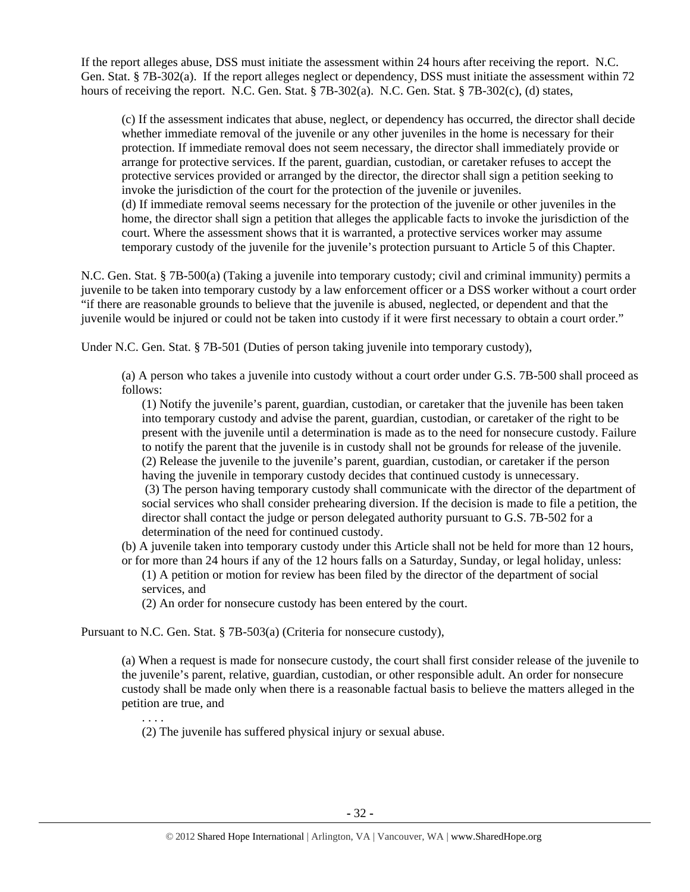If the report alleges abuse, DSS must initiate the assessment within 24 hours after receiving the report. N.C. Gen. Stat. § 7B-302(a). If the report alleges neglect or dependency, DSS must initiate the assessment within 72 hours of receiving the report. N.C. Gen. Stat. § 7B-302(a). N.C. Gen. Stat. § 7B-302(c), (d) states,

> (c) If the assessment indicates that abuse, neglect, or dependency has occurred, the director shall decide whether immediate removal of the juvenile or any other juveniles in the home is necessary for their protection. If immediate removal does not seem necessary, the director shall immediately provide or arrange for protective services. If the parent, guardian, custodian, or caretaker refuses to accept the protective services provided or arranged by the director, the director shall sign a petition seeking to invoke the jurisdiction of the court for the protection of the juvenile or juveniles.
> (d) If immediate removal seems necessary for the protection of the juvenile or other juveniles in the home, the director shall sign a petition that alleges the applicable facts to invoke the jurisdiction of the court. Where the assessment shows that it is warranted, a protective services worker may assume temporary custody of the juvenile for the juvenile's protection pursuant to Article 5 of this Chapter.

N.C. Gen. Stat. § 7B-500(a) (Taking a juvenile into temporary custody; civil and criminal immunity) permits a juvenile to be taken into temporary custody by a law enforcement officer or a DSS worker without a court order "if there are reasonable grounds to believe that the juvenile is abused, neglected, or dependent and that the juvenile would be injured or could not be taken into custody if it were first necessary to obtain a court order."

Under N.C. Gen. Stat. § 7B-501 (Duties of person taking juvenile into temporary custody),

> (a) A person who takes a juvenile into custody without a court order under G.S. 7B-500 shall proceed as follows:
>
> (1) Notify the juvenile's parent, guardian, custodian, or caretaker that the juvenile has been taken into temporary custody and advise the parent, guardian, custodian, or caretaker of the right to be present with the juvenile until a determination is made as to the need for nonsecure custody. Failure to notify the parent that the juvenile is in custody shall not be grounds for release of the juvenile.
> (2) Release the juvenile to the juvenile's parent, guardian, custodian, or caretaker if the person having the juvenile in temporary custody decides that continued custody is unnecessary.
> (3) The person having temporary custody shall communicate with the director of the department of social services who shall consider prehearing diversion. If the decision is made to file a petition, the director shall contact the judge or person delegated authority pursuant to G.S. 7B-502 for a determination of the need for continued custody.
>
> (b) A juvenile taken into temporary custody under this Article shall not be held for more than 12 hours, or for more than 24 hours if any of the 12 hours falls on a Saturday, Sunday, or legal holiday, unless:
>
> (1) A petition or motion for review has been filed by the director of the department of social services, and
> (2) An order for nonsecure custody has been entered by the court.

Pursuant to N.C. Gen. Stat. § 7B-503(a) (Criteria for nonsecure custody),

> (a) When a request is made for nonsecure custody, the court shall first consider release of the juvenile to the juvenile's parent, relative, guardian, custodian, or other responsible adult. An order for nonsecure custody shall be made only when there is a reasonable factual basis to believe the matters alleged in the petition are true, and
>
> . . . .
> (2) The juvenile has suffered physical injury or sexual abuse.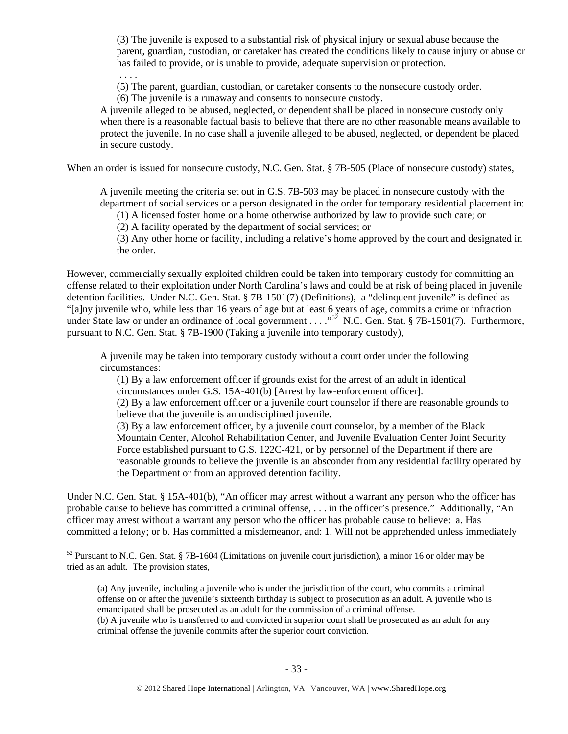> (3) The juvenile is exposed to a substantial risk of physical injury or sexual abuse because the parent, guardian, custodian, or caretaker has created the conditions likely to cause injury or abuse or has failed to provide, or is unable to provide, adequate supervision or protection.
>
> . . . .
>
> (5) The parent, guardian, custodian, or caretaker consents to the nonsecure custody order.
>
> (6) The juvenile is a runaway and consents to nonsecure custody.
>
> A juvenile alleged to be abused, neglected, or dependent shall be placed in nonsecure custody only when there is a reasonable factual basis to believe that there are no other reasonable means available to protect the juvenile. In no case shall a juvenile alleged to be abused, neglected, or dependent be placed in secure custody.

When an order is issued for nonsecure custody, N.C. Gen. Stat. § 7B-505 (Place of nonsecure custody) states,

> A juvenile meeting the criteria set out in G.S. 7B-503 may be placed in nonsecure custody with the department of social services or a person designated in the order for temporary residential placement in:
>
> (1) A licensed foster home or a home otherwise authorized by law to provide such care; or
>
> (2) A facility operated by the department of social services; or
>
> (3) Any other home or facility, including a relative's home approved by the court and designated in the order.

However, commercially sexually exploited children could be taken into temporary custody for committing an offense related to their exploitation under North Carolina's laws and could be at risk of being placed in juvenile detention facilities. Under N.C. Gen. Stat. § 7B-1501(7) (Definitions), a "delinquent juvenile" is defined as "[a]ny juvenile who, while less than 16 years of age but at least 6 years of age, commits a crime or infraction under State law or under an ordinance of local government . . . ."[52] N.C. Gen. Stat. § 7B-1501(7). Furthermore, pursuant to N.C. Gen. Stat. § 7B-1900 (Taking a juvenile into temporary custody),

> A juvenile may be taken into temporary custody without a court order under the following circumstances:
>
> (1) By a law enforcement officer if grounds exist for the arrest of an adult in identical circumstances under G.S. 15A-401(b) [Arrest by law-enforcement officer].
>
> (2) By a law enforcement officer or a juvenile court counselor if there are reasonable grounds to believe that the juvenile is an undisciplined juvenile.
>
> (3) By a law enforcement officer, by a juvenile court counselor, by a member of the Black Mountain Center, Alcohol Rehabilitation Center, and Juvenile Evaluation Center Joint Security Force established pursuant to G.S. 122C-421, or by personnel of the Department if there are reasonable grounds to believe the juvenile is an absconder from any residential facility operated by the Department or from an approved detention facility.

Under N.C. Gen. Stat. § 15A-401(b), "An officer may arrest without a warrant any person who the officer has probable cause to believe has committed a criminal offense, . . . in the officer's presence." Additionally, "An officer may arrest without a warrant any person who the officer has probable cause to believe: a. Has committed a felony; or b. Has committed a misdemeanor, and: 1. Will not be apprehended unless immediately

---

[52] Pursuant to N.C. Gen. Stat. § 7B-1604 (Limitations on juvenile court jurisdiction), a minor 16 or older may be tried as an adult. The provision states,

> (a) Any juvenile, including a juvenile who is under the jurisdiction of the court, who commits a criminal offense on or after the juvenile's sixteenth birthday is subject to prosecution as an adult. A juvenile who is emancipated shall be prosecuted as an adult for the commission of a criminal offense.
>
> (b) A juvenile who is transferred to and convicted in superior court shall be prosecuted as an adult for any criminal offense the juvenile commits after the superior court conviction.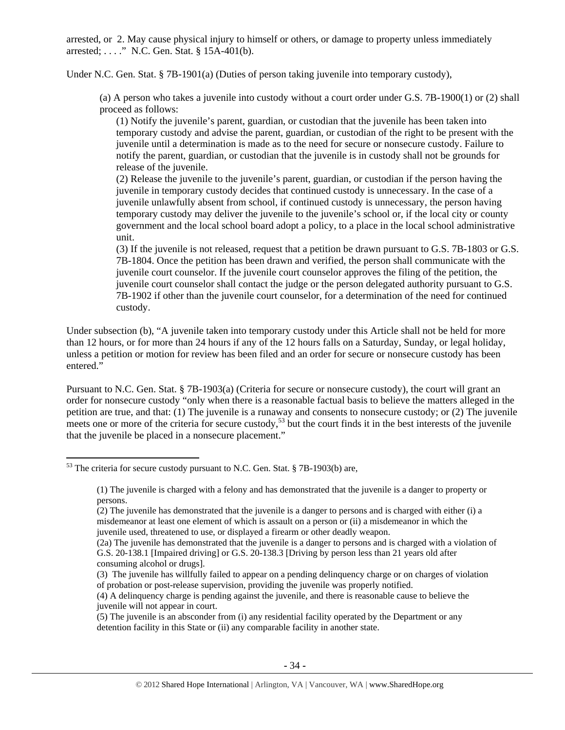arrested, or 2. May cause physical injury to himself or others, or damage to property unless immediately arrested; . . . ." N.C. Gen. Stat. § 15A-401(b).

Under N.C. Gen. Stat. § 7B-1901(a) (Duties of person taking juvenile into temporary custody),

> (a) A person who takes a juvenile into custody without a court order under G.S. 7B-1900(1) or (2) shall proceed as follows:
>
> (1) Notify the juvenile's parent, guardian, or custodian that the juvenile has been taken into temporary custody and advise the parent, guardian, or custodian of the right to be present with the juvenile until a determination is made as to the need for secure or nonsecure custody. Failure to notify the parent, guardian, or custodian that the juvenile is in custody shall not be grounds for release of the juvenile.
>
> (2) Release the juvenile to the juvenile's parent, guardian, or custodian if the person having the juvenile in temporary custody decides that continued custody is unnecessary. In the case of a juvenile unlawfully absent from school, if continued custody is unnecessary, the person having temporary custody may deliver the juvenile to the juvenile's school or, if the local city or county government and the local school board adopt a policy, to a place in the local school administrative unit.
>
> (3) If the juvenile is not released, request that a petition be drawn pursuant to G.S. 7B-1803 or G.S. 7B-1804. Once the petition has been drawn and verified, the person shall communicate with the juvenile court counselor. If the juvenile court counselor approves the filing of the petition, the juvenile court counselor shall contact the judge or the person delegated authority pursuant to G.S. 7B-1902 if other than the juvenile court counselor, for a determination of the need for continued custody.

Under subsection (b), "A juvenile taken into temporary custody under this Article shall not be held for more than 12 hours, or for more than 24 hours if any of the 12 hours falls on a Saturday, Sunday, or legal holiday, unless a petition or motion for review has been filed and an order for secure or nonsecure custody has been entered."

Pursuant to N.C. Gen. Stat. § 7B-1903(a) (Criteria for secure or nonsecure custody), the court will grant an order for nonsecure custody "only when there is a reasonable factual basis to believe the matters alleged in the petition are true, and that: (1) The juvenile is a runaway and consents to nonsecure custody; or (2) The juvenile meets one or more of the criteria for secure custody,[53] but the court finds it in the best interests of the juvenile that the juvenile be placed in a nonsecure placement."

---

[53] The criteria for secure custody pursuant to N.C. Gen. Stat. § 7B-1903(b) are,

> (1) The juvenile is charged with a felony and has demonstrated that the juvenile is a danger to property or persons.
>
> (2) The juvenile has demonstrated that the juvenile is a danger to persons and is charged with either (i) a misdemeanor at least one element of which is assault on a person or (ii) a misdemeanor in which the juvenile used, threatened to use, or displayed a firearm or other deadly weapon.
>
> (2a) The juvenile has demonstrated that the juvenile is a danger to persons and is charged with a violation of G.S. 20-138.1 [Impaired driving] or G.S. 20-138.3 [Driving by person less than 21 years old after consuming alcohol or drugs].
>
> (3) The juvenile has willfully failed to appear on a pending delinquency charge or on charges of violation of probation or post-release supervision, providing the juvenile was properly notified.
>
> (4) A delinquency charge is pending against the juvenile, and there is reasonable cause to believe the juvenile will not appear in court.
>
> (5) The juvenile is an absconder from (i) any residential facility operated by the Department or any detention facility in this State or (ii) any comparable facility in another state.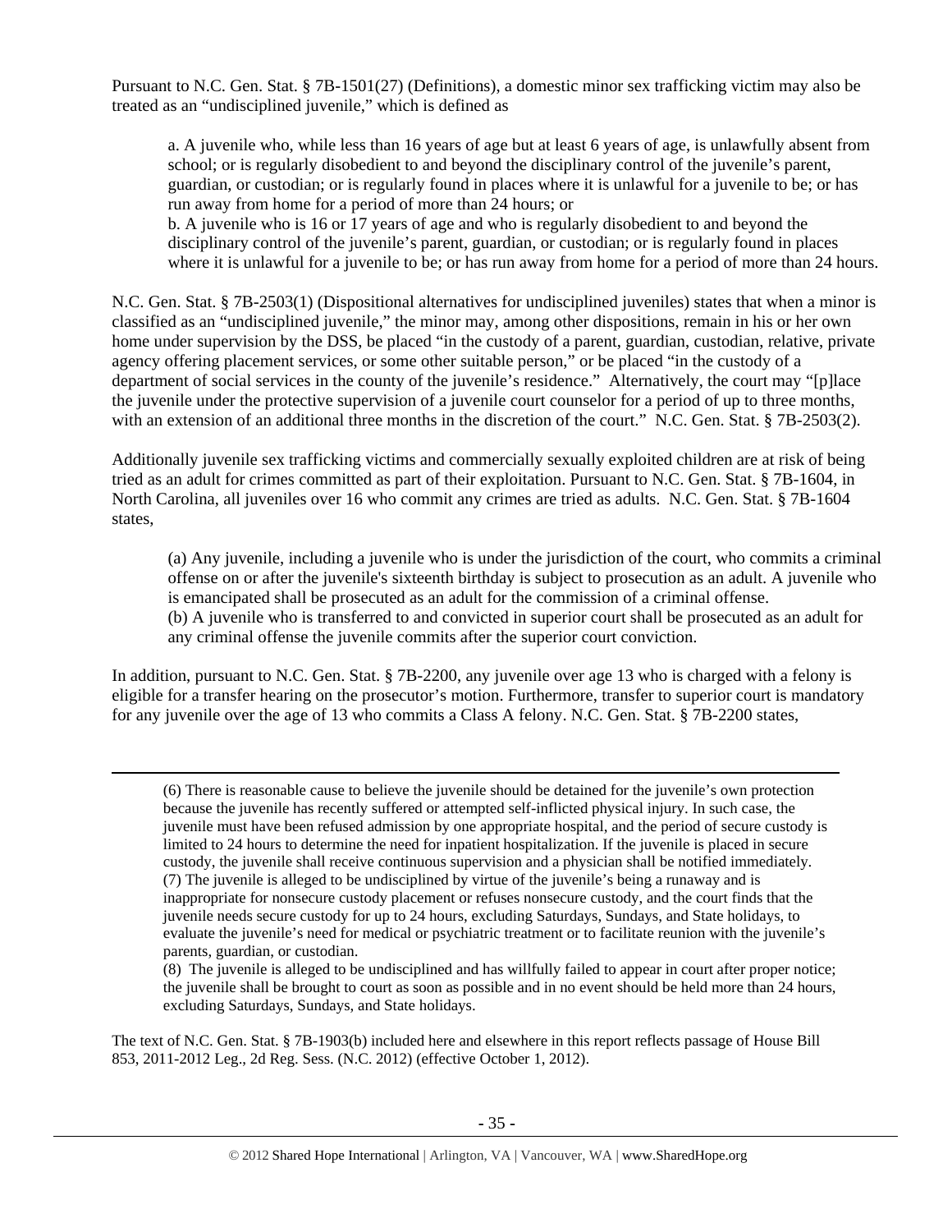Pursuant to N.C. Gen. Stat. § 7B-1501(27) (Definitions), a domestic minor sex trafficking victim may also be treated as an "undisciplined juvenile," which is defined as

> a. A juvenile who, while less than 16 years of age but at least 6 years of age, is unlawfully absent from school; or is regularly disobedient to and beyond the disciplinary control of the juvenile's parent, guardian, or custodian; or is regularly found in places where it is unlawful for a juvenile to be; or has run away from home for a period of more than 24 hours; or
> b. A juvenile who is 16 or 17 years of age and who is regularly disobedient to and beyond the disciplinary control of the juvenile's parent, guardian, or custodian; or is regularly found in places where it is unlawful for a juvenile to be; or has run away from home for a period of more than 24 hours.

N.C. Gen. Stat. § 7B-2503(1) (Dispositional alternatives for undisciplined juveniles) states that when a minor is classified as an "undisciplined juvenile," the minor may, among other dispositions, remain in his or her own home under supervision by the DSS, be placed "in the custody of a parent, guardian, custodian, relative, private agency offering placement services, or some other suitable person," or be placed "in the custody of a department of social services in the county of the juvenile's residence." Alternatively, the court may "[p]lace the juvenile under the protective supervision of a juvenile court counselor for a period of up to three months, with an extension of an additional three months in the discretion of the court." N.C. Gen. Stat. § 7B-2503(2).

Additionally juvenile sex trafficking victims and commercially sexually exploited children are at risk of being tried as an adult for crimes committed as part of their exploitation. Pursuant to N.C. Gen. Stat. § 7B-1604, in North Carolina, all juveniles over 16 who commit any crimes are tried as adults. N.C. Gen. Stat. § 7B-1604 states,

> (a) Any juvenile, including a juvenile who is under the jurisdiction of the court, who commits a criminal offense on or after the juvenile's sixteenth birthday is subject to prosecution as an adult. A juvenile who is emancipated shall be prosecuted as an adult for the commission of a criminal offense.
> (b) A juvenile who is transferred to and convicted in superior court shall be prosecuted as an adult for any criminal offense the juvenile commits after the superior court conviction.

In addition, pursuant to N.C. Gen. Stat. § 7B-2200, any juvenile over age 13 who is charged with a felony is eligible for a transfer hearing on the prosecutor's motion. Furthermore, transfer to superior court is mandatory for any juvenile over the age of 13 who commits a Class A felony. N.C. Gen. Stat. § 7B-2200 states,

---

> (6) There is reasonable cause to believe the juvenile should be detained for the juvenile's own protection because the juvenile has recently suffered or attempted self-inflicted physical injury. In such case, the juvenile must have been refused admission by one appropriate hospital, and the period of secure custody is limited to 24 hours to determine the need for inpatient hospitalization. If the juvenile is placed in secure custody, the juvenile shall receive continuous supervision and a physician shall be notified immediately.
> (7) The juvenile is alleged to be undisciplined by virtue of the juvenile's being a runaway and is inappropriate for nonsecure custody placement or refuses nonsecure custody, and the court finds that the juvenile needs secure custody for up to 24 hours, excluding Saturdays, Sundays, and State holidays, to evaluate the juvenile's need for medical or psychiatric treatment or to facilitate reunion with the juvenile's parents, guardian, or custodian.
> (8) The juvenile is alleged to be undisciplined and has willfully failed to appear in court after proper notice; the juvenile shall be brought to court as soon as possible and in no event should be held more than 24 hours, excluding Saturdays, Sundays, and State holidays.

The text of N.C. Gen. Stat. § 7B-1903(b) included here and elsewhere in this report reflects passage of House Bill 853, 2011-2012 Leg., 2d Reg. Sess. (N.C. 2012) (effective October 1, 2012).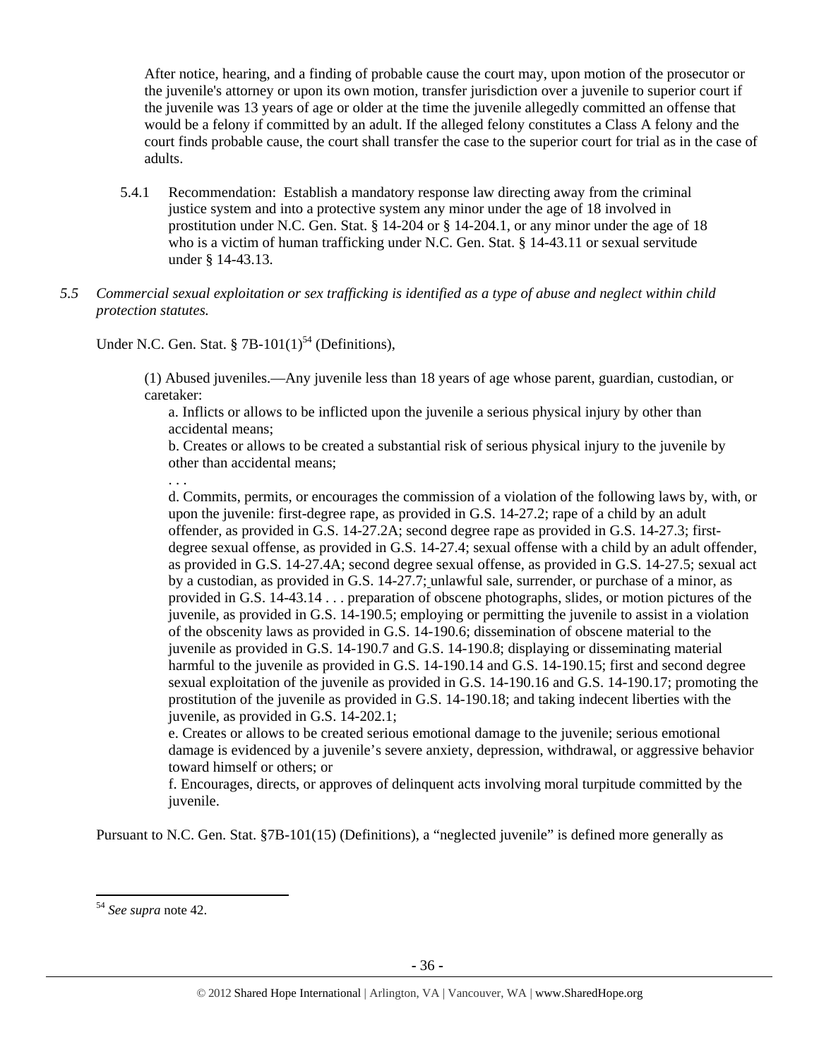After notice, hearing, and a finding of probable cause the court may, upon motion of the prosecutor or the juvenile's attorney or upon its own motion, transfer jurisdiction over a juvenile to superior court if the juvenile was 13 years of age or older at the time the juvenile allegedly committed an offense that would be a felony if committed by an adult. If the alleged felony constitutes a Class A felony and the court finds probable cause, the court shall transfer the case to the superior court for trial as in the case of adults.

5.4.1 Recommendation: Establish a mandatory response law directing away from the criminal justice system and into a protective system any minor under the age of 18 involved in prostitution under N.C. Gen. Stat. § 14-204 or § 14-204.1, or any minor under the age of 18 who is a victim of human trafficking under N.C. Gen. Stat. § 14-43.11 or sexual servitude under § 14-43.13.

*5.5 Commercial sexual exploitation or sex trafficking is identified as a type of abuse and neglect within child protection statutes.*

Under N.C. Gen. Stat. § 7B-101(1)[54] (Definitions),

> (1) Abused juveniles.—Any juvenile less than 18 years of age whose parent, guardian, custodian, or caretaker:
>
> a. Inflicts or allows to be inflicted upon the juvenile a serious physical injury by other than accidental means;
>
> b. Creates or allows to be created a substantial risk of serious physical injury to the juvenile by other than accidental means;
>
> . . .
>
> d. Commits, permits, or encourages the commission of a violation of the following laws by, with, or upon the juvenile: first-degree rape, as provided in G.S. 14-27.2; rape of a child by an adult offender, as provided in G.S. 14-27.2A; second degree rape as provided in G.S. 14-27.3; first-degree sexual offense, as provided in G.S. 14-27.4; sexual offense with a child by an adult offender, as provided in G.S. 14-27.4A; second degree sexual offense, as provided in G.S. 14-27.5; sexual act by a custodian, as provided in G.S. 14-27.7; unlawful sale, surrender, or purchase of a minor, as provided in G.S. 14-43.14 . . . preparation of obscene photographs, slides, or motion pictures of the juvenile, as provided in G.S. 14-190.5; employing or permitting the juvenile to assist in a violation of the obscenity laws as provided in G.S. 14-190.6; dissemination of obscene material to the juvenile as provided in G.S. 14-190.7 and G.S. 14-190.8; displaying or disseminating material harmful to the juvenile as provided in G.S. 14-190.14 and G.S. 14-190.15; first and second degree sexual exploitation of the juvenile as provided in G.S. 14-190.16 and G.S. 14-190.17; promoting the prostitution of the juvenile as provided in G.S. 14-190.18; and taking indecent liberties with the juvenile, as provided in G.S. 14-202.1;
>
> e. Creates or allows to be created serious emotional damage to the juvenile; serious emotional damage is evidenced by a juvenile's severe anxiety, depression, withdrawal, or aggressive behavior toward himself or others; or
>
> f. Encourages, directs, or approves of delinquent acts involving moral turpitude committed by the juvenile.

Pursuant to N.C. Gen. Stat. §7B-101(15) (Definitions), a "neglected juvenile" is defined more generally as

---

[54] *See supra* note 42.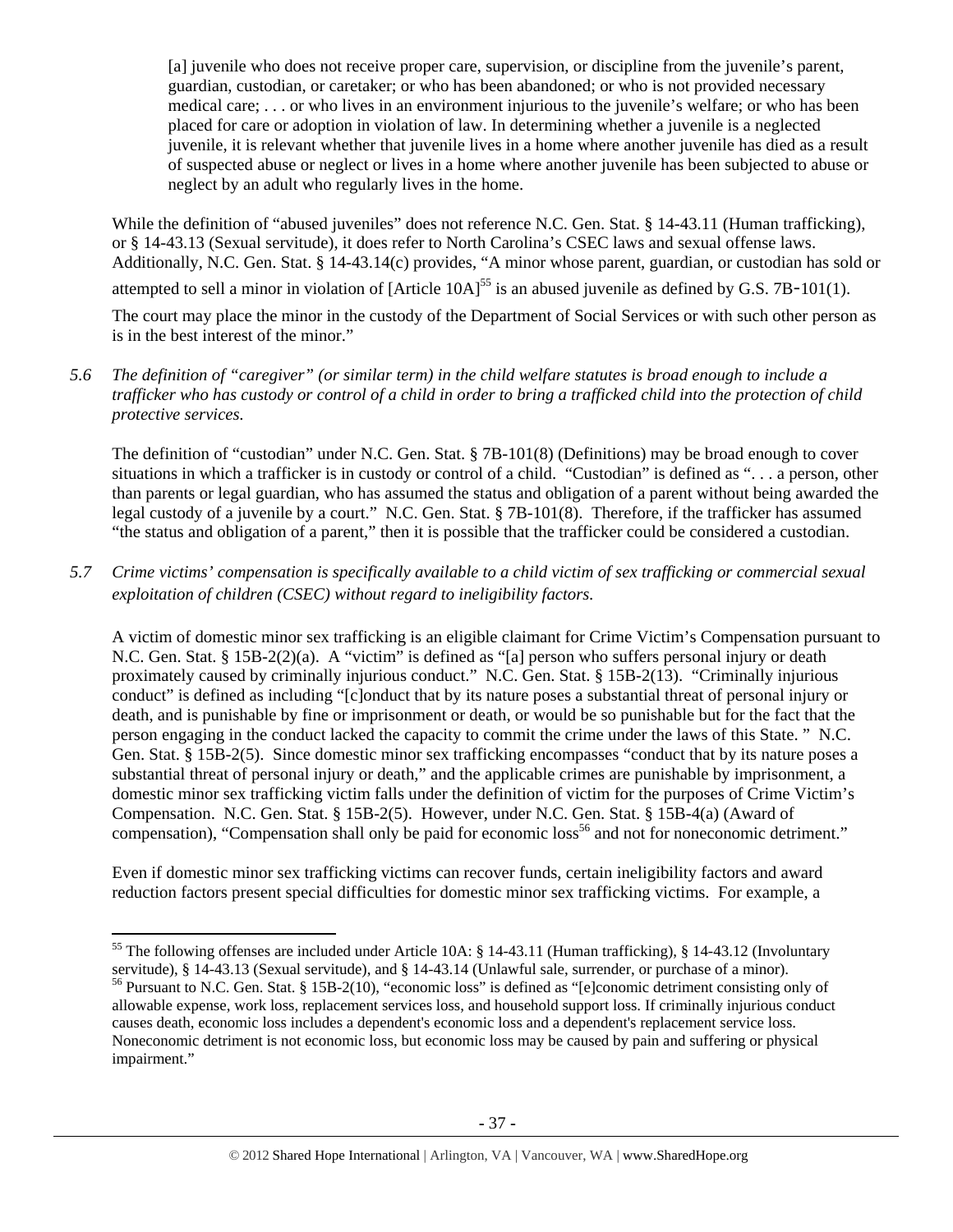> [a] juvenile who does not receive proper care, supervision, or discipline from the juvenile's parent, guardian, custodian, or caretaker; or who has been abandoned; or who is not provided necessary medical care; . . . or who lives in an environment injurious to the juvenile's welfare; or who has been placed for care or adoption in violation of law. In determining whether a juvenile is a neglected juvenile, it is relevant whether that juvenile lives in a home where another juvenile has died as a result of suspected abuse or neglect or lives in a home where another juvenile has been subjected to abuse or neglect by an adult who regularly lives in the home.

While the definition of "abused juveniles" does not reference N.C. Gen. Stat. § 14-43.11 (Human trafficking), or § 14-43.13 (Sexual servitude), it does refer to North Carolina's CSEC laws and sexual offense laws. Additionally, N.C. Gen. Stat. § 14-43.14(c) provides, "A minor whose parent, guardian, or custodian has sold or attempted to sell a minor in violation of [Article 10A][55] is an abused juvenile as defined by G.S. 7B-101(1). The court may place the minor in the custody of the Department of Social Services or with such other person as is in the best interest of the minor."

*5.6 The definition of "caregiver" (or similar term) in the child welfare statutes is broad enough to include a trafficker who has custody or control of a child in order to bring a trafficked child into the protection of child protective services.*

The definition of "custodian" under N.C. Gen. Stat. § 7B-101(8) (Definitions) may be broad enough to cover situations in which a trafficker is in custody or control of a child. "Custodian" is defined as ". . . a person, other than parents or legal guardian, who has assumed the status and obligation of a parent without being awarded the legal custody of a juvenile by a court." N.C. Gen. Stat. § 7B-101(8). Therefore, if the trafficker has assumed "the status and obligation of a parent," then it is possible that the trafficker could be considered a custodian.

*5.7 Crime victims' compensation is specifically available to a child victim of sex trafficking or commercial sexual exploitation of children (CSEC) without regard to ineligibility factors.*

A victim of domestic minor sex trafficking is an eligible claimant for Crime Victim's Compensation pursuant to N.C. Gen. Stat. § 15B-2(2)(a). A "victim" is defined as "[a] person who suffers personal injury or death proximately caused by criminally injurious conduct." N.C. Gen. Stat. § 15B-2(13). "Criminally injurious conduct" is defined as including "[c]onduct that by its nature poses a substantial threat of personal injury or death, and is punishable by fine or imprisonment or death, or would be so punishable but for the fact that the person engaging in the conduct lacked the capacity to commit the crime under the laws of this State. " N.C. Gen. Stat. § 15B-2(5). Since domestic minor sex trafficking encompasses "conduct that by its nature poses a substantial threat of personal injury or death," and the applicable crimes are punishable by imprisonment, a domestic minor sex trafficking victim falls under the definition of victim for the purposes of Crime Victim's Compensation. N.C. Gen. Stat. § 15B-2(5). However, under N.C. Gen. Stat. § 15B-4(a) (Award of compensation), "Compensation shall only be paid for economic loss[56] and not for noneconomic detriment."

Even if domestic minor sex trafficking victims can recover funds, certain ineligibility factors and award reduction factors present special difficulties for domestic minor sex trafficking victims. For example, a

---

[55] The following offenses are included under Article 10A: § 14-43.11 (Human trafficking), § 14-43.12 (Involuntary servitude), § 14-43.13 (Sexual servitude), and § 14-43.14 (Unlawful sale, surrender, or purchase of a minor).

[56] Pursuant to N.C. Gen. Stat. § 15B-2(10), "economic loss" is defined as "[e]conomic detriment consisting only of allowable expense, work loss, replacement services loss, and household support loss. If criminally injurious conduct causes death, economic loss includes a dependent's economic loss and a dependent's replacement service loss. Noneconomic detriment is not economic loss, but economic loss may be caused by pain and suffering or physical impairment."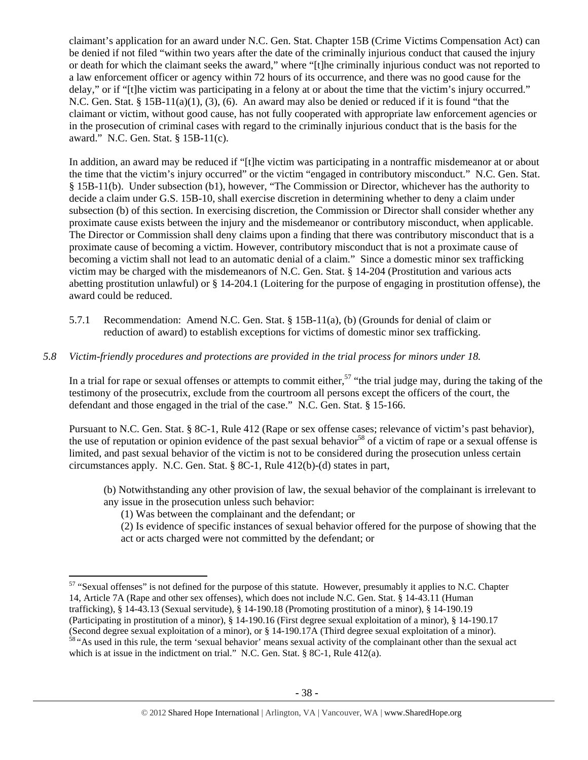claimant's application for an award under N.C. Gen. Stat. Chapter 15B (Crime Victims Compensation Act) can be denied if not filed "within two years after the date of the criminally injurious conduct that caused the injury or death for which the claimant seeks the award," where "[t]he criminally injurious conduct was not reported to a law enforcement officer or agency within 72 hours of its occurrence, and there was no good cause for the delay," or if "[t]he victim was participating in a felony at or about the time that the victim's injury occurred." N.C. Gen. Stat. § 15B-11(a)(1), (3), (6). An award may also be denied or reduced if it is found "that the claimant or victim, without good cause, has not fully cooperated with appropriate law enforcement agencies or in the prosecution of criminal cases with regard to the criminally injurious conduct that is the basis for the award." N.C. Gen. Stat. § 15B-11(c).

In addition, an award may be reduced if "[t]he victim was participating in a nontraffic misdemeanor at or about the time that the victim's injury occurred" or the victim "engaged in contributory misconduct." N.C. Gen. Stat. § 15B-11(b). Under subsection (b1), however, "The Commission or Director, whichever has the authority to decide a claim under G.S. 15B-10, shall exercise discretion in determining whether to deny a claim under subsection (b) of this section. In exercising discretion, the Commission or Director shall consider whether any proximate cause exists between the injury and the misdemeanor or contributory misconduct, when applicable. The Director or Commission shall deny claims upon a finding that there was contributory misconduct that is a proximate cause of becoming a victim. However, contributory misconduct that is not a proximate cause of becoming a victim shall not lead to an automatic denial of a claim." Since a domestic minor sex trafficking victim may be charged with the misdemeanors of N.C. Gen. Stat. § 14-204 (Prostitution and various acts abetting prostitution unlawful) or § 14-204.1 (Loitering for the purpose of engaging in prostitution offense), the award could be reduced.

5.7.1 Recommendation: Amend N.C. Gen. Stat. § 15B-11(a), (b) (Grounds for denial of claim or reduction of award) to establish exceptions for victims of domestic minor sex trafficking.

*5.8 Victim-friendly procedures and protections are provided in the trial process for minors under 18.*

In a trial for rape or sexual offenses or attempts to commit either,[57] "the trial judge may, during the taking of the testimony of the prosecutrix, exclude from the courtroom all persons except the officers of the court, the defendant and those engaged in the trial of the case." N.C. Gen. Stat. § 15-166.

Pursuant to N.C. Gen. Stat. § 8C-1, Rule 412 (Rape or sex offense cases; relevance of victim's past behavior), the use of reputation or opinion evidence of the past sexual behavior[58] of a victim of rape or a sexual offense is limited, and past sexual behavior of the victim is not to be considered during the prosecution unless certain circumstances apply. N.C. Gen. Stat. § 8C-1, Rule 412(b)-(d) states in part,

> (b) Notwithstanding any other provision of law, the sexual behavior of the complainant is irrelevant to any issue in the prosecution unless such behavior:
>
> (1) Was between the complainant and the defendant; or
>
> (2) Is evidence of specific instances of sexual behavior offered for the purpose of showing that the act or acts charged were not committed by the defendant; or

---

[57] "Sexual offenses" is not defined for the purpose of this statute. However, presumably it applies to N.C. Chapter 14, Article 7A (Rape and other sex offenses), which does not include N.C. Gen. Stat. § 14-43.11 (Human trafficking), § 14-43.13 (Sexual servitude), § 14-190.18 (Promoting prostitution of a minor), § 14-190.19 (Participating in prostitution of a minor), § 14-190.16 (First degree sexual exploitation of a minor), § 14-190.17 (Second degree sexual exploitation of a minor), or § 14-190.17A (Third degree sexual exploitation of a minor).

[58] "As used in this rule, the term 'sexual behavior' means sexual activity of the complainant other than the sexual act which is at issue in the indictment on trial." N.C. Gen. Stat. § 8C-1, Rule 412(a).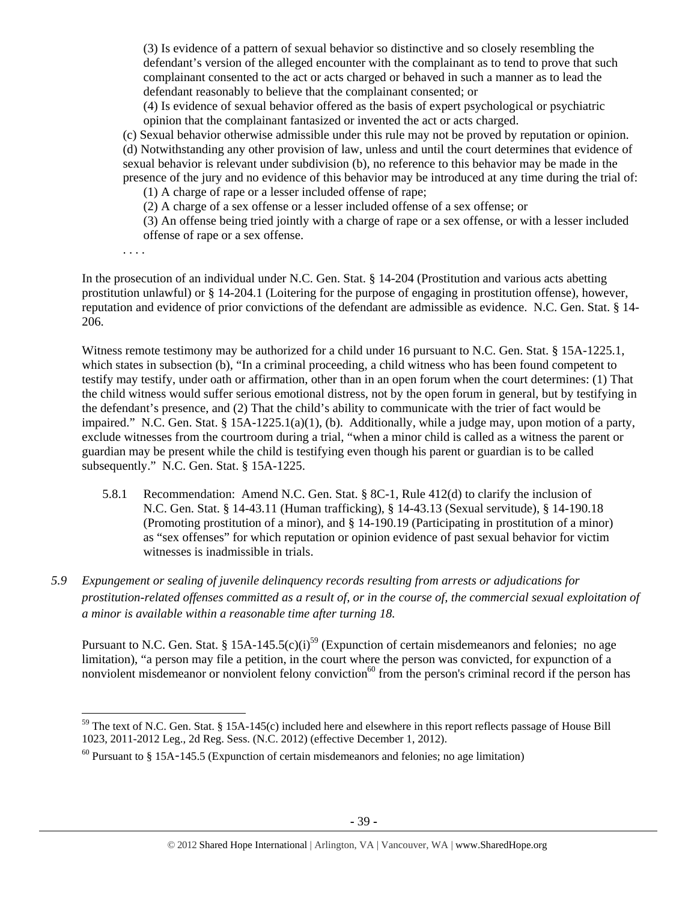(3) Is evidence of a pattern of sexual behavior so distinctive and so closely resembling the defendant's version of the alleged encounter with the complainant as to tend to prove that such complainant consented to the act or acts charged or behaved in such a manner as to lead the defendant reasonably to believe that the complainant consented; or

(4) Is evidence of sexual behavior offered as the basis of expert psychological or psychiatric opinion that the complainant fantasized or invented the act or acts charged.

(c) Sexual behavior otherwise admissible under this rule may not be proved by reputation or opinion.

(d) Notwithstanding any other provision of law, unless and until the court determines that evidence of sexual behavior is relevant under subdivision (b), no reference to this behavior may be made in the presence of the jury and no evidence of this behavior may be introduced at any time during the trial of:

(1) A charge of rape or a lesser included offense of rape;

(2) A charge of a sex offense or a lesser included offense of a sex offense; or

(3) An offense being tried jointly with a charge of rape or a sex offense, or with a lesser included offense of rape or a sex offense.

. . . .

In the prosecution of an individual under N.C. Gen. Stat. § 14-204 (Prostitution and various acts abetting prostitution unlawful) or § 14-204.1 (Loitering for the purpose of engaging in prostitution offense), however, reputation and evidence of prior convictions of the defendant are admissible as evidence. N.C. Gen. Stat. § 14-206.

Witness remote testimony may be authorized for a child under 16 pursuant to N.C. Gen. Stat. § 15A-1225.1, which states in subsection (b), "In a criminal proceeding, a child witness who has been found competent to testify may testify, under oath or affirmation, other than in an open forum when the court determines: (1) That the child witness would suffer serious emotional distress, not by the open forum in general, but by testifying in the defendant's presence, and (2) That the child's ability to communicate with the trier of fact would be impaired." N.C. Gen. Stat. § 15A-1225.1(a)(1), (b). Additionally, while a judge may, upon motion of a party, exclude witnesses from the courtroom during a trial, "when a minor child is called as a witness the parent or guardian may be present while the child is testifying even though his parent or guardian is to be called subsequently." N.C. Gen. Stat. § 15A-1225.

5.8.1 Recommendation: Amend N.C. Gen. Stat. § 8C-1, Rule 412(d) to clarify the inclusion of N.C. Gen. Stat. § 14-43.11 (Human trafficking), § 14-43.13 (Sexual servitude), § 14-190.18 (Promoting prostitution of a minor), and § 14-190.19 (Participating in prostitution of a minor) as "sex offenses" for which reputation or opinion evidence of past sexual behavior for victim witnesses is inadmissible in trials.

*5.9 Expungement or sealing of juvenile delinquency records resulting from arrests or adjudications for prostitution-related offenses committed as a result of, or in the course of, the commercial sexual exploitation of a minor is available within a reasonable time after turning 18.*

Pursuant to N.C. Gen. Stat. § 15A-145.5(c)(i)[59] (Expunction of certain misdemeanors and felonies; no age limitation), "a person may file a petition, in the court where the person was convicted, for expunction of a nonviolent misdemeanor or nonviolent felony conviction[60] from the person's criminal record if the person has

[59] The text of N.C. Gen. Stat. § 15A-145(c) included here and elsewhere in this report reflects passage of House Bill 1023, 2011-2012 Leg., 2d Reg. Sess. (N.C. 2012) (effective December 1, 2012).

[60] Pursuant to § 15A-145.5 (Expunction of certain misdemeanors and felonies; no age limitation)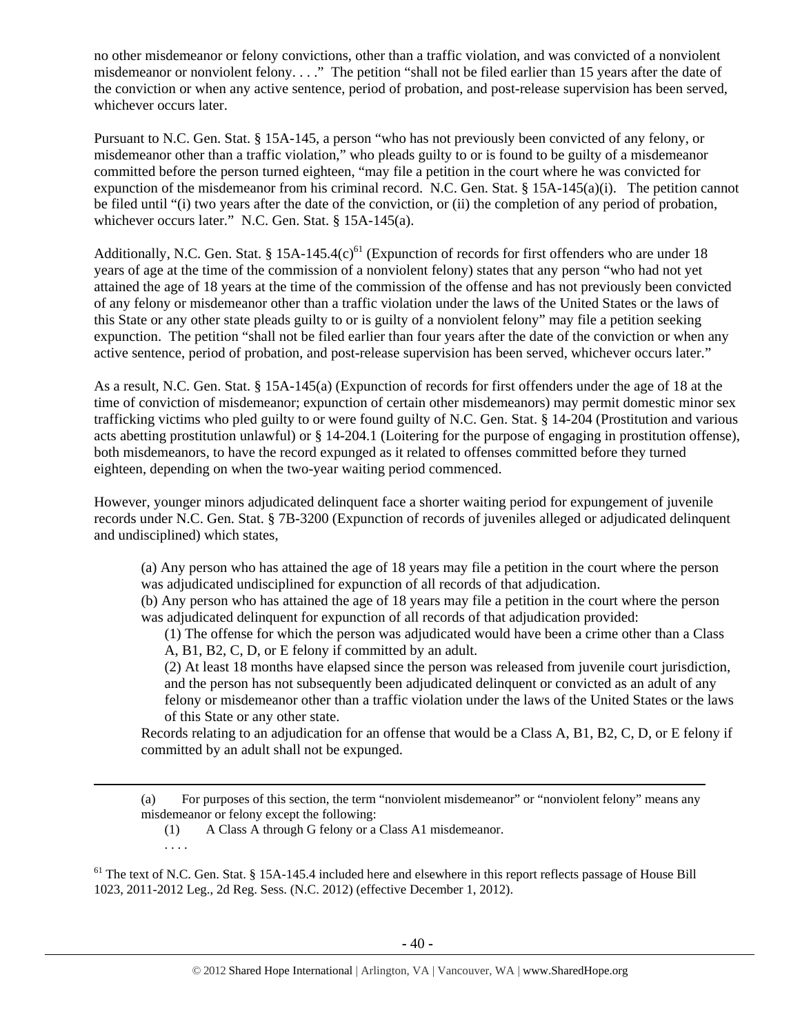no other misdemeanor or felony convictions, other than a traffic violation, and was convicted of a nonviolent misdemeanor or nonviolent felony. . . ." The petition "shall not be filed earlier than 15 years after the date of the conviction or when any active sentence, period of probation, and post-release supervision has been served, whichever occurs later.

Pursuant to N.C. Gen. Stat. § 15A-145, a person "who has not previously been convicted of any felony, or misdemeanor other than a traffic violation," who pleads guilty to or is found to be guilty of a misdemeanor committed before the person turned eighteen, "may file a petition in the court where he was convicted for expunction of the misdemeanor from his criminal record. N.C. Gen. Stat. § 15A-145(a)(i). The petition cannot be filed until "(i) two years after the date of the conviction, or (ii) the completion of any period of probation, whichever occurs later." N.C. Gen. Stat. § 15A-145(a).

Additionally, N.C. Gen. Stat. § 15A-145.4(c)[61] (Expunction of records for first offenders who are under 18 years of age at the time of the commission of a nonviolent felony) states that any person "who had not yet attained the age of 18 years at the time of the commission of the offense and has not previously been convicted of any felony or misdemeanor other than a traffic violation under the laws of the United States or the laws of this State or any other state pleads guilty to or is guilty of a nonviolent felony" may file a petition seeking expunction. The petition "shall not be filed earlier than four years after the date of the conviction or when any active sentence, period of probation, and post-release supervision has been served, whichever occurs later."

As a result, N.C. Gen. Stat. § 15A-145(a) (Expunction of records for first offenders under the age of 18 at the time of conviction of misdemeanor; expunction of certain other misdemeanors) may permit domestic minor sex trafficking victims who pled guilty to or were found guilty of N.C. Gen. Stat. § 14-204 (Prostitution and various acts abetting prostitution unlawful) or § 14-204.1 (Loitering for the purpose of engaging in prostitution offense), both misdemeanors, to have the record expunged as it related to offenses committed before they turned eighteen, depending on when the two-year waiting period commenced.

However, younger minors adjudicated delinquent face a shorter waiting period for expungement of juvenile records under N.C. Gen. Stat. § 7B-3200 (Expunction of records of juveniles alleged or adjudicated delinquent and undisciplined) which states,

> (a) Any person who has attained the age of 18 years may file a petition in the court where the person was adjudicated undisciplined for expunction of all records of that adjudication.
> (b) Any person who has attained the age of 18 years may file a petition in the court where the person was adjudicated delinquent for expunction of all records of that adjudication provided:
>
> (1) The offense for which the person was adjudicated would have been a crime other than a Class A, B1, B2, C, D, or E felony if committed by an adult.
>
> (2) At least 18 months have elapsed since the person was released from juvenile court jurisdiction, and the person has not subsequently been adjudicated delinquent or convicted as an adult of any felony or misdemeanor other than a traffic violation under the laws of the United States or the laws of this State or any other state.
>
> Records relating to an adjudication for an offense that would be a Class A, B1, B2, C, D, or E felony if committed by an adult shall not be expunged.

---

> (a) For purposes of this section, the term "nonviolent misdemeanor" or "nonviolent felony" means any misdemeanor or felony except the following:
>
> (1) A Class A through G felony or a Class A1 misdemeanor.
>
> . . . .

[61] The text of N.C. Gen. Stat. § 15A-145.4 included here and elsewhere in this report reflects passage of House Bill 1023, 2011-2012 Leg., 2d Reg. Sess. (N.C. 2012) (effective December 1, 2012).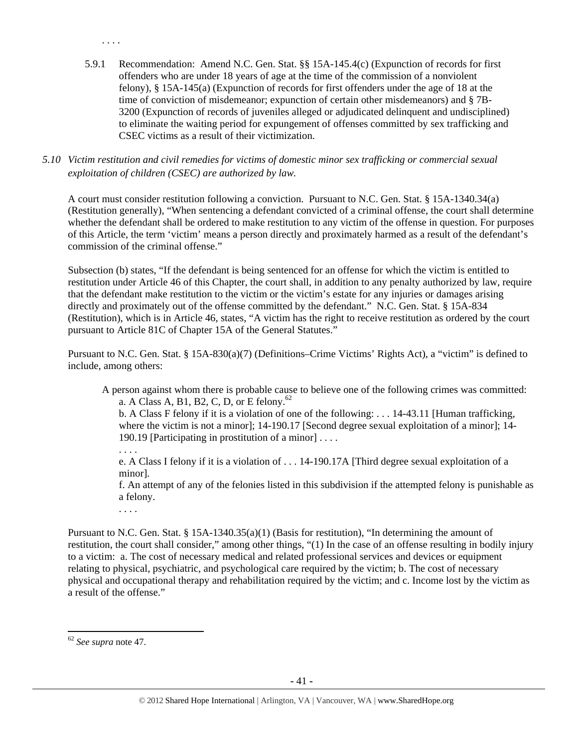. . . .

5.9.1 Recommendation: Amend N.C. Gen. Stat. §§ 15A-145.4(c) (Expunction of records for first offenders who are under 18 years of age at the time of the commission of a nonviolent felony), § 15A-145(a) (Expunction of records for first offenders under the age of 18 at the time of conviction of misdemeanor; expunction of certain other misdemeanors) and § 7B-3200 (Expunction of records of juveniles alleged or adjudicated delinquent and undisciplined) to eliminate the waiting period for expungement of offenses committed by sex trafficking and CSEC victims as a result of their victimization.

*5.10 Victim restitution and civil remedies for victims of domestic minor sex trafficking or commercial sexual exploitation of children (CSEC) are authorized by law.*

A court must consider restitution following a conviction. Pursuant to N.C. Gen. Stat. § 15A-1340.34(a) (Restitution generally), "When sentencing a defendant convicted of a criminal offense, the court shall determine whether the defendant shall be ordered to make restitution to any victim of the offense in question. For purposes of this Article, the term 'victim' means a person directly and proximately harmed as a result of the defendant's commission of the criminal offense."

Subsection (b) states, "If the defendant is being sentenced for an offense for which the victim is entitled to restitution under Article 46 of this Chapter, the court shall, in addition to any penalty authorized by law, require that the defendant make restitution to the victim or the victim's estate for any injuries or damages arising directly and proximately out of the offense committed by the defendant." N.C. Gen. Stat. § 15A-834 (Restitution), which is in Article 46, states, "A victim has the right to receive restitution as ordered by the court pursuant to Article 81C of Chapter 15A of the General Statutes."

Pursuant to N.C. Gen. Stat. § 15A-830(a)(7) (Definitions–Crime Victims' Rights Act), a "victim" is defined to include, among others:

> A person against whom there is probable cause to believe one of the following crimes was committed:
>
> a. A Class A, B1, B2, C, D, or E felony.[62]
>
> b. A Class F felony if it is a violation of one of the following: . . . 14-43.11 [Human trafficking, where the victim is not a minor]; 14-190.17 [Second degree sexual exploitation of a minor]; 14-190.19 [Participating in prostitution of a minor] . . . .
>
> . . . .
>
> e. A Class I felony if it is a violation of . . . 14-190.17A [Third degree sexual exploitation of a minor].
>
> f. An attempt of any of the felonies listed in this subdivision if the attempted felony is punishable as a felony.
>
> . . . .

Pursuant to N.C. Gen. Stat. § 15A-1340.35(a)(1) (Basis for restitution), "In determining the amount of restitution, the court shall consider," among other things, "(1) In the case of an offense resulting in bodily injury to a victim: a. The cost of necessary medical and related professional services and devices or equipment relating to physical, psychiatric, and psychological care required by the victim; b. The cost of necessary physical and occupational therapy and rehabilitation required by the victim; and c. Income lost by the victim as a result of the offense."

[62] *See supra* note 47.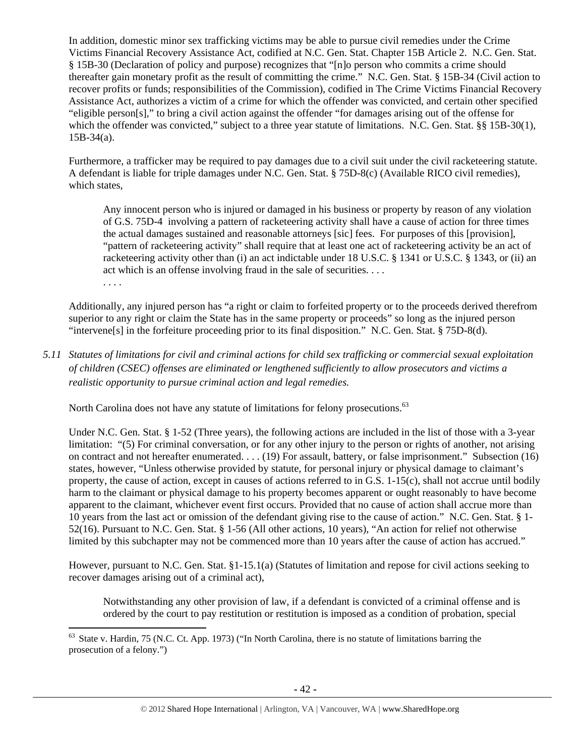In addition, domestic minor sex trafficking victims may be able to pursue civil remedies under the Crime Victims Financial Recovery Assistance Act, codified at N.C. Gen. Stat. Chapter 15B Article 2. N.C. Gen. Stat. § 15B-30 (Declaration of policy and purpose) recognizes that "[n]o person who commits a crime should thereafter gain monetary profit as the result of committing the crime." N.C. Gen. Stat. § 15B-34 (Civil action to recover profits or funds; responsibilities of the Commission), codified in The Crime Victims Financial Recovery Assistance Act, authorizes a victim of a crime for which the offender was convicted, and certain other specified "eligible person[s]," to bring a civil action against the offender "for damages arising out of the offense for which the offender was convicted," subject to a three year statute of limitations. N.C. Gen. Stat. §§ 15B-30(1), 15B-34(a).

Furthermore, a trafficker may be required to pay damages due to a civil suit under the civil racketeering statute. A defendant is liable for triple damages under N.C. Gen. Stat. § 75D-8(c) (Available RICO civil remedies), which states,

> Any innocent person who is injured or damaged in his business or property by reason of any violation of G.S. 75D-4 involving a pattern of racketeering activity shall have a cause of action for three times the actual damages sustained and reasonable attorneys [sic] fees. For purposes of this [provision], "pattern of racketeering activity" shall require that at least one act of racketeering activity be an act of racketeering activity other than (i) an act indictable under 18 U.S.C. § 1341 or U.S.C. § 1343, or (ii) an act which is an offense involving fraud in the sale of securities. . . .
> . . . .

Additionally, any injured person has "a right or claim to forfeited property or to the proceeds derived therefrom superior to any right or claim the State has in the same property or proceeds" so long as the injured person "intervene[s] in the forfeiture proceeding prior to its final disposition." N.C. Gen. Stat. § 75D-8(d).

*5.11 Statutes of limitations for civil and criminal actions for child sex trafficking or commercial sexual exploitation of children (CSEC) offenses are eliminated or lengthened sufficiently to allow prosecutors and victims a realistic opportunity to pursue criminal action and legal remedies.*

North Carolina does not have any statute of limitations for felony prosecutions.[63]

Under N.C. Gen. Stat. § 1-52 (Three years), the following actions are included in the list of those with a 3-year limitation: "(5) For criminal conversation, or for any other injury to the person or rights of another, not arising on contract and not hereafter enumerated. . . . (19) For assault, battery, or false imprisonment." Subsection (16) states, however, "Unless otherwise provided by statute, for personal injury or physical damage to claimant's property, the cause of action, except in causes of actions referred to in G.S. 1-15(c), shall not accrue until bodily harm to the claimant or physical damage to his property becomes apparent or ought reasonably to have become apparent to the claimant, whichever event first occurs. Provided that no cause of action shall accrue more than 10 years from the last act or omission of the defendant giving rise to the cause of action." N.C. Gen. Stat. § 1-52(16). Pursuant to N.C. Gen. Stat. § 1-56 (All other actions, 10 years), "An action for relief not otherwise limited by this subchapter may not be commenced more than 10 years after the cause of action has accrued."

However, pursuant to N.C. Gen. Stat. §1-15.1(a) (Statutes of limitation and repose for civil actions seeking to recover damages arising out of a criminal act),

> Notwithstanding any other provision of law, if a defendant is convicted of a criminal offense and is ordered by the court to pay restitution or restitution is imposed as a condition of probation, special

---

[63] State v. Hardin, 75 (N.C. Ct. App. 1973) ("In North Carolina, there is no statute of limitations barring the prosecution of a felony.")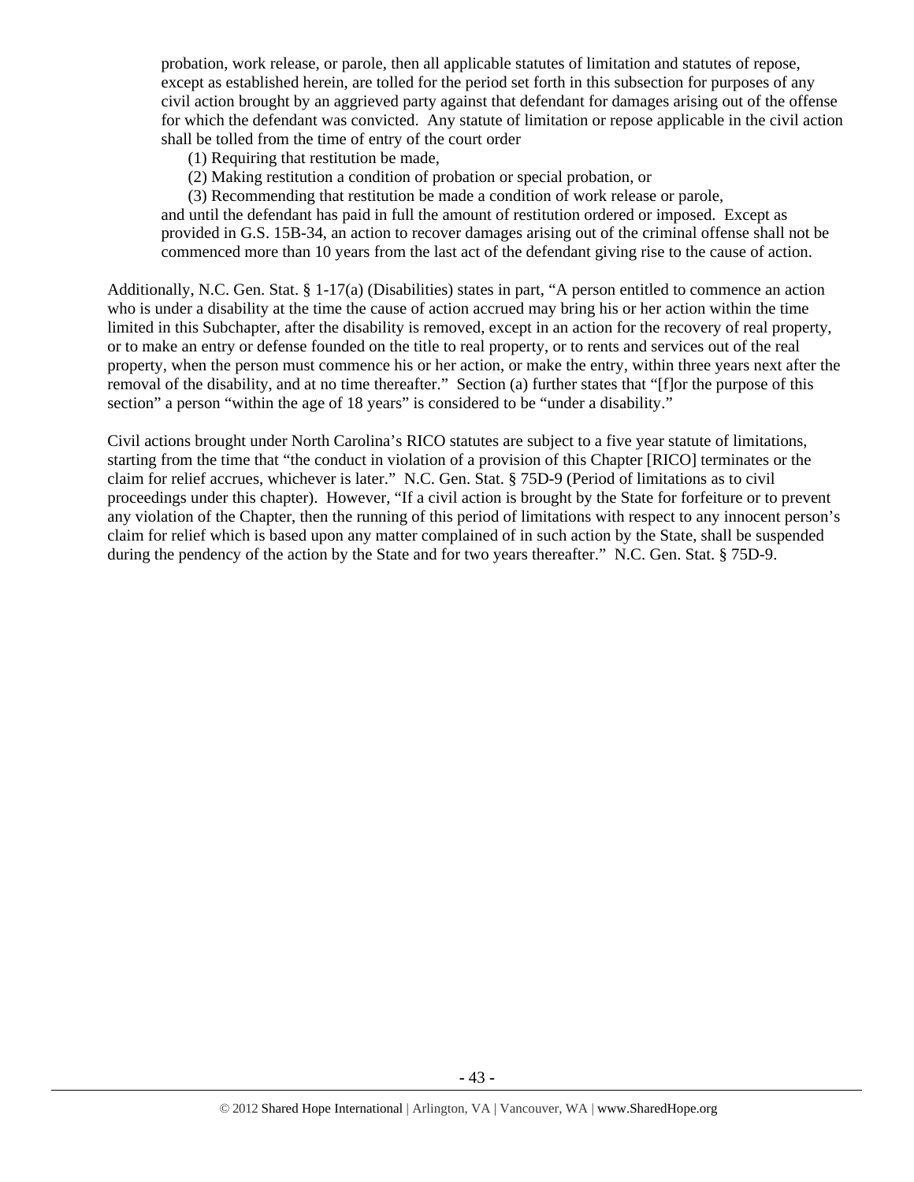probation, work release, or parole, then all applicable statutes of limitation and statutes of repose, except as established herein, are tolled for the period set forth in this subsection for purposes of any civil action brought by an aggrieved party against that defendant for damages arising out of the offense for which the defendant was convicted. Any statute of limitation or repose applicable in the civil action shall be tolled from the time of entry of the court order

> (1) Requiring that restitution be made,
>
> (2) Making restitution a condition of probation or special probation, or
>
> (3) Recommending that restitution be made a condition of work release or parole,

and until the defendant has paid in full the amount of restitution ordered or imposed. Except as provided in G.S. 15B-34, an action to recover damages arising out of the criminal offense shall not be commenced more than 10 years from the last act of the defendant giving rise to the cause of action.

Additionally, N.C. Gen. Stat. § 1-17(a) (Disabilities) states in part, "A person entitled to commence an action who is under a disability at the time the cause of action accrued may bring his or her action within the time limited in this Subchapter, after the disability is removed, except in an action for the recovery of real property, or to make an entry or defense founded on the title to real property, or to rents and services out of the real property, when the person must commence his or her action, or make the entry, within three years next after the removal of the disability, and at no time thereafter." Section (a) further states that "[f]or the purpose of this section" a person "within the age of 18 years" is considered to be "under a disability."

Civil actions brought under North Carolina's RICO statutes are subject to a five year statute of limitations, starting from the time that "the conduct in violation of a provision of this Chapter [RICO] terminates or the claim for relief accrues, whichever is later." N.C. Gen. Stat. § 75D-9 (Period of limitations as to civil proceedings under this chapter). However, "If a civil action is brought by the State for forfeiture or to prevent any violation of the Chapter, then the running of this period of limitations with respect to any innocent person's claim for relief which is based upon any matter complained of in such action by the State, shall be suspended during the pendency of the action by the State and for two years thereafter." N.C. Gen. Stat. § 75D-9.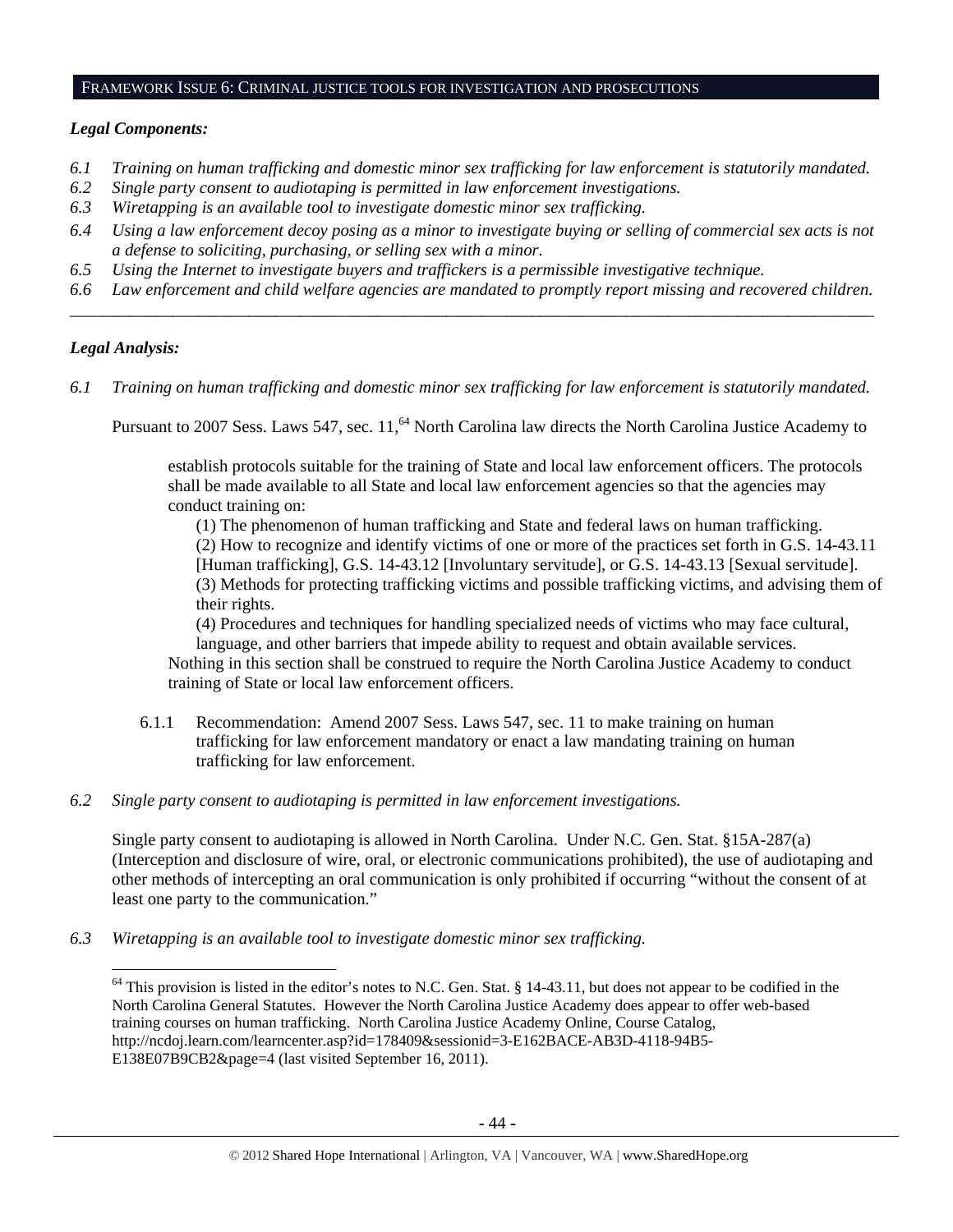## FRAMEWORK ISSUE 6: CRIMINAL JUSTICE TOOLS FOR INVESTIGATION AND PROSECUTIONS

***Legal Components:***

*6.1 Training on human trafficking and domestic minor sex trafficking for law enforcement is statutorily mandated.*
*6.2 Single party consent to audiotaping is permitted in law enforcement investigations.*
*6.3 Wiretapping is an available tool to investigate domestic minor sex trafficking.*
*6.4 Using a law enforcement decoy posing as a minor to investigate buying or selling of commercial sex acts is not a defense to soliciting, purchasing, or selling sex with a minor.*
*6.5 Using the Internet to investigate buyers and traffickers is a permissible investigative technique.*
*6.6 Law enforcement and child welfare agencies are mandated to promptly report missing and recovered children.*

---

***Legal Analysis:***

*6.1 Training on human trafficking and domestic minor sex trafficking for law enforcement is statutorily mandated.*

Pursuant to 2007 Sess. Laws 547, sec. 11,[64] North Carolina law directs the North Carolina Justice Academy to

> establish protocols suitable for the training of State and local law enforcement officers. The protocols shall be made available to all State and local law enforcement agencies so that the agencies may conduct training on:
>
> (1) The phenomenon of human trafficking and State and federal laws on human trafficking.
> (2) How to recognize and identify victims of one or more of the practices set forth in G.S. 14-43.11 [Human trafficking], G.S. 14-43.12 [Involuntary servitude], or G.S. 14-43.13 [Sexual servitude].
> (3) Methods for protecting trafficking victims and possible trafficking victims, and advising them of their rights.
> (4) Procedures and techniques for handling specialized needs of victims who may face cultural, language, and other barriers that impede ability to request and obtain available services.
>
> Nothing in this section shall be construed to require the North Carolina Justice Academy to conduct training of State or local law enforcement officers.

6.1.1 Recommendation: Amend 2007 Sess. Laws 547, sec. 11 to make training on human trafficking for law enforcement mandatory or enact a law mandating training on human trafficking for law enforcement.

*6.2 Single party consent to audiotaping is permitted in law enforcement investigations.*

Single party consent to audiotaping is allowed in North Carolina. Under N.C. Gen. Stat. §15A-287(a) (Interception and disclosure of wire, oral, or electronic communications prohibited), the use of audiotaping and other methods of intercepting an oral communication is only prohibited if occurring "without the consent of at least one party to the communication."

*6.3 Wiretapping is an available tool to investigate domestic minor sex trafficking.*

---

[64] This provision is listed in the editor's notes to N.C. Gen. Stat. § 14-43.11, but does not appear to be codified in the North Carolina General Statutes. However the North Carolina Justice Academy does appear to offer web-based training courses on human trafficking. North Carolina Justice Academy Online, Course Catalog, http://ncdoj.learn.com/learncenter.asp?id=178409&sessionid=3-E162BACE-AB3D-4118-94B5-E138E07B9CB2&page=4 (last visited September 16, 2011).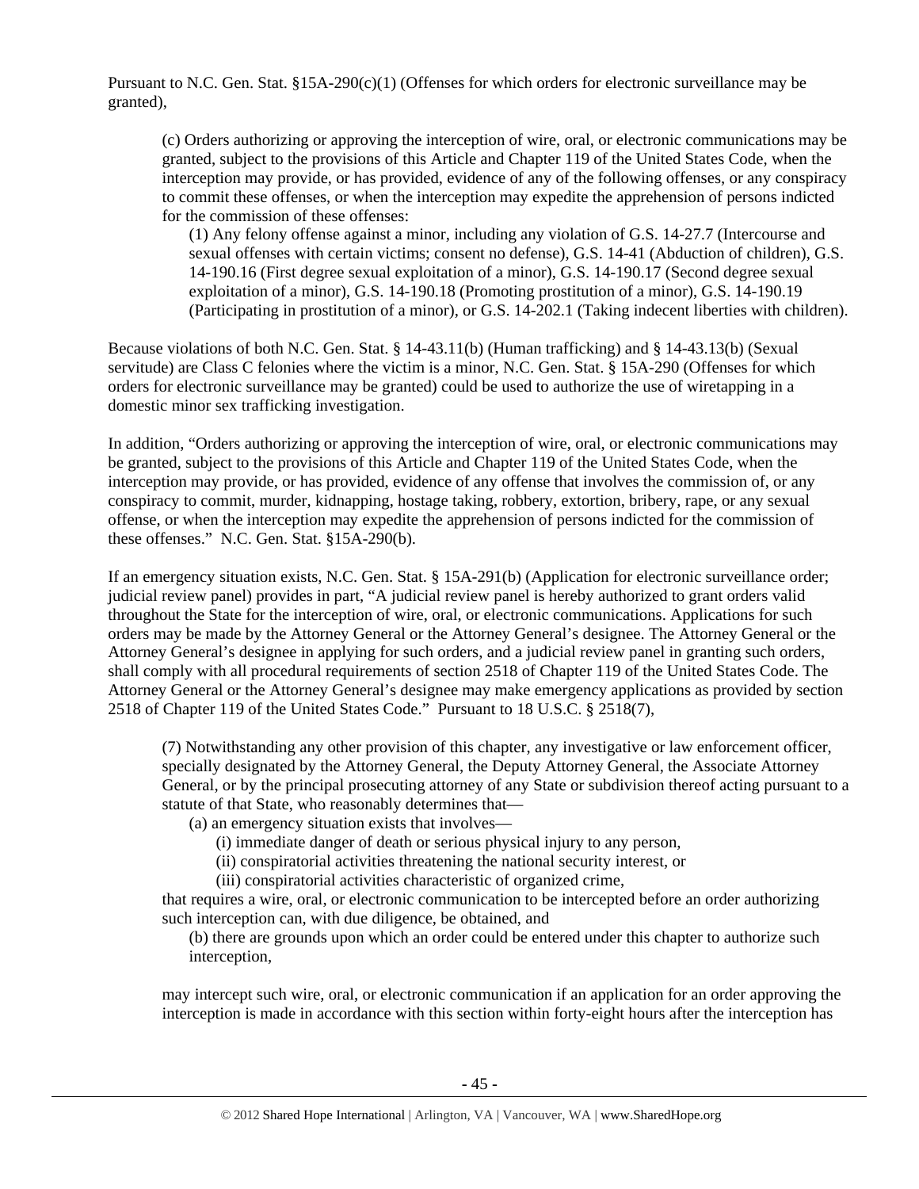Pursuant to N.C. Gen. Stat. §15A-290(c)(1) (Offenses for which orders for electronic surveillance may be granted),

> (c) Orders authorizing or approving the interception of wire, oral, or electronic communications may be granted, subject to the provisions of this Article and Chapter 119 of the United States Code, when the interception may provide, or has provided, evidence of any of the following offenses, or any conspiracy to commit these offenses, or when the interception may expedite the apprehension of persons indicted for the commission of these offenses:
>
> > (1) Any felony offense against a minor, including any violation of G.S. 14-27.7 (Intercourse and sexual offenses with certain victims; consent no defense), G.S. 14-41 (Abduction of children), G.S. 14-190.16 (First degree sexual exploitation of a minor), G.S. 14-190.17 (Second degree sexual exploitation of a minor), G.S. 14-190.18 (Promoting prostitution of a minor), G.S. 14-190.19 (Participating in prostitution of a minor), or G.S. 14-202.1 (Taking indecent liberties with children).

Because violations of both N.C. Gen. Stat. § 14-43.11(b) (Human trafficking) and § 14-43.13(b) (Sexual servitude) are Class C felonies where the victim is a minor, N.C. Gen. Stat. § 15A-290 (Offenses for which orders for electronic surveillance may be granted) could be used to authorize the use of wiretapping in a domestic minor sex trafficking investigation.

In addition, "Orders authorizing or approving the interception of wire, oral, or electronic communications may be granted, subject to the provisions of this Article and Chapter 119 of the United States Code, when the interception may provide, or has provided, evidence of any offense that involves the commission of, or any conspiracy to commit, murder, kidnapping, hostage taking, robbery, extortion, bribery, rape, or any sexual offense, or when the interception may expedite the apprehension of persons indicted for the commission of these offenses." N.C. Gen. Stat. §15A-290(b).

If an emergency situation exists, N.C. Gen. Stat. § 15A-291(b) (Application for electronic surveillance order; judicial review panel) provides in part, "A judicial review panel is hereby authorized to grant orders valid throughout the State for the interception of wire, oral, or electronic communications. Applications for such orders may be made by the Attorney General or the Attorney General's designee. The Attorney General or the Attorney General's designee in applying for such orders, and a judicial review panel in granting such orders, shall comply with all procedural requirements of section 2518 of Chapter 119 of the United States Code. The Attorney General or the Attorney General's designee may make emergency applications as provided by section 2518 of Chapter 119 of the United States Code." Pursuant to 18 U.S.C. § 2518(7),

> (7) Notwithstanding any other provision of this chapter, any investigative or law enforcement officer, specially designated by the Attorney General, the Deputy Attorney General, the Associate Attorney General, or by the principal prosecuting attorney of any State or subdivision thereof acting pursuant to a statute of that State, who reasonably determines that—
>
> > (a) an emergency situation exists that involves—
> >
> > > (i) immediate danger of death or serious physical injury to any person,
> > >
> > > (ii) conspiratorial activities threatening the national security interest, or
> > >
> > > (iii) conspiratorial activities characteristic of organized crime,
>
> that requires a wire, oral, or electronic communication to be intercepted before an order authorizing such interception can, with due diligence, be obtained, and
>
> > (b) there are grounds upon which an order could be entered under this chapter to authorize such interception,
>
> may intercept such wire, oral, or electronic communication if an application for an order approving the interception is made in accordance with this section within forty-eight hours after the interception has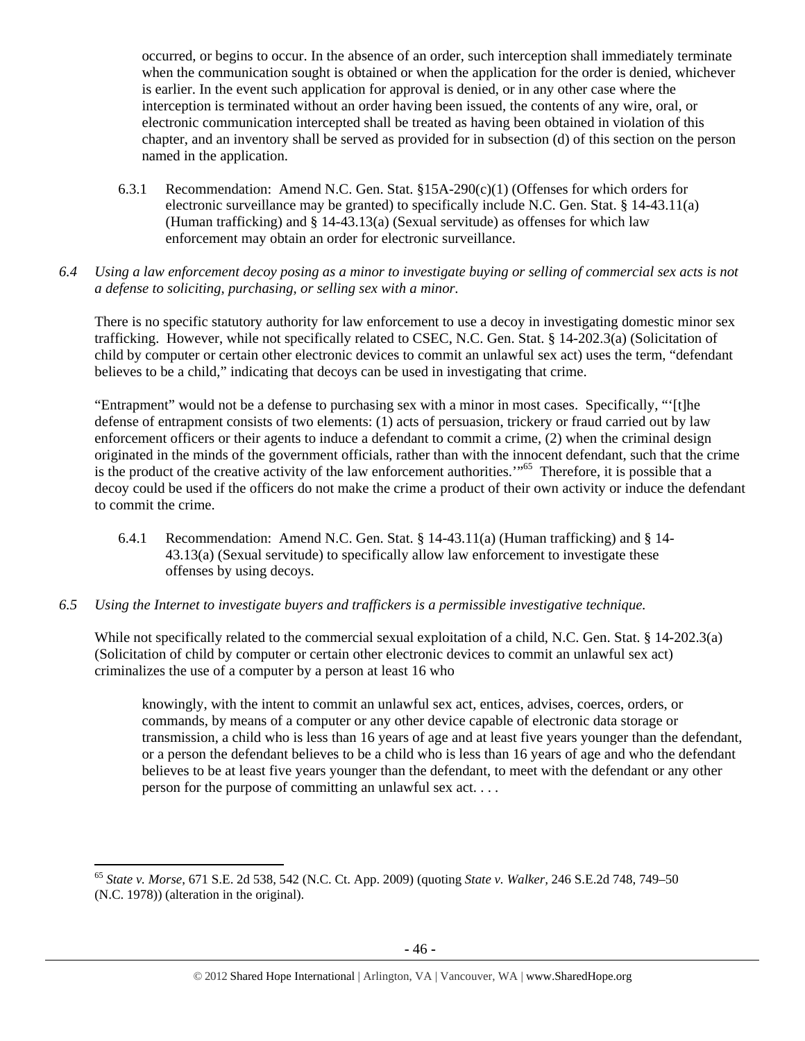occurred, or begins to occur. In the absence of an order, such interception shall immediately terminate when the communication sought is obtained or when the application for the order is denied, whichever is earlier. In the event such application for approval is denied, or in any other case where the interception is terminated without an order having been issued, the contents of any wire, oral, or electronic communication intercepted shall be treated as having been obtained in violation of this chapter, and an inventory shall be served as provided for in subsection (d) of this section on the person named in the application.

6.3.1 Recommendation: Amend N.C. Gen. Stat. §15A-290(c)(1) (Offenses for which orders for electronic surveillance may be granted) to specifically include N.C. Gen. Stat. § 14-43.11(a) (Human trafficking) and § 14-43.13(a) (Sexual servitude) as offenses for which law enforcement may obtain an order for electronic surveillance.

*6.4 Using a law enforcement decoy posing as a minor to investigate buying or selling of commercial sex acts is not a defense to soliciting, purchasing, or selling sex with a minor.*

There is no specific statutory authority for law enforcement to use a decoy in investigating domestic minor sex trafficking. However, while not specifically related to CSEC, N.C. Gen. Stat. § 14-202.3(a) (Solicitation of child by computer or certain other electronic devices to commit an unlawful sex act) uses the term, "defendant believes to be a child," indicating that decoys can be used in investigating that crime.

"Entrapment" would not be a defense to purchasing sex with a minor in most cases. Specifically, "'[t]he defense of entrapment consists of two elements: (1) acts of persuasion, trickery or fraud carried out by law enforcement officers or their agents to induce a defendant to commit a crime, (2) when the criminal design originated in the minds of the government officials, rather than with the innocent defendant, such that the crime is the product of the creative activity of the law enforcement authorities.'"[65] Therefore, it is possible that a decoy could be used if the officers do not make the crime a product of their own activity or induce the defendant to commit the crime.

6.4.1 Recommendation: Amend N.C. Gen. Stat. § 14-43.11(a) (Human trafficking) and § 14-43.13(a) (Sexual servitude) to specifically allow law enforcement to investigate these offenses by using decoys.

*6.5 Using the Internet to investigate buyers and traffickers is a permissible investigative technique.*

While not specifically related to the commercial sexual exploitation of a child, N.C. Gen. Stat. § 14-202.3(a) (Solicitation of child by computer or certain other electronic devices to commit an unlawful sex act) criminalizes the use of a computer by a person at least 16 who

> knowingly, with the intent to commit an unlawful sex act, entices, advises, coerces, orders, or commands, by means of a computer or any other device capable of electronic data storage or transmission, a child who is less than 16 years of age and at least five years younger than the defendant, or a person the defendant believes to be a child who is less than 16 years of age and who the defendant believes to be at least five years younger than the defendant, to meet with the defendant or any other person for the purpose of committing an unlawful sex act. . . .

---

[65] *State v. Morse*, 671 S.E. 2d 538, 542 (N.C. Ct. App. 2009) (quoting *State v. Walker*, 246 S.E.2d 748, 749–50 (N.C. 1978)) (alteration in the original).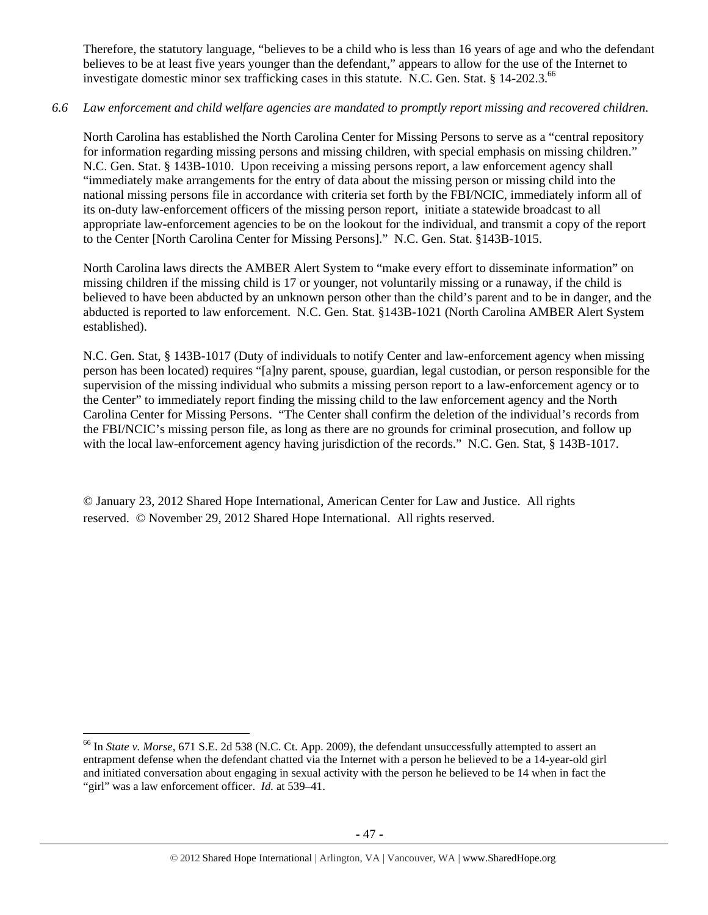Therefore, the statutory language, "believes to be a child who is less than 16 years of age and who the defendant believes to be at least five years younger than the defendant," appears to allow for the use of the Internet to investigate domestic minor sex trafficking cases in this statute. N.C. Gen. Stat. § 14-202.3.[66]

*6.6 Law enforcement and child welfare agencies are mandated to promptly report missing and recovered children.*

North Carolina has established the North Carolina Center for Missing Persons to serve as a "central repository for information regarding missing persons and missing children, with special emphasis on missing children." N.C. Gen. Stat. § 143B-1010. Upon receiving a missing persons report, a law enforcement agency shall "immediately make arrangements for the entry of data about the missing person or missing child into the national missing persons file in accordance with criteria set forth by the FBI/NCIC, immediately inform all of its on-duty law-enforcement officers of the missing person report, initiate a statewide broadcast to all appropriate law-enforcement agencies to be on the lookout for the individual, and transmit a copy of the report to the Center [North Carolina Center for Missing Persons]." N.C. Gen. Stat. §143B-1015.

North Carolina laws directs the AMBER Alert System to "make every effort to disseminate information" on missing children if the missing child is 17 or younger, not voluntarily missing or a runaway, if the child is believed to have been abducted by an unknown person other than the child's parent and to be in danger, and the abducted is reported to law enforcement. N.C. Gen. Stat. §143B-1021 (North Carolina AMBER Alert System established).

N.C. Gen. Stat, § 143B-1017 (Duty of individuals to notify Center and law-enforcement agency when missing person has been located) requires "[a]ny parent, spouse, guardian, legal custodian, or person responsible for the supervision of the missing individual who submits a missing person report to a law-enforcement agency or to the Center" to immediately report finding the missing child to the law enforcement agency and the North Carolina Center for Missing Persons. "The Center shall confirm the deletion of the individual's records from the FBI/NCIC's missing person file, as long as there are no grounds for criminal prosecution, and follow up with the local law-enforcement agency having jurisdiction of the records." N.C. Gen. Stat, § 143B-1017.

© January 23, 2012 Shared Hope International, American Center for Law and Justice. All rights reserved. © November 29, 2012 Shared Hope International. All rights reserved.

[66] In *State v. Morse*, 671 S.E. 2d 538 (N.C. Ct. App. 2009), the defendant unsuccessfully attempted to assert an entrapment defense when the defendant chatted via the Internet with a person he believed to be a 14-year-old girl and initiated conversation about engaging in sexual activity with the person he believed to be 14 when in fact the "girl" was a law enforcement officer. *Id.* at 539–41.